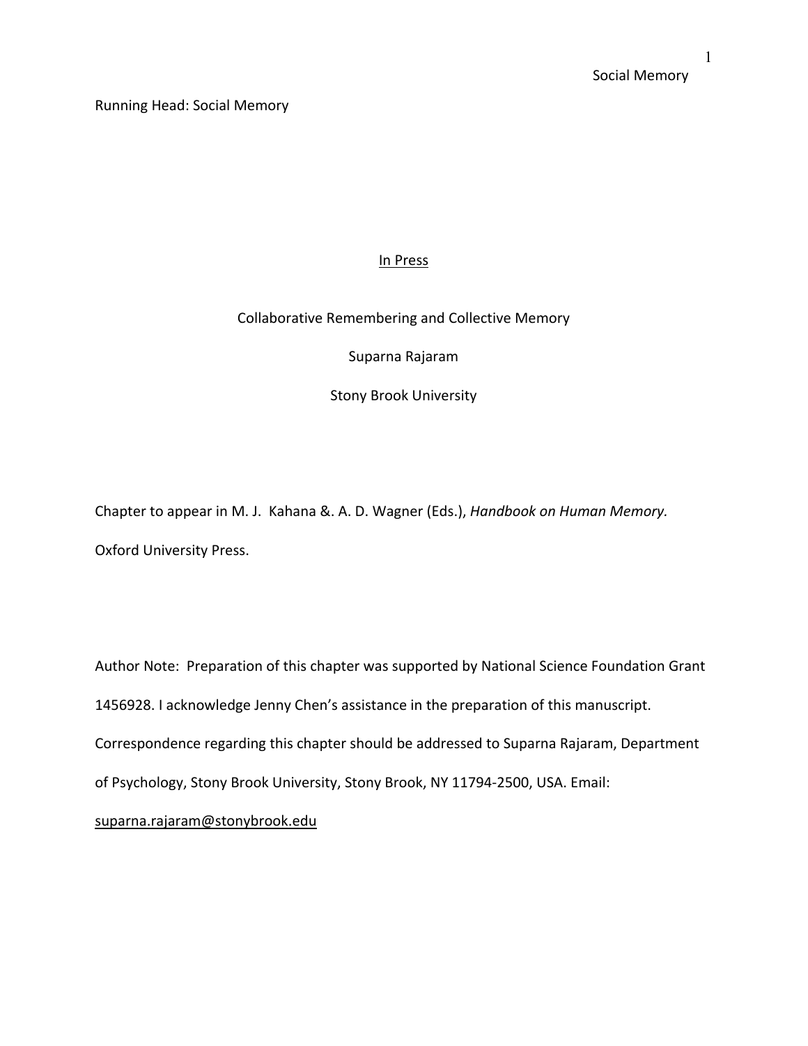Running Head: Social Memory

In Press

# Collaborative Remembering and Collective Memory

Suparna Rajaram

Stony Brook University

Chapter to appear in M. J. Kahana &. A. D. Wagner (Eds.), *Handbook on Human Memory.* Oxford University Press.

Author Note: Preparation of this chapter was supported by National Science Foundation Grant 1456928. I acknowledge Jenny Chen's assistance in the preparation of this manuscript. Correspondence regarding this chapter should be addressed to Suparna Rajaram, Department of Psychology, Stony Brook University, Stony Brook, NY 11794-2500, USA. Email: suparna.rajaram@stonybrook.edu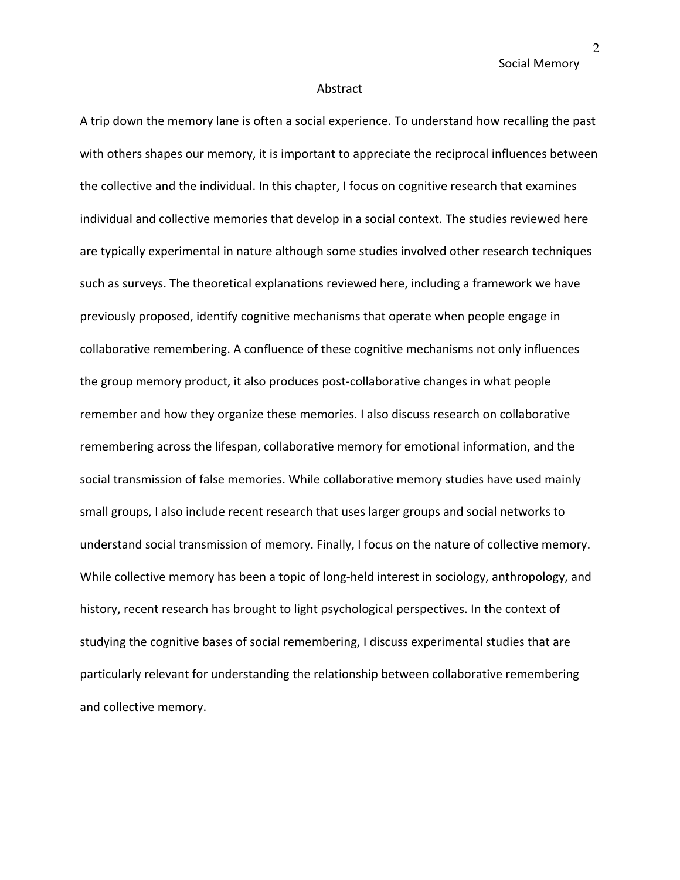# Abstract

A trip down the memory lane is often a social experience. To understand how recalling the past with others shapes our memory, it is important to appreciate the reciprocal influences between the collective and the individual. In this chapter, I focus on cognitive research that examines individual and collective memories that develop in a social context. The studies reviewed here are typically experimental in nature although some studies involved other research techniques such as surveys. The theoretical explanations reviewed here, including a framework we have previously proposed, identify cognitive mechanisms that operate when people engage in collaborative remembering. A confluence of these cognitive mechanisms not only influences the group memory product, it also produces post-collaborative changes in what people remember and how they organize these memories. I also discuss research on collaborative remembering across the lifespan, collaborative memory for emotional information, and the social transmission of false memories. While collaborative memory studies have used mainly small groups, I also include recent research that uses larger groups and social networks to understand social transmission of memory. Finally, I focus on the nature of collective memory. While collective memory has been a topic of long-held interest in sociology, anthropology, and history, recent research has brought to light psychological perspectives. In the context of studying the cognitive bases of social remembering, I discuss experimental studies that are particularly relevant for understanding the relationship between collaborative remembering and collective memory.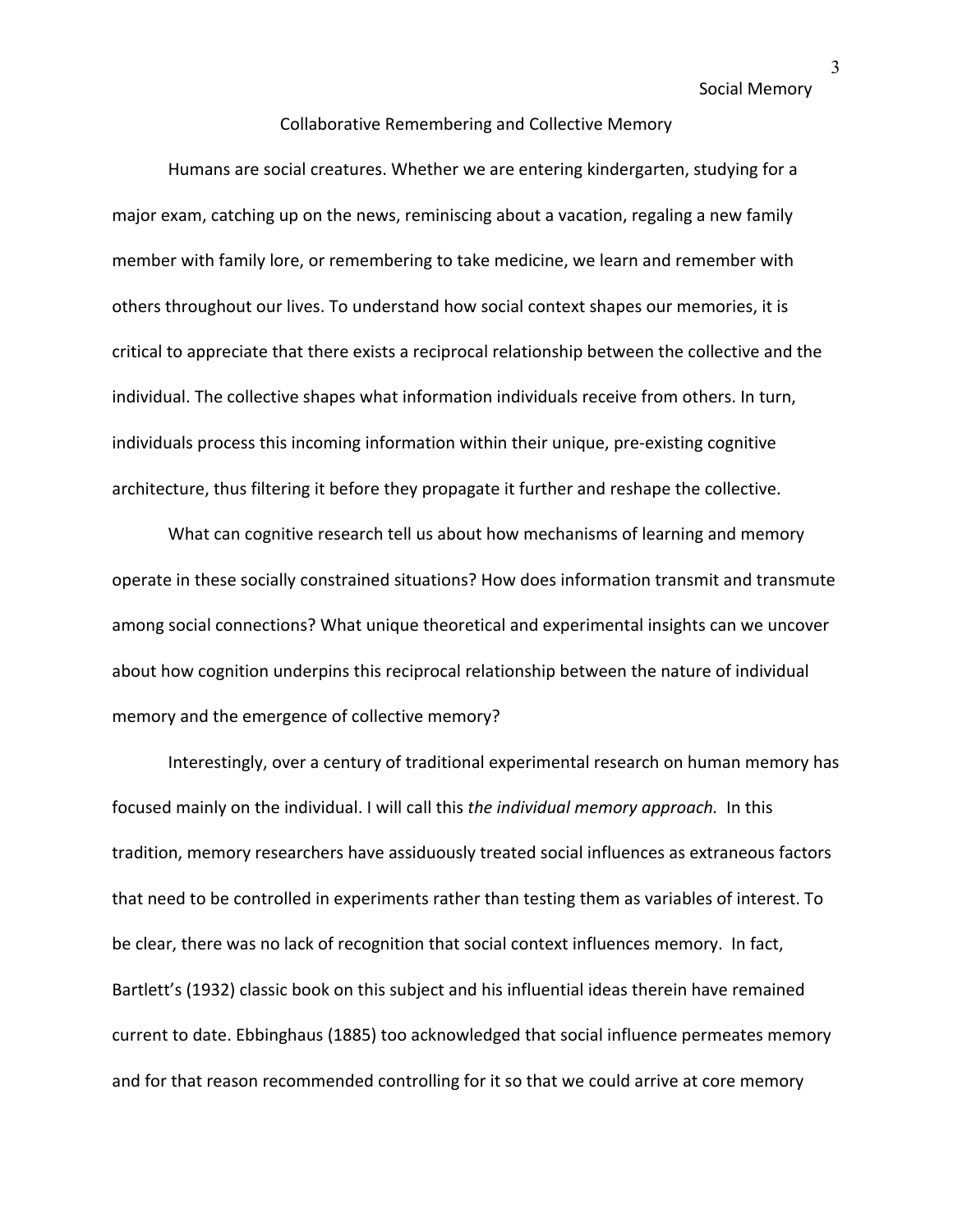## Collaborative Remembering and Collective Memory

Humans are social creatures. Whether we are entering kindergarten, studying for a major exam, catching up on the news, reminiscing about a vacation, regaling a new family member with family lore, or remembering to take medicine, we learn and remember with others throughout our lives. To understand how social context shapes our memories, it is critical to appreciate that there exists a reciprocal relationship between the collective and the individual. The collective shapes what information individuals receive from others. In turn, individuals process this incoming information within their unique, pre-existing cognitive architecture, thus filtering it before they propagate it further and reshape the collective.

What can cognitive research tell us about how mechanisms of learning and memory operate in these socially constrained situations? How does information transmit and transmute among social connections? What unique theoretical and experimental insights can we uncover about how cognition underpins this reciprocal relationship between the nature of individual memory and the emergence of collective memory?

Interestingly, over a century of traditional experimental research on human memory has focused mainly on the individual. I will call this *the individual memory approach.* In this tradition, memory researchers have assiduously treated social influences as extraneous factors that need to be controlled in experiments rather than testing them as variables of interest. To be clear, there was no lack of recognition that social context influences memory. In fact, Bartlett's (1932) classic book on this subject and his influential ideas therein have remained current to date. Ebbinghaus (1885) too acknowledged that social influence permeates memory and for that reason recommended controlling for it so that we could arrive at core memory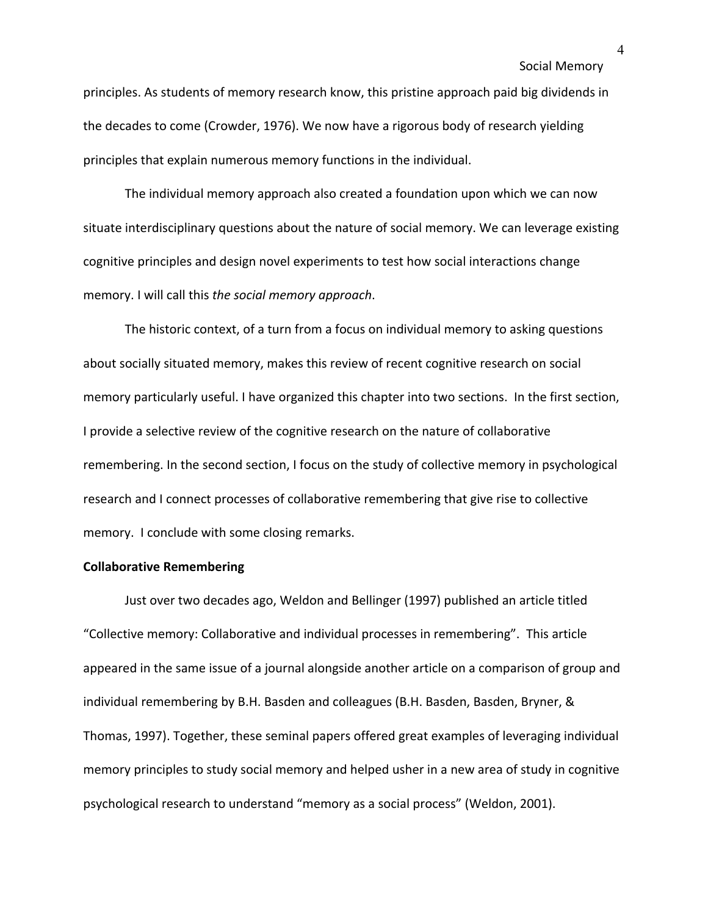principles. As students of memory research know, this pristine approach paid big dividends in the decades to come (Crowder, 1976). We now have a rigorous body of research yielding principles that explain numerous memory functions in the individual.

The individual memory approach also created a foundation upon which we can now situate interdisciplinary questions about the nature of social memory. We can leverage existing cognitive principles and design novel experiments to test how social interactions change memory. I will call this *the social memory approach*.

The historic context, of a turn from a focus on individual memory to asking questions about socially situated memory, makes this review of recent cognitive research on social memory particularly useful. I have organized this chapter into two sections. In the first section, I provide a selective review of the cognitive research on the nature of collaborative remembering. In the second section, I focus on the study of collective memory in psychological research and I connect processes of collaborative remembering that give rise to collective memory. I conclude with some closing remarks.

**Collaborative Remembering**

Just over two decades ago, Weldon and Bellinger (1997) published an article titled "Collective memory: Collaborative and individual processes in remembering". This article appeared in the same issue of a journal alongside another article on a comparison of group and individual remembering by B.H. Basden and colleagues (B.H. Basden, Basden, Bryner, & Thomas, 1997). Together, these seminal papers offered great examples of leveraging individual memory principles to study social memory and helped usher in a new area of study in cognitive psychological research to understand "memory as a social process" (Weldon, 2001).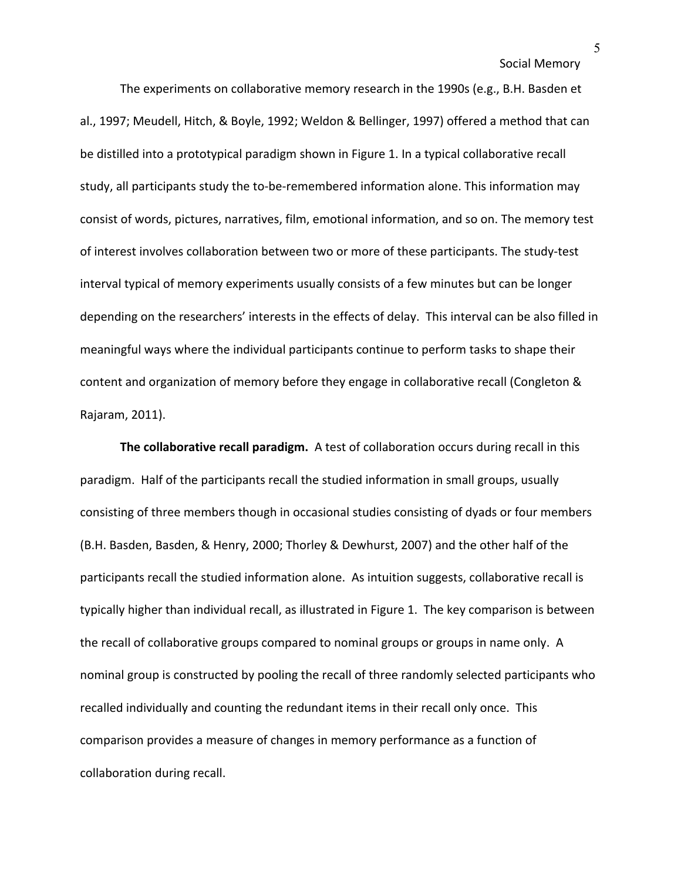The experiments on collaborative memory research in the 1990s (e.g., B.H. Basden et al., 1997; Meudell, Hitch, & Boyle, 1992; Weldon & Bellinger, 1997) offered a method that can be distilled into a prototypical paradigm shown in Figure 1. In a typical collaborative recall study, all participants study the to-be-remembered information alone. This information may consist of words, pictures, narratives, film, emotional information, and so on. The memory test of interest involves collaboration between two or more of these participants. The study-test interval typical of memory experiments usually consists of a few minutes but can be longer depending on the researchers' interests in the effects of delay. This interval can be also filled in meaningful ways where the individual participants continue to perform tasks to shape their content and organization of memory before they engage in collaborative recall (Congleton & Rajaram, 2011).

**The collaborative recall paradigm.** A test of collaboration occurs during recall in this paradigm. Half of the participants recall the studied information in small groups, usually consisting of three members though in occasional studies consisting of dyads or four members (B.H. Basden, Basden, & Henry, 2000; Thorley & Dewhurst, 2007) and the other half of the participants recall the studied information alone. As intuition suggests, collaborative recall is typically higher than individual recall, as illustrated in Figure 1. The key comparison is between the recall of collaborative groups compared to nominal groups or groups in name only. A nominal group is constructed by pooling the recall of three randomly selected participants who recalled individually and counting the redundant items in their recall only once. This comparison provides a measure of changes in memory performance as a function of collaboration during recall.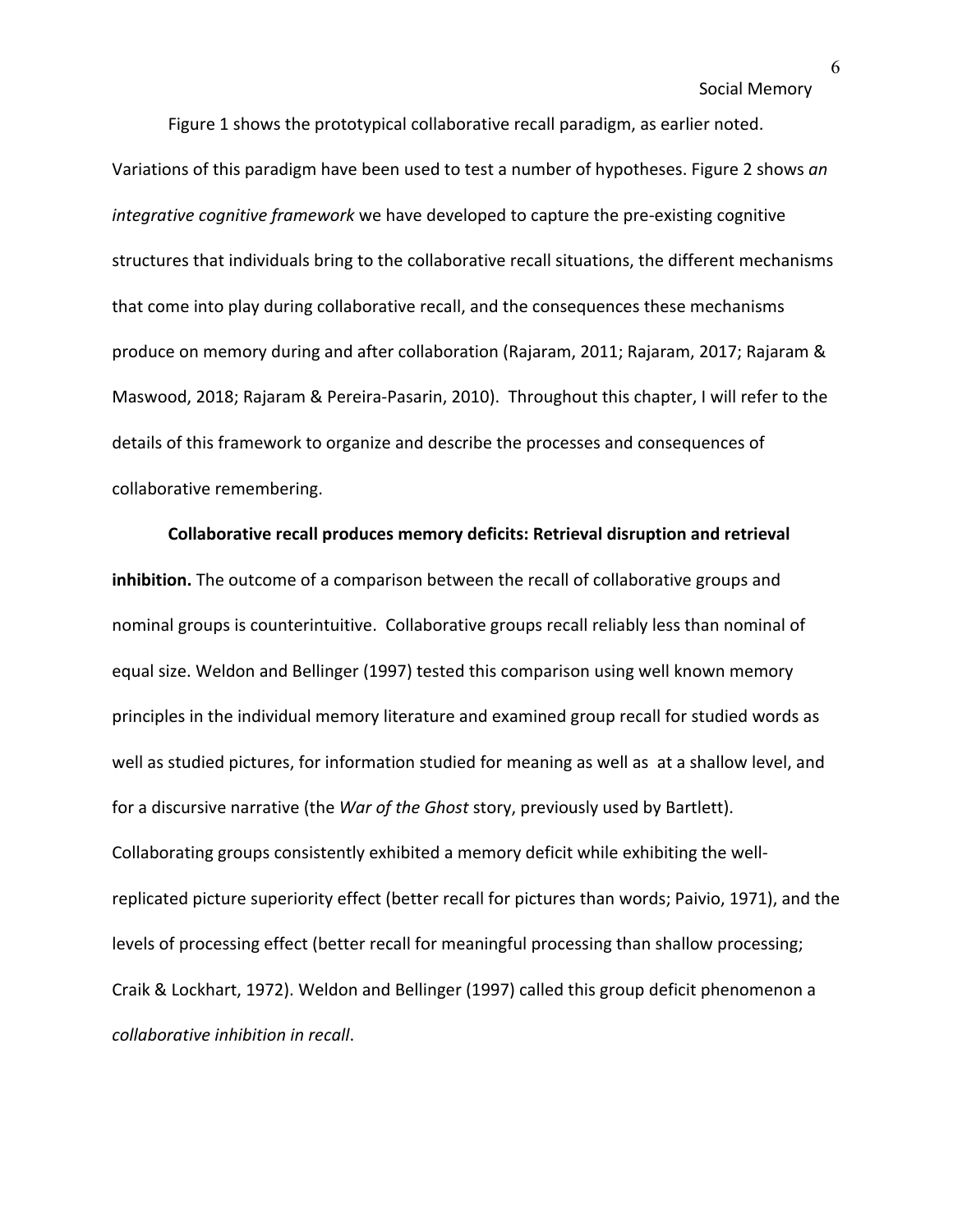Figure 1 shows the prototypical collaborative recall paradigm, as earlier noted. Variations of this paradigm have been used to test a number of hypotheses. Figure 2 shows *an integrative cognitive framework* we have developed to capture the pre-existing cognitive structures that individuals bring to the collaborative recall situations, the different mechanisms that come into play during collaborative recall, and the consequences these mechanisms produce on memory during and after collaboration (Rajaram, 2011; Rajaram, 2017; Rajaram & Maswood, 2018; Rajaram & Pereira-Pasarin, 2010). Throughout this chapter, I will refer to the details of this framework to organize and describe the processes and consequences of collaborative remembering.

**Collaborative recall produces memory deficits: Retrieval disruption and retrieval inhibition.** The outcome of a comparison between the recall of collaborative groups and nominal groups is counterintuitive. Collaborative groups recall reliably less than nominal of equal size. Weldon and Bellinger (1997) tested this comparison using well known memory principles in the individual memory literature and examined group recall for studied words as well as studied pictures, for information studied for meaning as well as at a shallow level, and for a discursive narrative (the *War of the Ghost* story, previously used by Bartlett). Collaborating groups consistently exhibited a memory deficit while exhibiting the well-replicated picture superiority effect (better recall for pictures than words; Paivio, 1971), and the levels of processing effect (better recall for meaningful processing than shallow processing; Craik & Lockhart, 1972). Weldon and Bellinger (1997) called this group deficit phenomenon a *collaborative inhibition in recall*.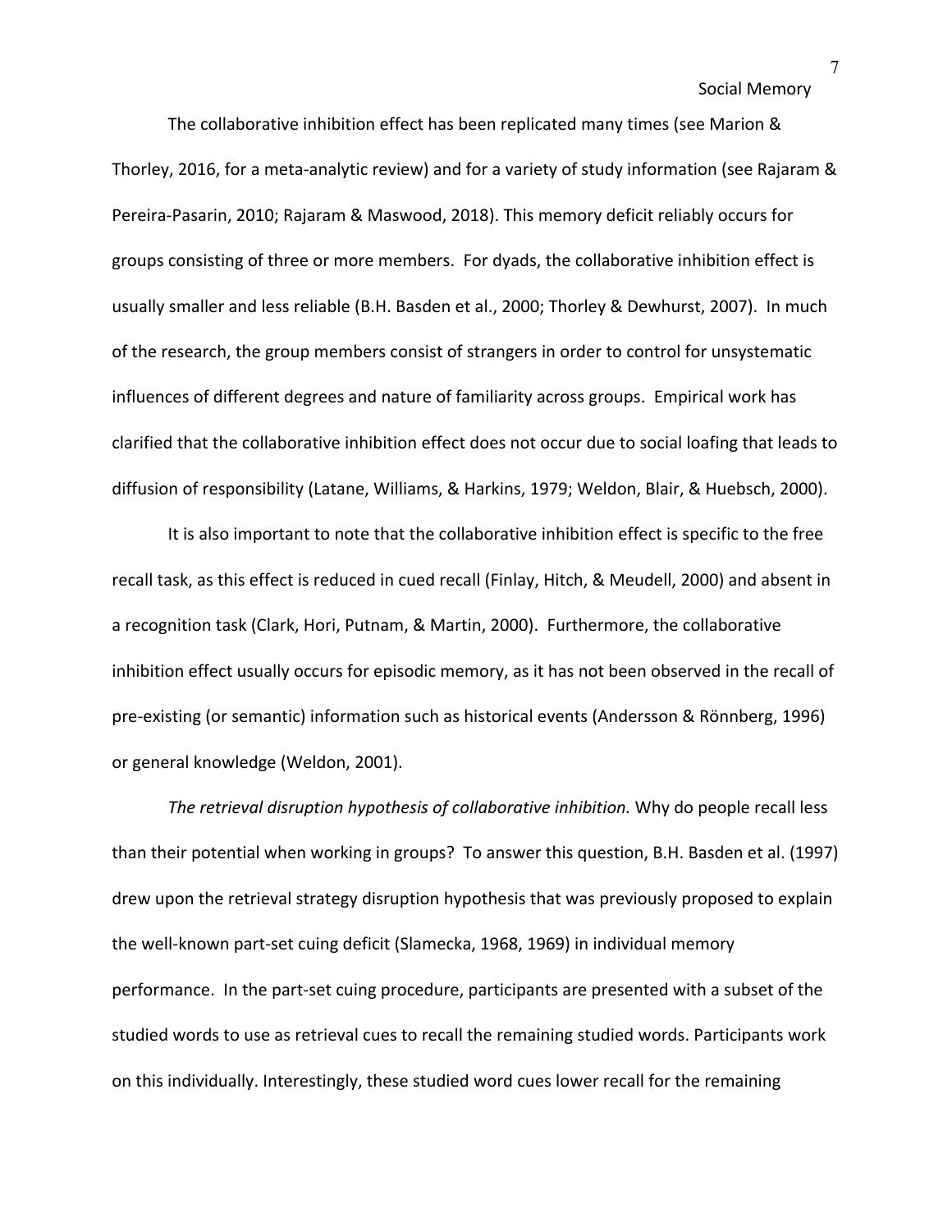The collaborative inhibition effect has been replicated many times (see Marion & Thorley, 2016, for a meta-analytic review) and for a variety of study information (see Rajaram & Pereira-Pasarin, 2010; Rajaram & Maswood, 2018). This memory deficit reliably occurs for groups consisting of three or more members. For dyads, the collaborative inhibition effect is usually smaller and less reliable (B.H. Basden et al., 2000; Thorley & Dewhurst, 2007). In much of the research, the group members consist of strangers in order to control for unsystematic influences of different degrees and nature of familiarity across groups. Empirical work has clarified that the collaborative inhibition effect does not occur due to social loafing that leads to diffusion of responsibility (Latane, Williams, & Harkins, 1979; Weldon, Blair, & Huebsch, 2000).

It is also important to note that the collaborative inhibition effect is specific to the free recall task, as this effect is reduced in cued recall (Finlay, Hitch, & Meudell, 2000) and absent in a recognition task (Clark, Hori, Putnam, & Martin, 2000). Furthermore, the collaborative inhibition effect usually occurs for episodic memory, as it has not been observed in the recall of pre-existing (or semantic) information such as historical events (Andersson & Rönnberg, 1996) or general knowledge (Weldon, 2001).

*The retrieval disruption hypothesis of collaborative inhibition.* Why do people recall less than their potential when working in groups? To answer this question, B.H. Basden et al. (1997) drew upon the retrieval strategy disruption hypothesis that was previously proposed to explain the well-known part-set cuing deficit (Slamecka, 1968, 1969) in individual memory performance. In the part-set cuing procedure, participants are presented with a subset of the studied words to use as retrieval cues to recall the remaining studied words. Participants work on this individually. Interestingly, these studied word cues lower recall for the remaining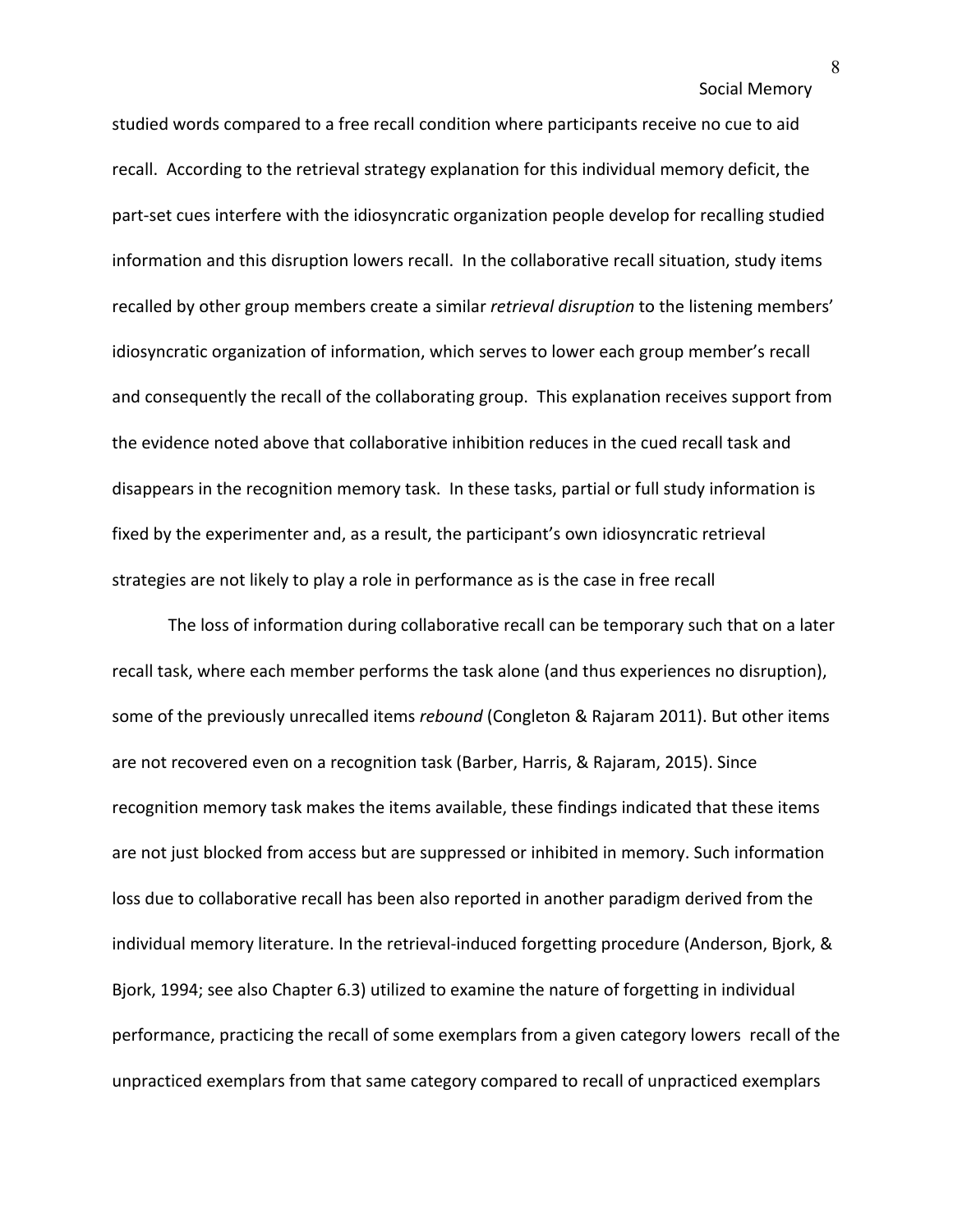studied words compared to a free recall condition where participants receive no cue to aid recall. According to the retrieval strategy explanation for this individual memory deficit, the part-set cues interfere with the idiosyncratic organization people develop for recalling studied information and this disruption lowers recall. In the collaborative recall situation, study items recalled by other group members create a similar *retrieval disruption* to the listening members' idiosyncratic organization of information, which serves to lower each group member's recall and consequently the recall of the collaborating group. This explanation receives support from the evidence noted above that collaborative inhibition reduces in the cued recall task and disappears in the recognition memory task. In these tasks, partial or full study information is fixed by the experimenter and, as a result, the participant's own idiosyncratic retrieval strategies are not likely to play a role in performance as is the case in free recall

The loss of information during collaborative recall can be temporary such that on a later recall task, where each member performs the task alone (and thus experiences no disruption), some of the previously unrecalled items *rebound* (Congleton & Rajaram 2011). But other items are not recovered even on a recognition task (Barber, Harris, & Rajaram, 2015). Since recognition memory task makes the items available, these findings indicated that these items are not just blocked from access but are suppressed or inhibited in memory. Such information loss due to collaborative recall has been also reported in another paradigm derived from the individual memory literature. In the retrieval-induced forgetting procedure (Anderson, Bjork, & Bjork, 1994; see also Chapter 6.3) utilized to examine the nature of forgetting in individual performance, practicing the recall of some exemplars from a given category lowers recall of the unpracticed exemplars from that same category compared to recall of unpracticed exemplars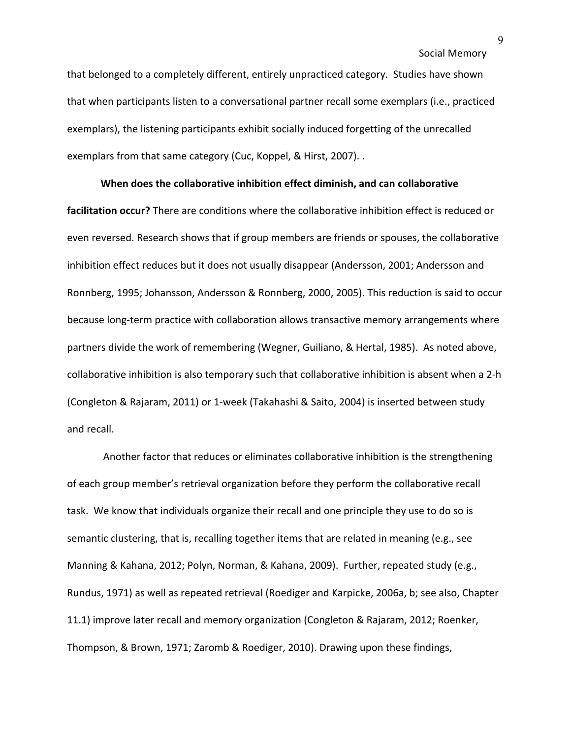that belonged to a completely different, entirely unpracticed category. Studies have shown that when participants listen to a conversational partner recall some exemplars (i.e., practiced exemplars), the listening participants exhibit socially induced forgetting of the unrecalled exemplars from that same category (Cuc, Koppel, & Hirst, 2007). .

**When does the collaborative inhibition effect diminish, and can collaborative facilitation occur?** There are conditions where the collaborative inhibition effect is reduced or even reversed. Research shows that if group members are friends or spouses, the collaborative inhibition effect reduces but it does not usually disappear (Andersson, 2001; Andersson and Ronnberg, 1995; Johansson, Andersson & Ronnberg, 2000, 2005). This reduction is said to occur because long-term practice with collaboration allows transactive memory arrangements where partners divide the work of remembering (Wegner, Guiliano, & Hertal, 1985). As noted above, collaborative inhibition is also temporary such that collaborative inhibition is absent when a 2-h (Congleton & Rajaram, 2011) or 1-week (Takahashi & Saito, 2004) is inserted between study and recall.

Another factor that reduces or eliminates collaborative inhibition is the strengthening of each group member's retrieval organization before they perform the collaborative recall task. We know that individuals organize their recall and one principle they use to do so is semantic clustering, that is, recalling together items that are related in meaning (e.g., see Manning & Kahana, 2012; Polyn, Norman, & Kahana, 2009). Further, repeated study (e.g., Rundus, 1971) as well as repeated retrieval (Roediger and Karpicke, 2006a, b; see also, Chapter 11.1) improve later recall and memory organization (Congleton & Rajaram, 2012; Roenker, Thompson, & Brown, 1971; Zaromb & Roediger, 2010). Drawing upon these findings,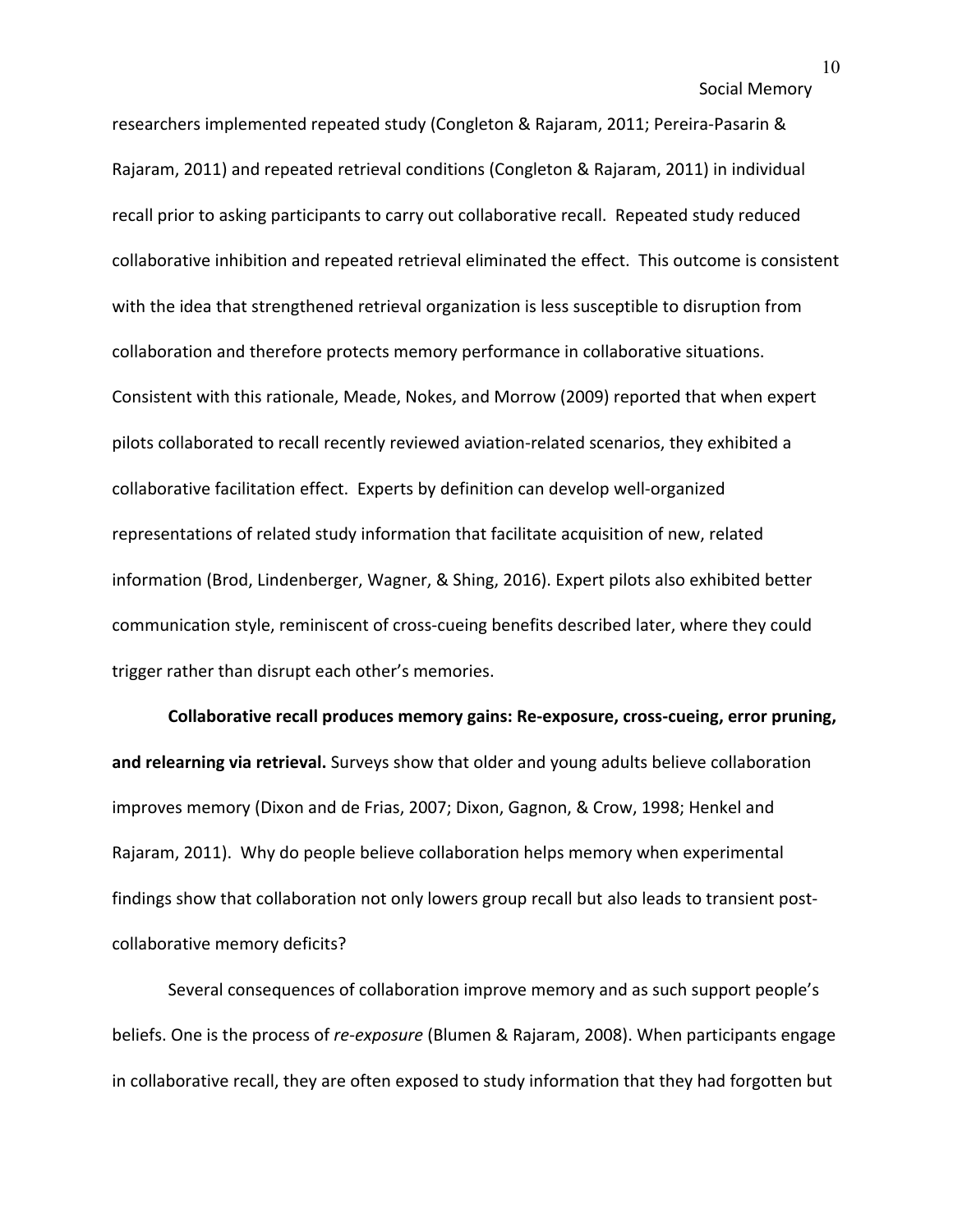researchers implemented repeated study (Congleton & Rajaram, 2011; Pereira-Pasarin & Rajaram, 2011) and repeated retrieval conditions (Congleton & Rajaram, 2011) in individual recall prior to asking participants to carry out collaborative recall. Repeated study reduced collaborative inhibition and repeated retrieval eliminated the effect. This outcome is consistent with the idea that strengthened retrieval organization is less susceptible to disruption from collaboration and therefore protects memory performance in collaborative situations. Consistent with this rationale, Meade, Nokes, and Morrow (2009) reported that when expert pilots collaborated to recall recently reviewed aviation-related scenarios, they exhibited a collaborative facilitation effect. Experts by definition can develop well-organized representations of related study information that facilitate acquisition of new, related information (Brod, Lindenberger, Wagner, & Shing, 2016). Expert pilots also exhibited better communication style, reminiscent of cross-cueing benefits described later, where they could trigger rather than disrupt each other's memories.

**Collaborative recall produces memory gains: Re-exposure, cross-cueing, error pruning, and relearning via retrieval.** Surveys show that older and young adults believe collaboration improves memory (Dixon and de Frias, 2007; Dixon, Gagnon, & Crow, 1998; Henkel and Rajaram, 2011). Why do people believe collaboration helps memory when experimental findings show that collaboration not only lowers group recall but also leads to transient post-collaborative memory deficits?

Several consequences of collaboration improve memory and as such support people's beliefs. One is the process of *re-exposure* (Blumen & Rajaram, 2008). When participants engage in collaborative recall, they are often exposed to study information that they had forgotten but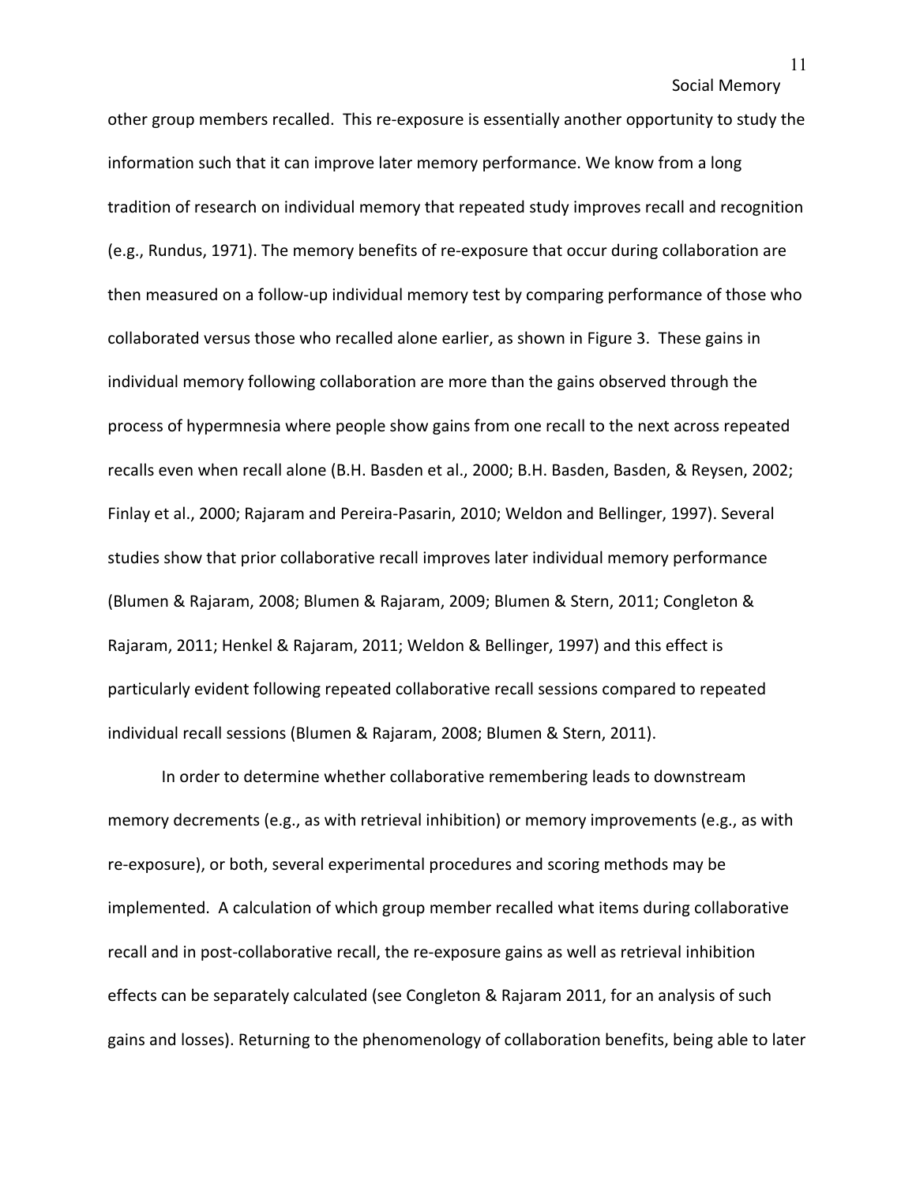other group members recalled. This re-exposure is essentially another opportunity to study the information such that it can improve later memory performance. We know from a long tradition of research on individual memory that repeated study improves recall and recognition (e.g., Rundus, 1971). The memory benefits of re-exposure that occur during collaboration are then measured on a follow-up individual memory test by comparing performance of those who collaborated versus those who recalled alone earlier, as shown in Figure 3. These gains in individual memory following collaboration are more than the gains observed through the process of hypermnesia where people show gains from one recall to the next across repeated recalls even when recall alone (B.H. Basden et al., 2000; B.H. Basden, Basden, & Reysen, 2002; Finlay et al., 2000; Rajaram and Pereira-Pasarin, 2010; Weldon and Bellinger, 1997). Several studies show that prior collaborative recall improves later individual memory performance (Blumen & Rajaram, 2008; Blumen & Rajaram, 2009; Blumen & Stern, 2011; Congleton & Rajaram, 2011; Henkel & Rajaram, 2011; Weldon & Bellinger, 1997) and this effect is particularly evident following repeated collaborative recall sessions compared to repeated individual recall sessions (Blumen & Rajaram, 2008; Blumen & Stern, 2011).

In order to determine whether collaborative remembering leads to downstream memory decrements (e.g., as with retrieval inhibition) or memory improvements (e.g., as with re-exposure), or both, several experimental procedures and scoring methods may be implemented. A calculation of which group member recalled what items during collaborative recall and in post-collaborative recall, the re-exposure gains as well as retrieval inhibition effects can be separately calculated (see Congleton & Rajaram 2011, for an analysis of such gains and losses). Returning to the phenomenology of collaboration benefits, being able to later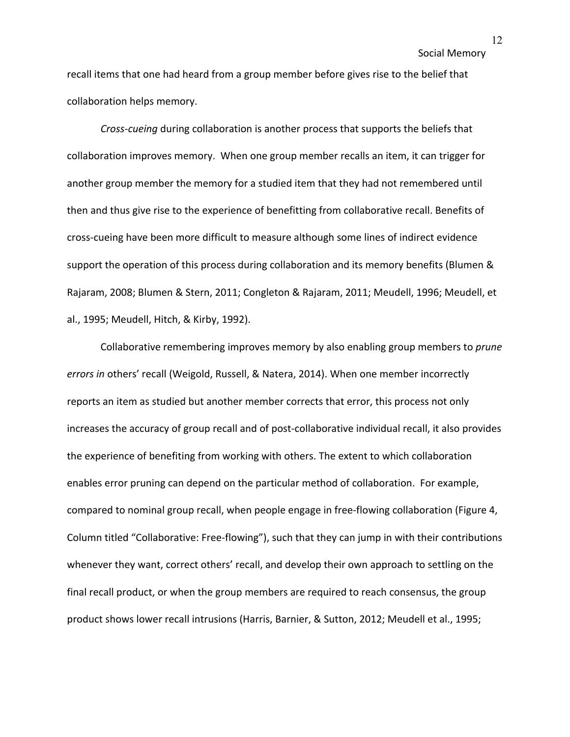recall items that one had heard from a group member before gives rise to the belief that collaboration helps memory.

*Cross-cueing* during collaboration is another process that supports the beliefs that collaboration improves memory. When one group member recalls an item, it can trigger for another group member the memory for a studied item that they had not remembered until then and thus give rise to the experience of benefitting from collaborative recall. Benefits of cross-cueing have been more difficult to measure although some lines of indirect evidence support the operation of this process during collaboration and its memory benefits (Blumen & Rajaram, 2008; Blumen & Stern, 2011; Congleton & Rajaram, 2011; Meudell, 1996; Meudell, et al., 1995; Meudell, Hitch, & Kirby, 1992).

Collaborative remembering improves memory by also enabling group members to *prune errors in* others' recall (Weigold, Russell, & Natera, 2014). When one member incorrectly reports an item as studied but another member corrects that error, this process not only increases the accuracy of group recall and of post-collaborative individual recall, it also provides the experience of benefiting from working with others. The extent to which collaboration enables error pruning can depend on the particular method of collaboration. For example, compared to nominal group recall, when people engage in free-flowing collaboration (Figure 4, Column titled "Collaborative: Free-flowing"), such that they can jump in with their contributions whenever they want, correct others' recall, and develop their own approach to settling on the final recall product, or when the group members are required to reach consensus, the group product shows lower recall intrusions (Harris, Barnier, & Sutton, 2012; Meudell et al., 1995;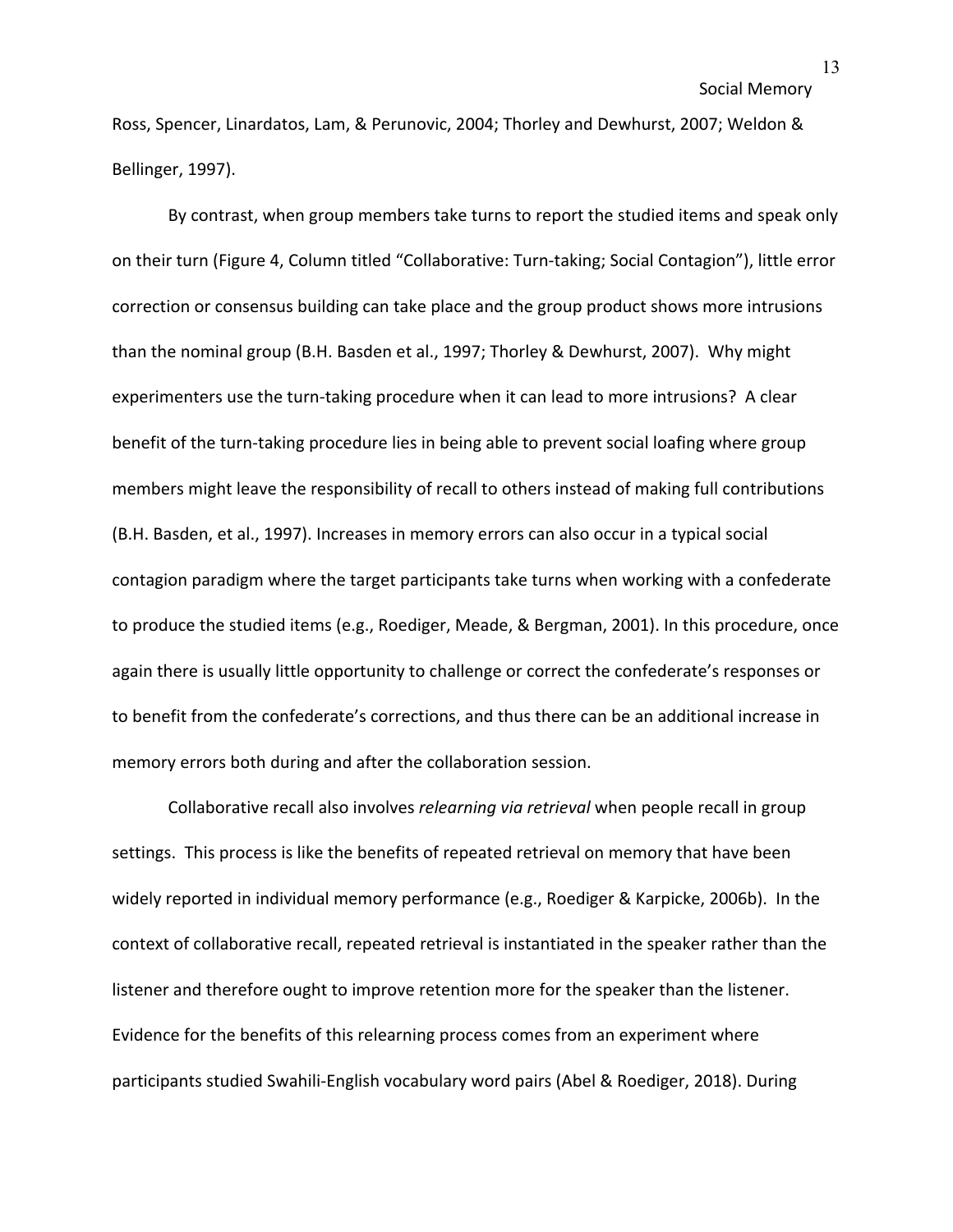Ross, Spencer, Linardatos, Lam, & Perunovic, 2004; Thorley and Dewhurst, 2007; Weldon & Bellinger, 1997).

By contrast, when group members take turns to report the studied items and speak only on their turn (Figure 4, Column titled "Collaborative: Turn-taking; Social Contagion"), little error correction or consensus building can take place and the group product shows more intrusions than the nominal group (B.H. Basden et al., 1997; Thorley & Dewhurst, 2007). Why might experimenters use the turn-taking procedure when it can lead to more intrusions? A clear benefit of the turn-taking procedure lies in being able to prevent social loafing where group members might leave the responsibility of recall to others instead of making full contributions (B.H. Basden, et al., 1997). Increases in memory errors can also occur in a typical social contagion paradigm where the target participants take turns when working with a confederate to produce the studied items (e.g., Roediger, Meade, & Bergman, 2001). In this procedure, once again there is usually little opportunity to challenge or correct the confederate's responses or to benefit from the confederate's corrections, and thus there can be an additional increase in memory errors both during and after the collaboration session.

Collaborative recall also involves *relearning via retrieval* when people recall in group settings. This process is like the benefits of repeated retrieval on memory that have been widely reported in individual memory performance (e.g., Roediger & Karpicke, 2006b). In the context of collaborative recall, repeated retrieval is instantiated in the speaker rather than the listener and therefore ought to improve retention more for the speaker than the listener. Evidence for the benefits of this relearning process comes from an experiment where participants studied Swahili-English vocabulary word pairs (Abel & Roediger, 2018). During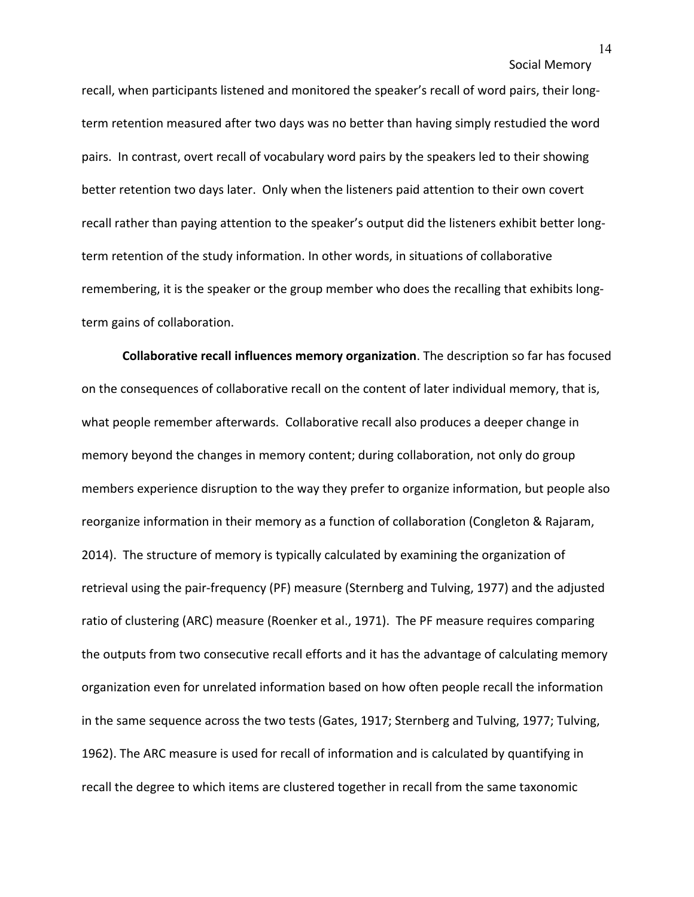recall, when participants listened and monitored the speaker's recall of word pairs, their long-term retention measured after two days was no better than having simply restudied the word pairs. In contrast, overt recall of vocabulary word pairs by the speakers led to their showing better retention two days later. Only when the listeners paid attention to their own covert recall rather than paying attention to the speaker's output did the listeners exhibit better long-term retention of the study information. In other words, in situations of collaborative remembering, it is the speaker or the group member who does the recalling that exhibits long-term gains of collaboration.

**Collaborative recall influences memory organization**. The description so far has focused on the consequences of collaborative recall on the content of later individual memory, that is, what people remember afterwards. Collaborative recall also produces a deeper change in memory beyond the changes in memory content; during collaboration, not only do group members experience disruption to the way they prefer to organize information, but people also reorganize information in their memory as a function of collaboration (Congleton & Rajaram, 2014). The structure of memory is typically calculated by examining the organization of retrieval using the pair-frequency (PF) measure (Sternberg and Tulving, 1977) and the adjusted ratio of clustering (ARC) measure (Roenker et al., 1971). The PF measure requires comparing the outputs from two consecutive recall efforts and it has the advantage of calculating memory organization even for unrelated information based on how often people recall the information in the same sequence across the two tests (Gates, 1917; Sternberg and Tulving, 1977; Tulving, 1962). The ARC measure is used for recall of information and is calculated by quantifying in recall the degree to which items are clustered together in recall from the same taxonomic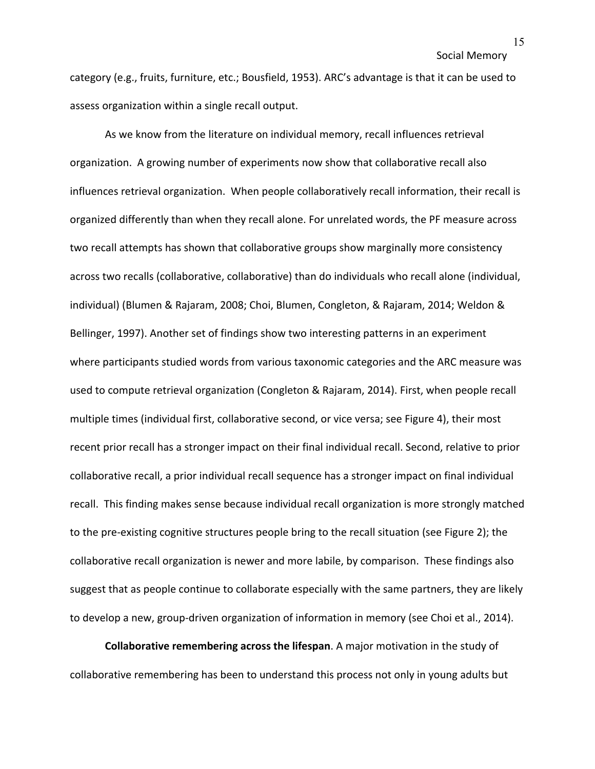category (e.g., fruits, furniture, etc.; Bousfield, 1953). ARC's advantage is that it can be used to assess organization within a single recall output.

As we know from the literature on individual memory, recall influences retrieval organization. A growing number of experiments now show that collaborative recall also influences retrieval organization. When people collaboratively recall information, their recall is organized differently than when they recall alone. For unrelated words, the PF measure across two recall attempts has shown that collaborative groups show marginally more consistency across two recalls (collaborative, collaborative) than do individuals who recall alone (individual, individual) (Blumen & Rajaram, 2008; Choi, Blumen, Congleton, & Rajaram, 2014; Weldon & Bellinger, 1997). Another set of findings show two interesting patterns in an experiment where participants studied words from various taxonomic categories and the ARC measure was used to compute retrieval organization (Congleton & Rajaram, 2014). First, when people recall multiple times (individual first, collaborative second, or vice versa; see Figure 4), their most recent prior recall has a stronger impact on their final individual recall. Second, relative to prior collaborative recall, a prior individual recall sequence has a stronger impact on final individual recall. This finding makes sense because individual recall organization is more strongly matched to the pre-existing cognitive structures people bring to the recall situation (see Figure 2); the collaborative recall organization is newer and more labile, by comparison. These findings also suggest that as people continue to collaborate especially with the same partners, they are likely to develop a new, group-driven organization of information in memory (see Choi et al., 2014).

**Collaborative remembering across the lifespan**. A major motivation in the study of collaborative remembering has been to understand this process not only in young adults but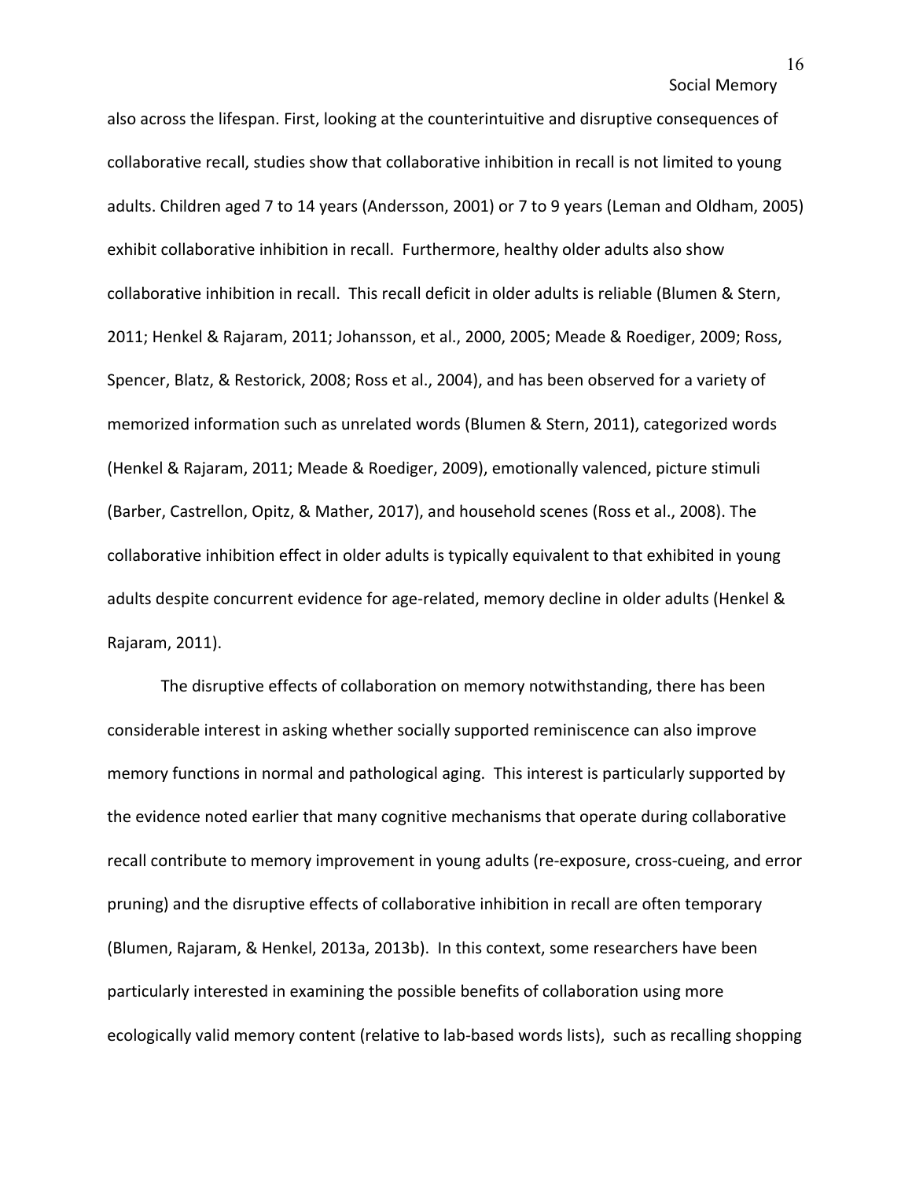also across the lifespan. First, looking at the counterintuitive and disruptive consequences of collaborative recall, studies show that collaborative inhibition in recall is not limited to young adults. Children aged 7 to 14 years (Andersson, 2001) or 7 to 9 years (Leman and Oldham, 2005) exhibit collaborative inhibition in recall. Furthermore, healthy older adults also show collaborative inhibition in recall. This recall deficit in older adults is reliable (Blumen & Stern, 2011; Henkel & Rajaram, 2011; Johansson, et al., 2000, 2005; Meade & Roediger, 2009; Ross, Spencer, Blatz, & Restorick, 2008; Ross et al., 2004), and has been observed for a variety of memorized information such as unrelated words (Blumen & Stern, 2011), categorized words (Henkel & Rajaram, 2011; Meade & Roediger, 2009), emotionally valenced, picture stimuli (Barber, Castrellon, Opitz, & Mather, 2017), and household scenes (Ross et al., 2008). The collaborative inhibition effect in older adults is typically equivalent to that exhibited in young adults despite concurrent evidence for age-related, memory decline in older adults (Henkel & Rajaram, 2011).

The disruptive effects of collaboration on memory notwithstanding, there has been considerable interest in asking whether socially supported reminiscence can also improve memory functions in normal and pathological aging. This interest is particularly supported by the evidence noted earlier that many cognitive mechanisms that operate during collaborative recall contribute to memory improvement in young adults (re-exposure, cross-cueing, and error pruning) and the disruptive effects of collaborative inhibition in recall are often temporary (Blumen, Rajaram, & Henkel, 2013a, 2013b). In this context, some researchers have been particularly interested in examining the possible benefits of collaboration using more ecologically valid memory content (relative to lab-based words lists), such as recalling shopping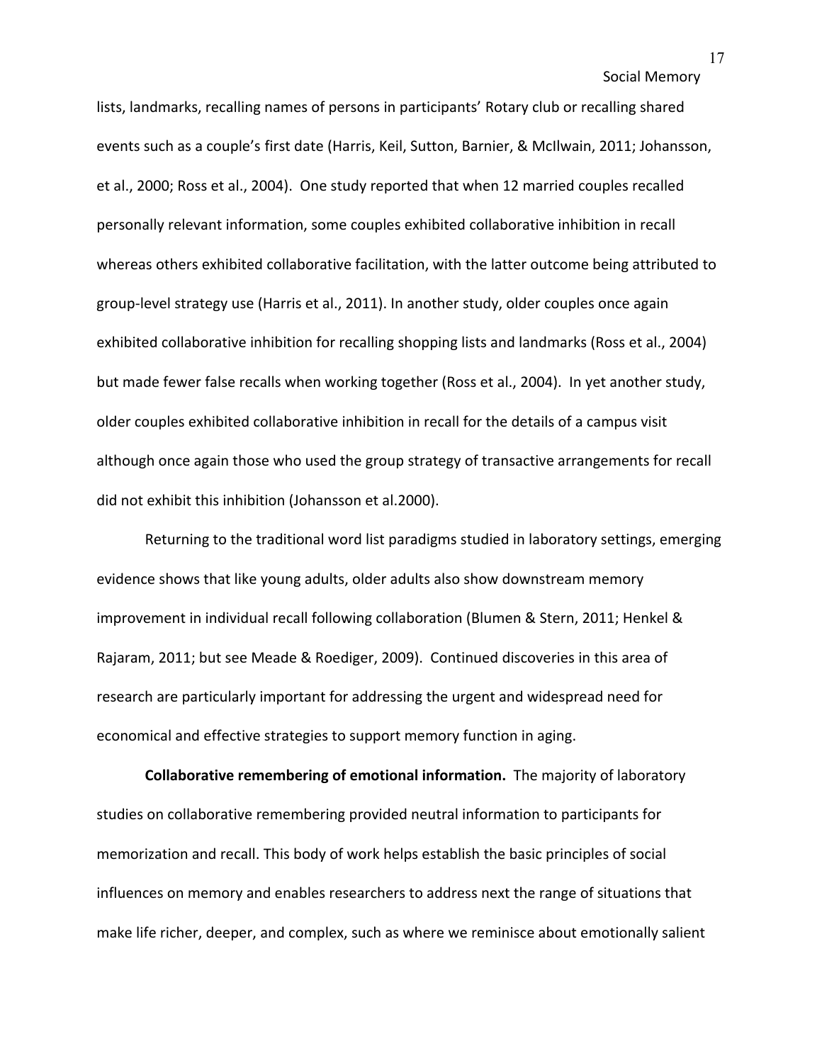lists, landmarks, recalling names of persons in participants' Rotary club or recalling shared events such as a couple's first date (Harris, Keil, Sutton, Barnier, & McIlwain, 2011; Johansson, et al., 2000; Ross et al., 2004). One study reported that when 12 married couples recalled personally relevant information, some couples exhibited collaborative inhibition in recall whereas others exhibited collaborative facilitation, with the latter outcome being attributed to group-level strategy use (Harris et al., 2011). In another study, older couples once again exhibited collaborative inhibition for recalling shopping lists and landmarks (Ross et al., 2004) but made fewer false recalls when working together (Ross et al., 2004). In yet another study, older couples exhibited collaborative inhibition in recall for the details of a campus visit although once again those who used the group strategy of transactive arrangements for recall did not exhibit this inhibition (Johansson et al.2000).

Returning to the traditional word list paradigms studied in laboratory settings, emerging evidence shows that like young adults, older adults also show downstream memory improvement in individual recall following collaboration (Blumen & Stern, 2011; Henkel & Rajaram, 2011; but see Meade & Roediger, 2009). Continued discoveries in this area of research are particularly important for addressing the urgent and widespread need for economical and effective strategies to support memory function in aging.

**Collaborative remembering of emotional information.** The majority of laboratory studies on collaborative remembering provided neutral information to participants for memorization and recall. This body of work helps establish the basic principles of social influences on memory and enables researchers to address next the range of situations that make life richer, deeper, and complex, such as where we reminisce about emotionally salient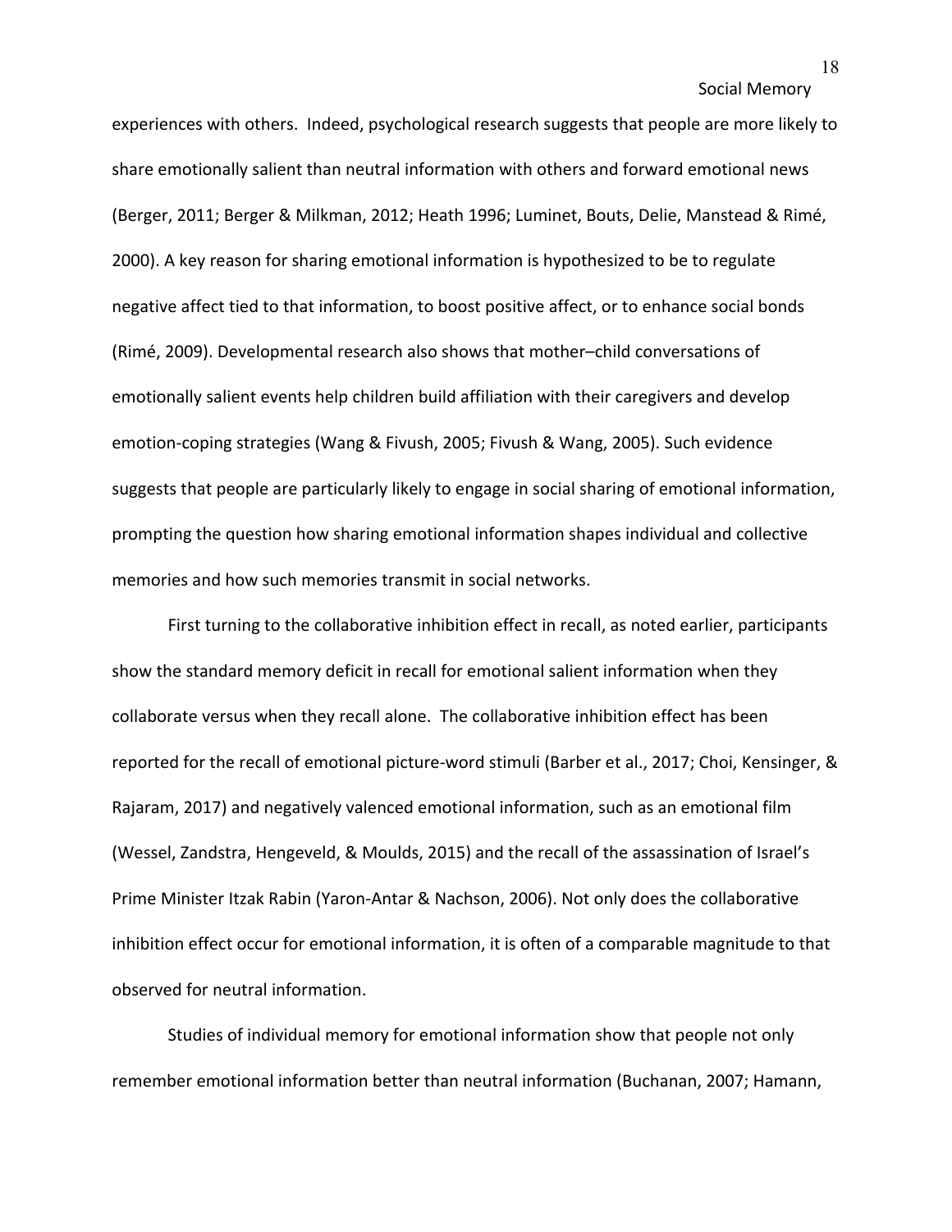experiences with others. Indeed, psychological research suggests that people are more likely to share emotionally salient than neutral information with others and forward emotional news (Berger, 2011; Berger & Milkman, 2012; Heath 1996; Luminet, Bouts, Delie, Manstead & Rimé, 2000). A key reason for sharing emotional information is hypothesized to be to regulate negative affect tied to that information, to boost positive affect, or to enhance social bonds (Rimé, 2009). Developmental research also shows that mother–child conversations of emotionally salient events help children build affiliation with their caregivers and develop emotion-coping strategies (Wang & Fivush, 2005; Fivush & Wang, 2005). Such evidence suggests that people are particularly likely to engage in social sharing of emotional information, prompting the question how sharing emotional information shapes individual and collective memories and how such memories transmit in social networks.

First turning to the collaborative inhibition effect in recall, as noted earlier, participants show the standard memory deficit in recall for emotional salient information when they collaborate versus when they recall alone. The collaborative inhibition effect has been reported for the recall of emotional picture-word stimuli (Barber et al., 2017; Choi, Kensinger, & Rajaram, 2017) and negatively valenced emotional information, such as an emotional film (Wessel, Zandstra, Hengeveld, & Moulds, 2015) and the recall of the assassination of Israel's Prime Minister Itzak Rabin (Yaron-Antar & Nachson, 2006). Not only does the collaborative inhibition effect occur for emotional information, it is often of a comparable magnitude to that observed for neutral information.

Studies of individual memory for emotional information show that people not only remember emotional information better than neutral information (Buchanan, 2007; Hamann,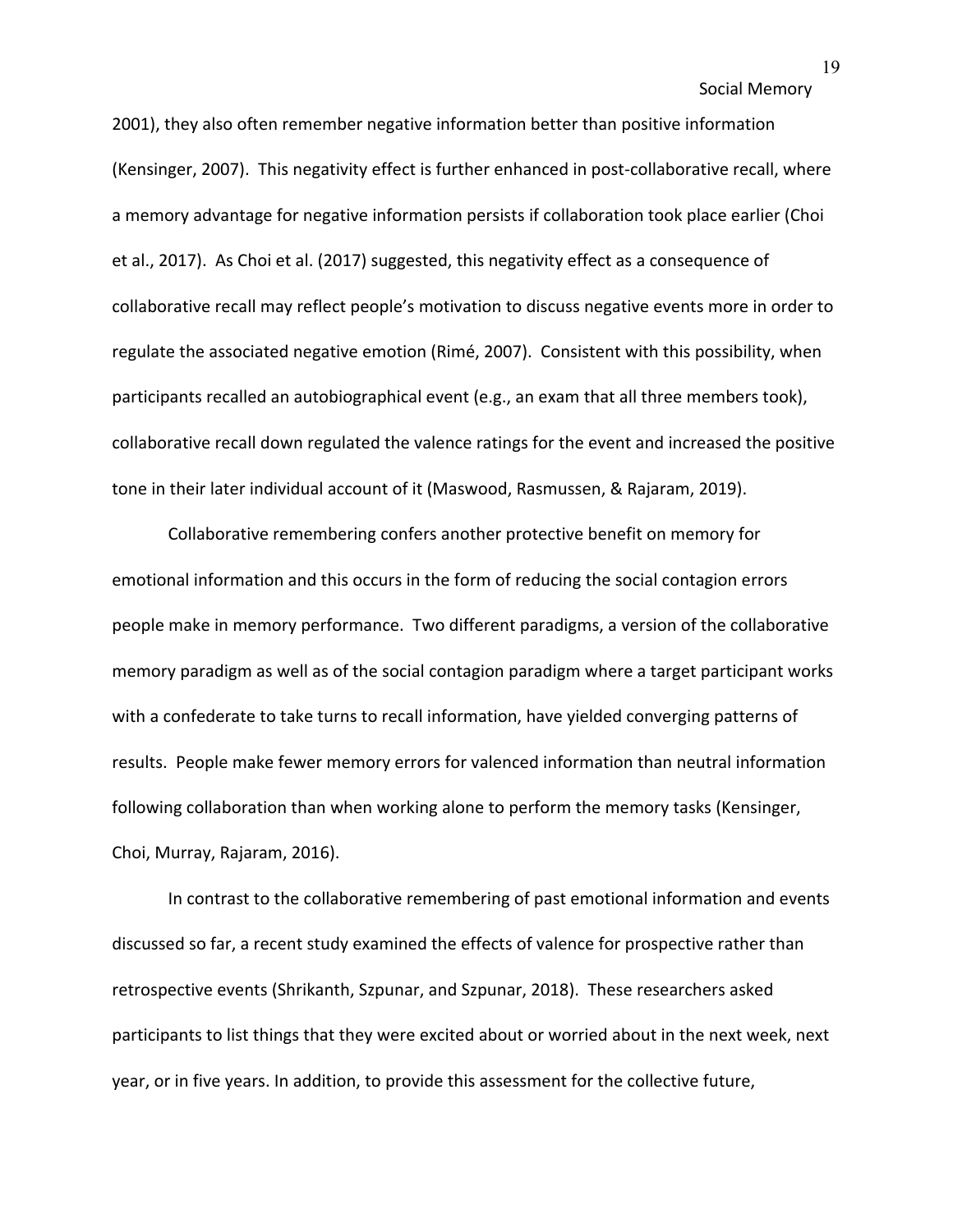2001), they also often remember negative information better than positive information (Kensinger, 2007). This negativity effect is further enhanced in post-collaborative recall, where a memory advantage for negative information persists if collaboration took place earlier (Choi et al., 2017). As Choi et al. (2017) suggested, this negativity effect as a consequence of collaborative recall may reflect people's motivation to discuss negative events more in order to regulate the associated negative emotion (Rimé, 2007). Consistent with this possibility, when participants recalled an autobiographical event (e.g., an exam that all three members took), collaborative recall down regulated the valence ratings for the event and increased the positive tone in their later individual account of it (Maswood, Rasmussen, & Rajaram, 2019).

Collaborative remembering confers another protective benefit on memory for emotional information and this occurs in the form of reducing the social contagion errors people make in memory performance. Two different paradigms, a version of the collaborative memory paradigm as well as of the social contagion paradigm where a target participant works with a confederate to take turns to recall information, have yielded converging patterns of results. People make fewer memory errors for valenced information than neutral information following collaboration than when working alone to perform the memory tasks (Kensinger, Choi, Murray, Rajaram, 2016).

In contrast to the collaborative remembering of past emotional information and events discussed so far, a recent study examined the effects of valence for prospective rather than retrospective events (Shrikanth, Szpunar, and Szpunar, 2018). These researchers asked participants to list things that they were excited about or worried about in the next week, next year, or in five years. In addition, to provide this assessment for the collective future,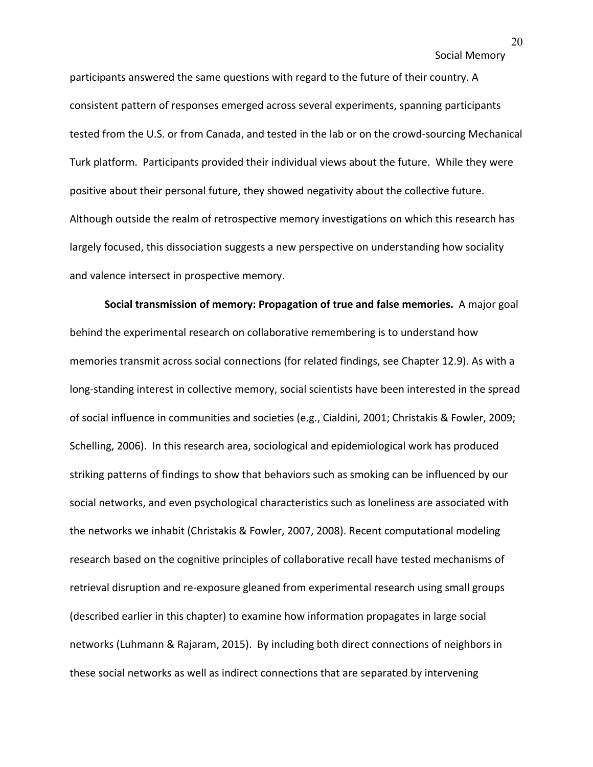participants answered the same questions with regard to the future of their country. A consistent pattern of responses emerged across several experiments, spanning participants tested from the U.S. or from Canada, and tested in the lab or on the crowd-sourcing Mechanical Turk platform. Participants provided their individual views about the future. While they were positive about their personal future, they showed negativity about the collective future. Although outside the realm of retrospective memory investigations on which this research has largely focused, this dissociation suggests a new perspective on understanding how sociality and valence intersect in prospective memory.

**Social transmission of memory: Propagation of true and false memories.** A major goal behind the experimental research on collaborative remembering is to understand how memories transmit across social connections (for related findings, see Chapter 12.9). As with a long-standing interest in collective memory, social scientists have been interested in the spread of social influence in communities and societies (e.g., Cialdini, 2001; Christakis & Fowler, 2009; Schelling, 2006). In this research area, sociological and epidemiological work has produced striking patterns of findings to show that behaviors such as smoking can be influenced by our social networks, and even psychological characteristics such as loneliness are associated with the networks we inhabit (Christakis & Fowler, 2007, 2008). Recent computational modeling research based on the cognitive principles of collaborative recall have tested mechanisms of retrieval disruption and re-exposure gleaned from experimental research using small groups (described earlier in this chapter) to examine how information propagates in large social networks (Luhmann & Rajaram, 2015). By including both direct connections of neighbors in these social networks as well as indirect connections that are separated by intervening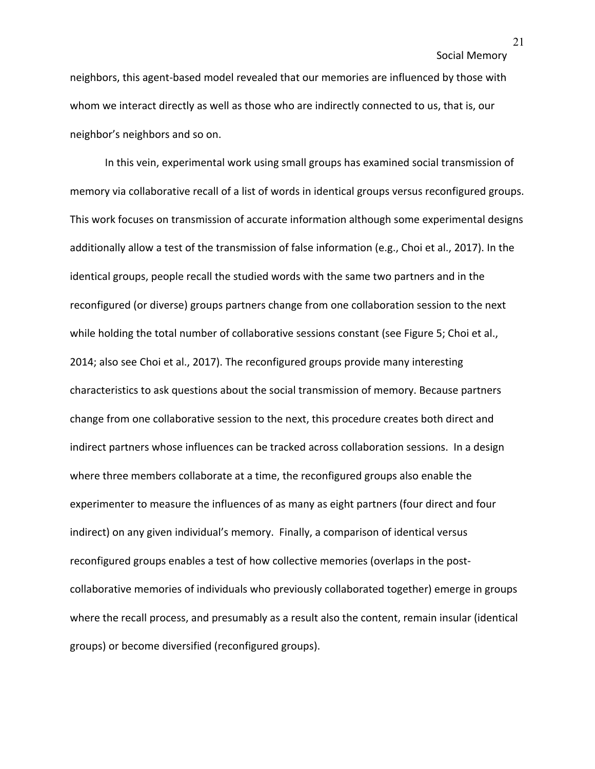neighbors, this agent-based model revealed that our memories are influenced by those with whom we interact directly as well as those who are indirectly connected to us, that is, our neighbor's neighbors and so on.

In this vein, experimental work using small groups has examined social transmission of memory via collaborative recall of a list of words in identical groups versus reconfigured groups. This work focuses on transmission of accurate information although some experimental designs additionally allow a test of the transmission of false information (e.g., Choi et al., 2017). In the identical groups, people recall the studied words with the same two partners and in the reconfigured (or diverse) groups partners change from one collaboration session to the next while holding the total number of collaborative sessions constant (see Figure 5; Choi et al., 2014; also see Choi et al., 2017). The reconfigured groups provide many interesting characteristics to ask questions about the social transmission of memory. Because partners change from one collaborative session to the next, this procedure creates both direct and indirect partners whose influences can be tracked across collaboration sessions. In a design where three members collaborate at a time, the reconfigured groups also enable the experimenter to measure the influences of as many as eight partners (four direct and four indirect) on any given individual's memory. Finally, a comparison of identical versus reconfigured groups enables a test of how collective memories (overlaps in the post-collaborative memories of individuals who previously collaborated together) emerge in groups where the recall process, and presumably as a result also the content, remain insular (identical groups) or become diversified (reconfigured groups).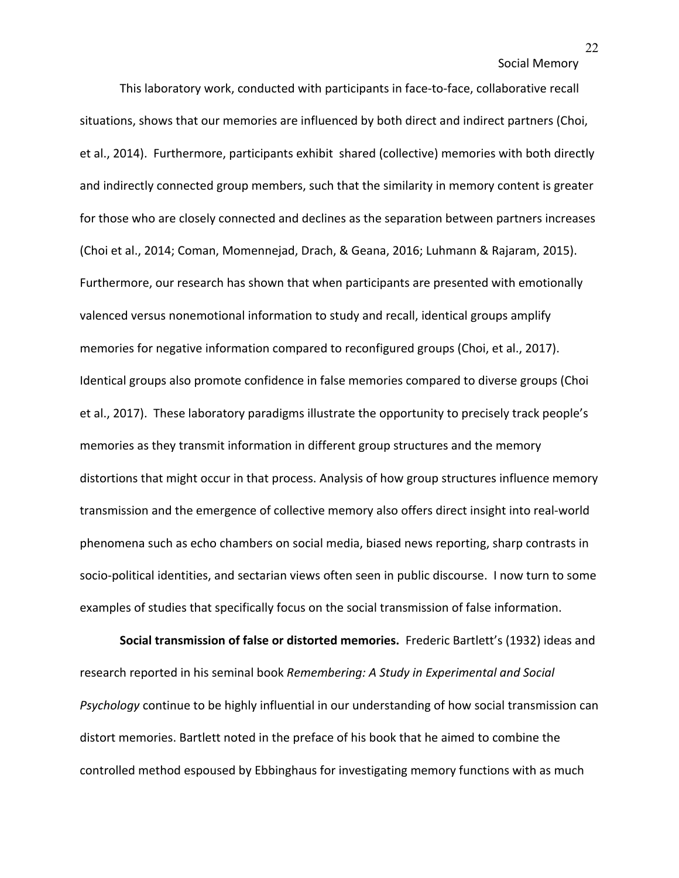This laboratory work, conducted with participants in face-to-face, collaborative recall situations, shows that our memories are influenced by both direct and indirect partners (Choi, et al., 2014). Furthermore, participants exhibit shared (collective) memories with both directly and indirectly connected group members, such that the similarity in memory content is greater for those who are closely connected and declines as the separation between partners increases (Choi et al., 2014; Coman, Momennejad, Drach, & Geana, 2016; Luhmann & Rajaram, 2015). Furthermore, our research has shown that when participants are presented with emotionally valenced versus nonemotional information to study and recall, identical groups amplify memories for negative information compared to reconfigured groups (Choi, et al., 2017). Identical groups also promote confidence in false memories compared to diverse groups (Choi et al., 2017). These laboratory paradigms illustrate the opportunity to precisely track people's memories as they transmit information in different group structures and the memory distortions that might occur in that process. Analysis of how group structures influence memory transmission and the emergence of collective memory also offers direct insight into real-world phenomena such as echo chambers on social media, biased news reporting, sharp contrasts in socio-political identities, and sectarian views often seen in public discourse. I now turn to some examples of studies that specifically focus on the social transmission of false information.

**Social transmission of false or distorted memories.** Frederic Bartlett's (1932) ideas and research reported in his seminal book *Remembering: A Study in Experimental and Social Psychology* continue to be highly influential in our understanding of how social transmission can distort memories. Bartlett noted in the preface of his book that he aimed to combine the controlled method espoused by Ebbinghaus for investigating memory functions with as much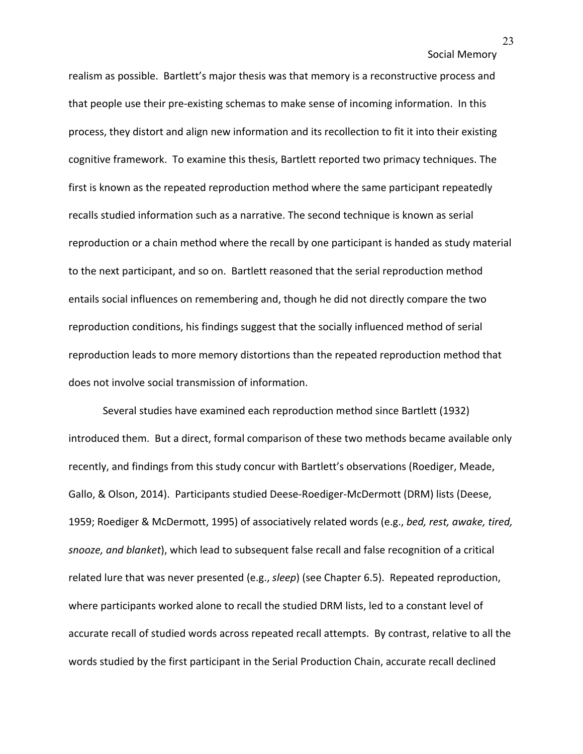realism as possible. Bartlett's major thesis was that memory is a reconstructive process and that people use their pre-existing schemas to make sense of incoming information. In this process, they distort and align new information and its recollection to fit it into their existing cognitive framework. To examine this thesis, Bartlett reported two primacy techniques. The first is known as the repeated reproduction method where the same participant repeatedly recalls studied information such as a narrative. The second technique is known as serial reproduction or a chain method where the recall by one participant is handed as study material to the next participant, and so on. Bartlett reasoned that the serial reproduction method entails social influences on remembering and, though he did not directly compare the two reproduction conditions, his findings suggest that the socially influenced method of serial reproduction leads to more memory distortions than the repeated reproduction method that does not involve social transmission of information.

Several studies have examined each reproduction method since Bartlett (1932) introduced them. But a direct, formal comparison of these two methods became available only recently, and findings from this study concur with Bartlett's observations (Roediger, Meade, Gallo, & Olson, 2014). Participants studied Deese-Roediger-McDermott (DRM) lists (Deese, 1959; Roediger & McDermott, 1995) of associatively related words (e.g., *bed, rest, awake, tired, snooze, and blanket*), which lead to subsequent false recall and false recognition of a critical related lure that was never presented (e.g., *sleep*) (see Chapter 6.5). Repeated reproduction, where participants worked alone to recall the studied DRM lists, led to a constant level of accurate recall of studied words across repeated recall attempts. By contrast, relative to all the words studied by the first participant in the Serial Production Chain, accurate recall declined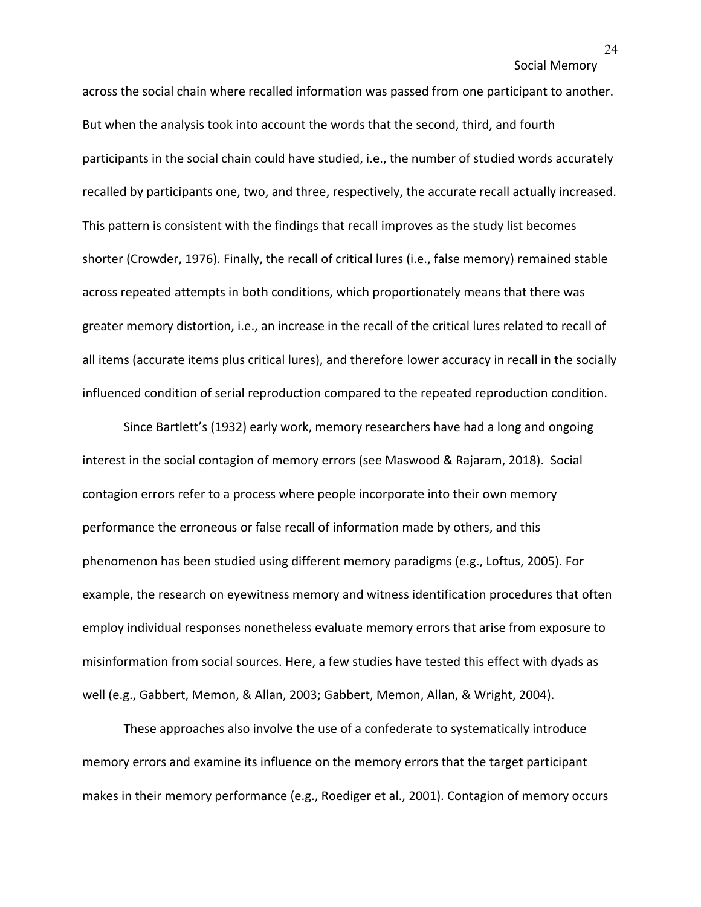across the social chain where recalled information was passed from one participant to another. But when the analysis took into account the words that the second, third, and fourth participants in the social chain could have studied, i.e., the number of studied words accurately recalled by participants one, two, and three, respectively, the accurate recall actually increased. This pattern is consistent with the findings that recall improves as the study list becomes shorter (Crowder, 1976). Finally, the recall of critical lures (i.e., false memory) remained stable across repeated attempts in both conditions, which proportionately means that there was greater memory distortion, i.e., an increase in the recall of the critical lures related to recall of all items (accurate items plus critical lures), and therefore lower accuracy in recall in the socially influenced condition of serial reproduction compared to the repeated reproduction condition.

Since Bartlett's (1932) early work, memory researchers have had a long and ongoing interest in the social contagion of memory errors (see Maswood & Rajaram, 2018). Social contagion errors refer to a process where people incorporate into their own memory performance the erroneous or false recall of information made by others, and this phenomenon has been studied using different memory paradigms (e.g., Loftus, 2005). For example, the research on eyewitness memory and witness identification procedures that often employ individual responses nonetheless evaluate memory errors that arise from exposure to misinformation from social sources. Here, a few studies have tested this effect with dyads as well (e.g., Gabbert, Memon, & Allan, 2003; Gabbert, Memon, Allan, & Wright, 2004).

These approaches also involve the use of a confederate to systematically introduce memory errors and examine its influence on the memory errors that the target participant makes in their memory performance (e.g., Roediger et al., 2001). Contagion of memory occurs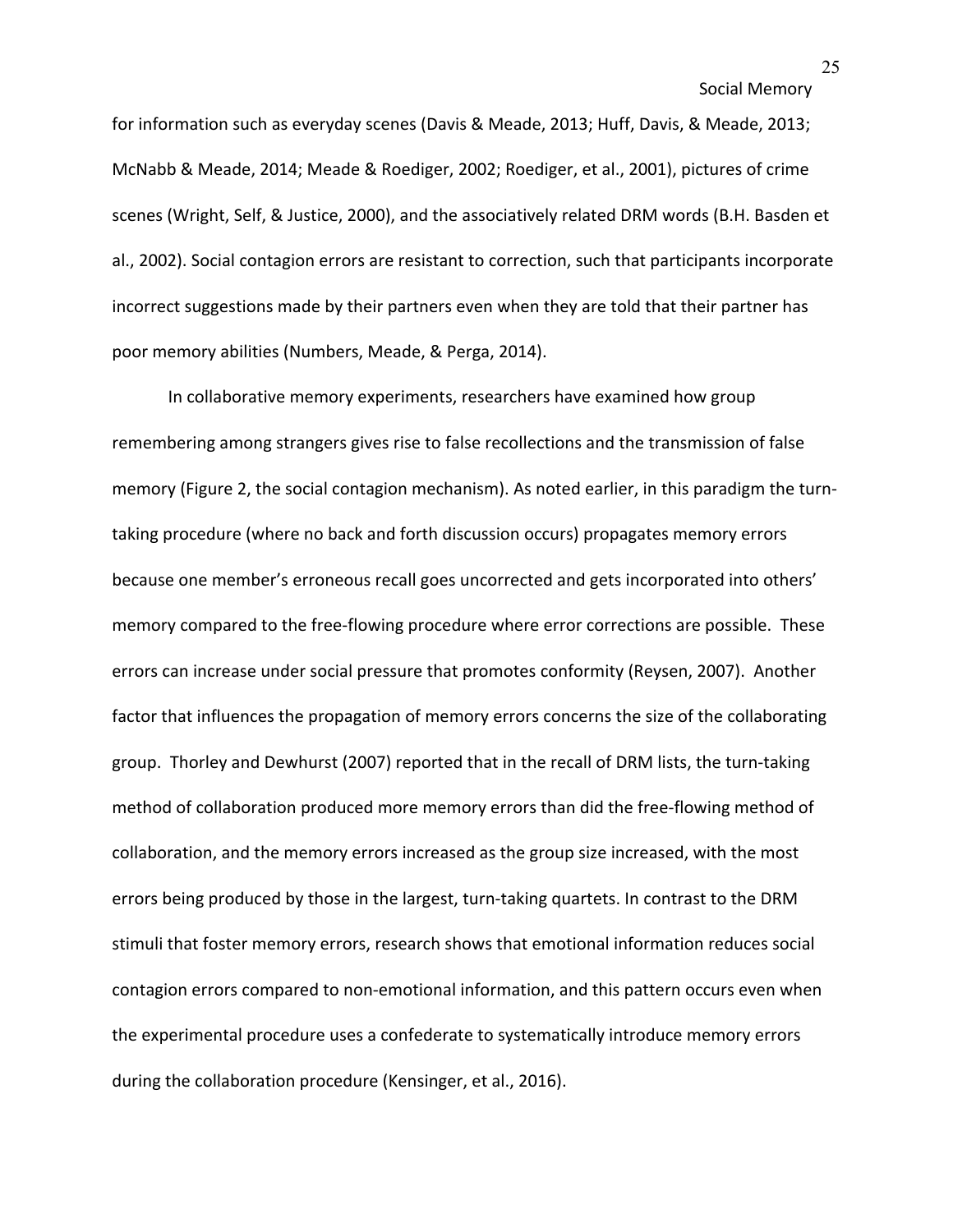for information such as everyday scenes (Davis & Meade, 2013; Huff, Davis, & Meade, 2013; McNabb & Meade, 2014; Meade & Roediger, 2002; Roediger, et al., 2001), pictures of crime scenes (Wright, Self, & Justice, 2000), and the associatively related DRM words (B.H. Basden et al., 2002). Social contagion errors are resistant to correction, such that participants incorporate incorrect suggestions made by their partners even when they are told that their partner has poor memory abilities (Numbers, Meade, & Perga, 2014).

In collaborative memory experiments, researchers have examined how group remembering among strangers gives rise to false recollections and the transmission of false memory (Figure 2, the social contagion mechanism). As noted earlier, in this paradigm the turn-taking procedure (where no back and forth discussion occurs) propagates memory errors because one member's erroneous recall goes uncorrected and gets incorporated into others' memory compared to the free-flowing procedure where error corrections are possible. These errors can increase under social pressure that promotes conformity (Reysen, 2007). Another factor that influences the propagation of memory errors concerns the size of the collaborating group. Thorley and Dewhurst (2007) reported that in the recall of DRM lists, the turn-taking method of collaboration produced more memory errors than did the free-flowing method of collaboration, and the memory errors increased as the group size increased, with the most errors being produced by those in the largest, turn-taking quartets. In contrast to the DRM stimuli that foster memory errors, research shows that emotional information reduces social contagion errors compared to non-emotional information, and this pattern occurs even when the experimental procedure uses a confederate to systematically introduce memory errors during the collaboration procedure (Kensinger, et al., 2016).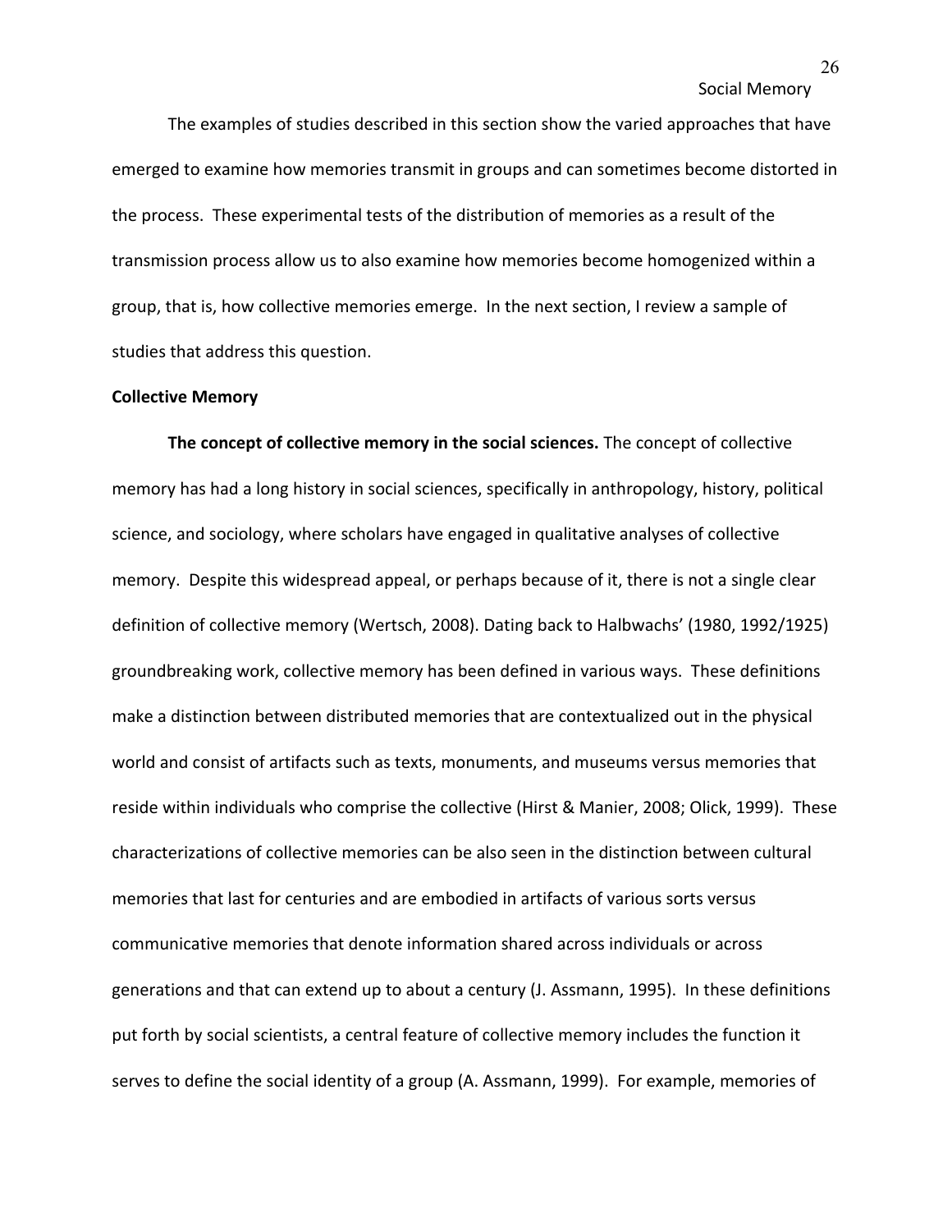The examples of studies described in this section show the varied approaches that have emerged to examine how memories transmit in groups and can sometimes become distorted in the process. These experimental tests of the distribution of memories as a result of the transmission process allow us to also examine how memories become homogenized within a group, that is, how collective memories emerge. In the next section, I review a sample of studies that address this question.

## Collective Memory

**The concept of collective memory in the social sciences.** The concept of collective memory has had a long history in social sciences, specifically in anthropology, history, political science, and sociology, where scholars have engaged in qualitative analyses of collective memory. Despite this widespread appeal, or perhaps because of it, there is not a single clear definition of collective memory (Wertsch, 2008). Dating back to Halbwachs' (1980, 1992/1925) groundbreaking work, collective memory has been defined in various ways. These definitions make a distinction between distributed memories that are contextualized out in the physical world and consist of artifacts such as texts, monuments, and museums versus memories that reside within individuals who comprise the collective (Hirst & Manier, 2008; Olick, 1999). These characterizations of collective memories can be also seen in the distinction between cultural memories that last for centuries and are embodied in artifacts of various sorts versus communicative memories that denote information shared across individuals or across generations and that can extend up to about a century (J. Assmann, 1995). In these definitions put forth by social scientists, a central feature of collective memory includes the function it serves to define the social identity of a group (A. Assmann, 1999). For example, memories of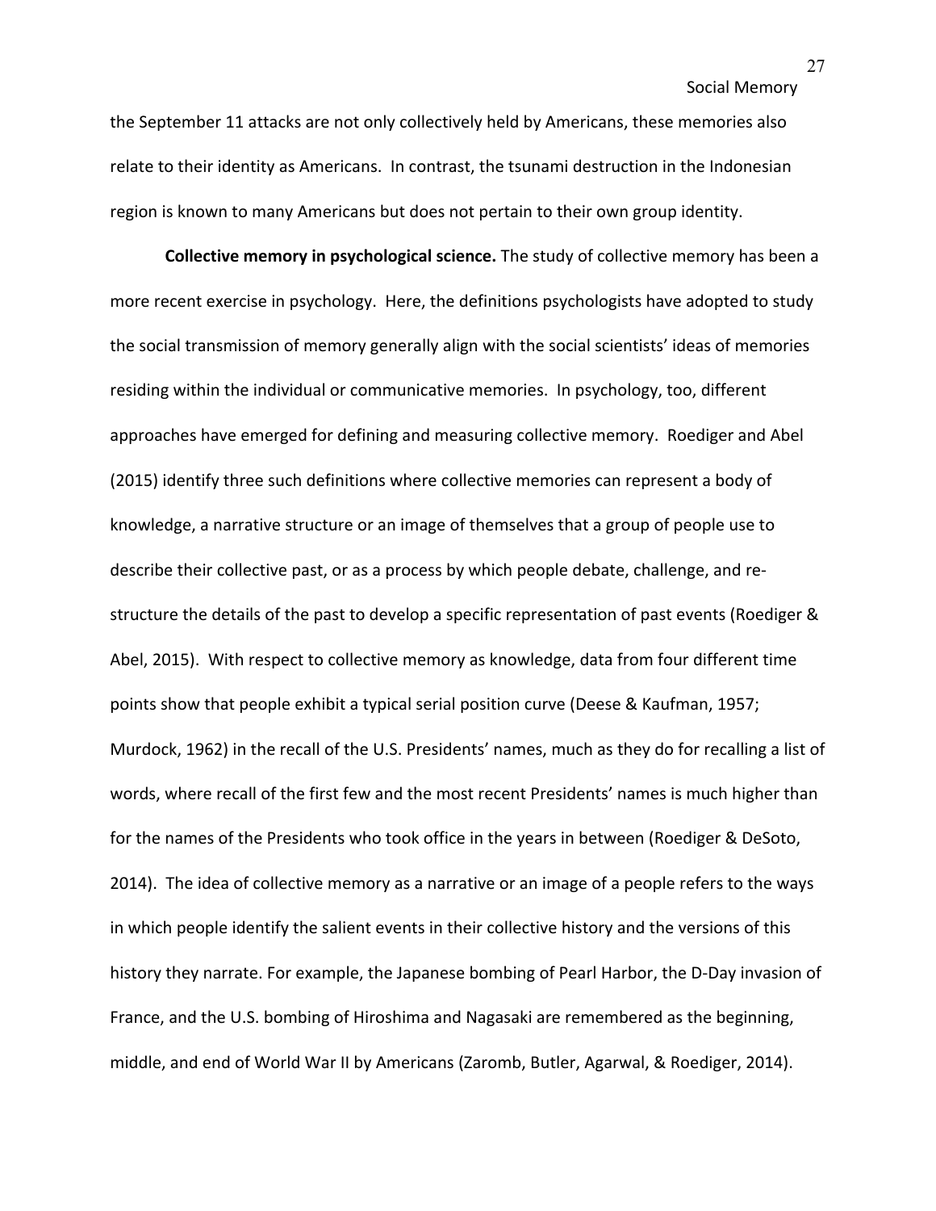the September 11 attacks are not only collectively held by Americans, these memories also relate to their identity as Americans. In contrast, the tsunami destruction in the Indonesian region is known to many Americans but does not pertain to their own group identity.

**Collective memory in psychological science.** The study of collective memory has been a more recent exercise in psychology. Here, the definitions psychologists have adopted to study the social transmission of memory generally align with the social scientists' ideas of memories residing within the individual or communicative memories. In psychology, too, different approaches have emerged for defining and measuring collective memory. Roediger and Abel (2015) identify three such definitions where collective memories can represent a body of knowledge, a narrative structure or an image of themselves that a group of people use to describe their collective past, or as a process by which people debate, challenge, and re-structure the details of the past to develop a specific representation of past events (Roediger & Abel, 2015). With respect to collective memory as knowledge, data from four different time points show that people exhibit a typical serial position curve (Deese & Kaufman, 1957; Murdock, 1962) in the recall of the U.S. Presidents' names, much as they do for recalling a list of words, where recall of the first few and the most recent Presidents' names is much higher than for the names of the Presidents who took office in the years in between (Roediger & DeSoto, 2014). The idea of collective memory as a narrative or an image of a people refers to the ways in which people identify the salient events in their collective history and the versions of this history they narrate. For example, the Japanese bombing of Pearl Harbor, the D-Day invasion of France, and the U.S. bombing of Hiroshima and Nagasaki are remembered as the beginning, middle, and end of World War II by Americans (Zaromb, Butler, Agarwal, & Roediger, 2014).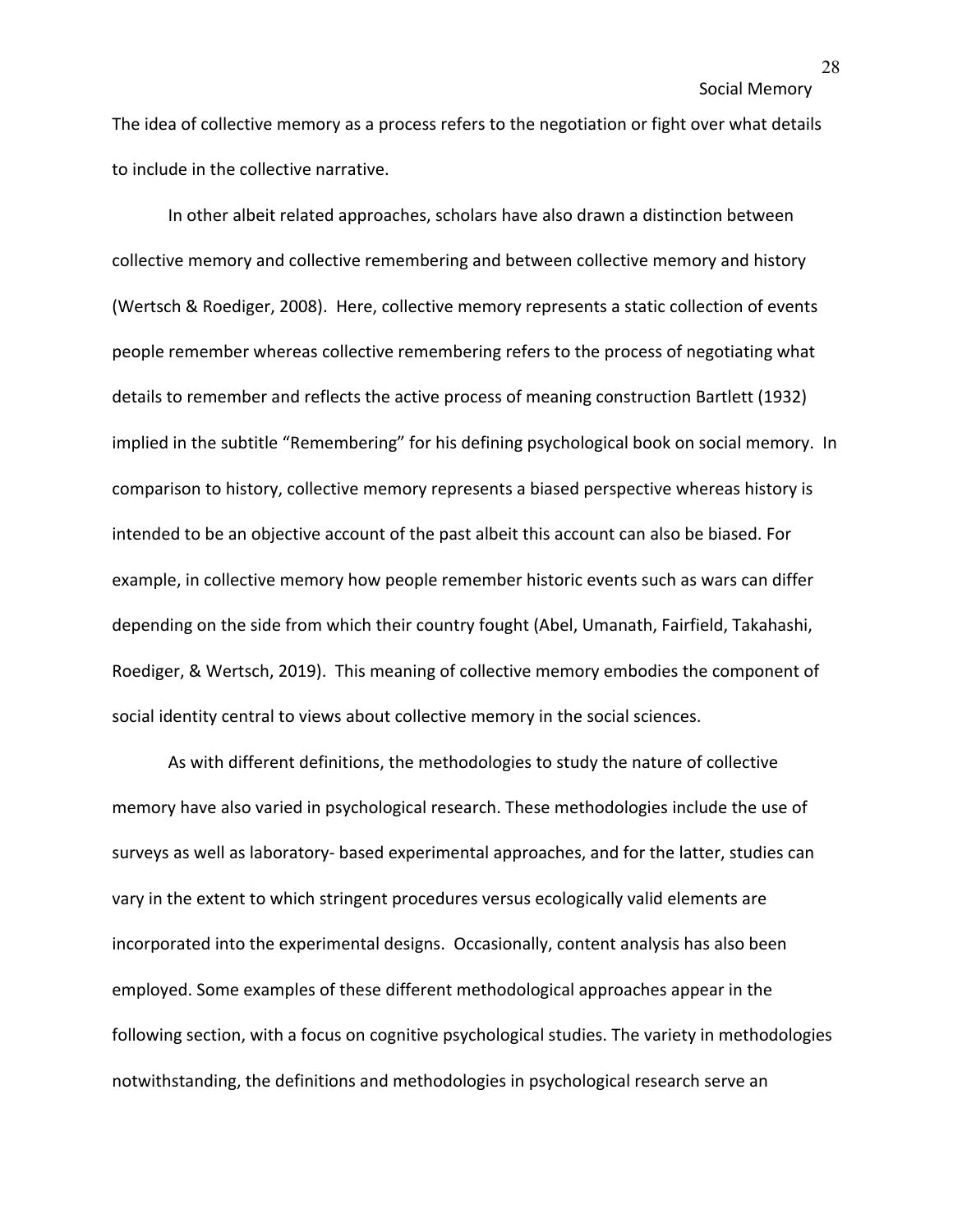The idea of collective memory as a process refers to the negotiation or fight over what details to include in the collective narrative.

In other albeit related approaches, scholars have also drawn a distinction between collective memory and collective remembering and between collective memory and history (Wertsch & Roediger, 2008). Here, collective memory represents a static collection of events people remember whereas collective remembering refers to the process of negotiating what details to remember and reflects the active process of meaning construction Bartlett (1932) implied in the subtitle "Remembering" for his defining psychological book on social memory. In comparison to history, collective memory represents a biased perspective whereas history is intended to be an objective account of the past albeit this account can also be biased. For example, in collective memory how people remember historic events such as wars can differ depending on the side from which their country fought (Abel, Umanath, Fairfield, Takahashi, Roediger, & Wertsch, 2019). This meaning of collective memory embodies the component of social identity central to views about collective memory in the social sciences.

As with different definitions, the methodologies to study the nature of collective memory have also varied in psychological research. These methodologies include the use of surveys as well as laboratory- based experimental approaches, and for the latter, studies can vary in the extent to which stringent procedures versus ecologically valid elements are incorporated into the experimental designs. Occasionally, content analysis has also been employed. Some examples of these different methodological approaches appear in the following section, with a focus on cognitive psychological studies. The variety in methodologies notwithstanding, the definitions and methodologies in psychological research serve an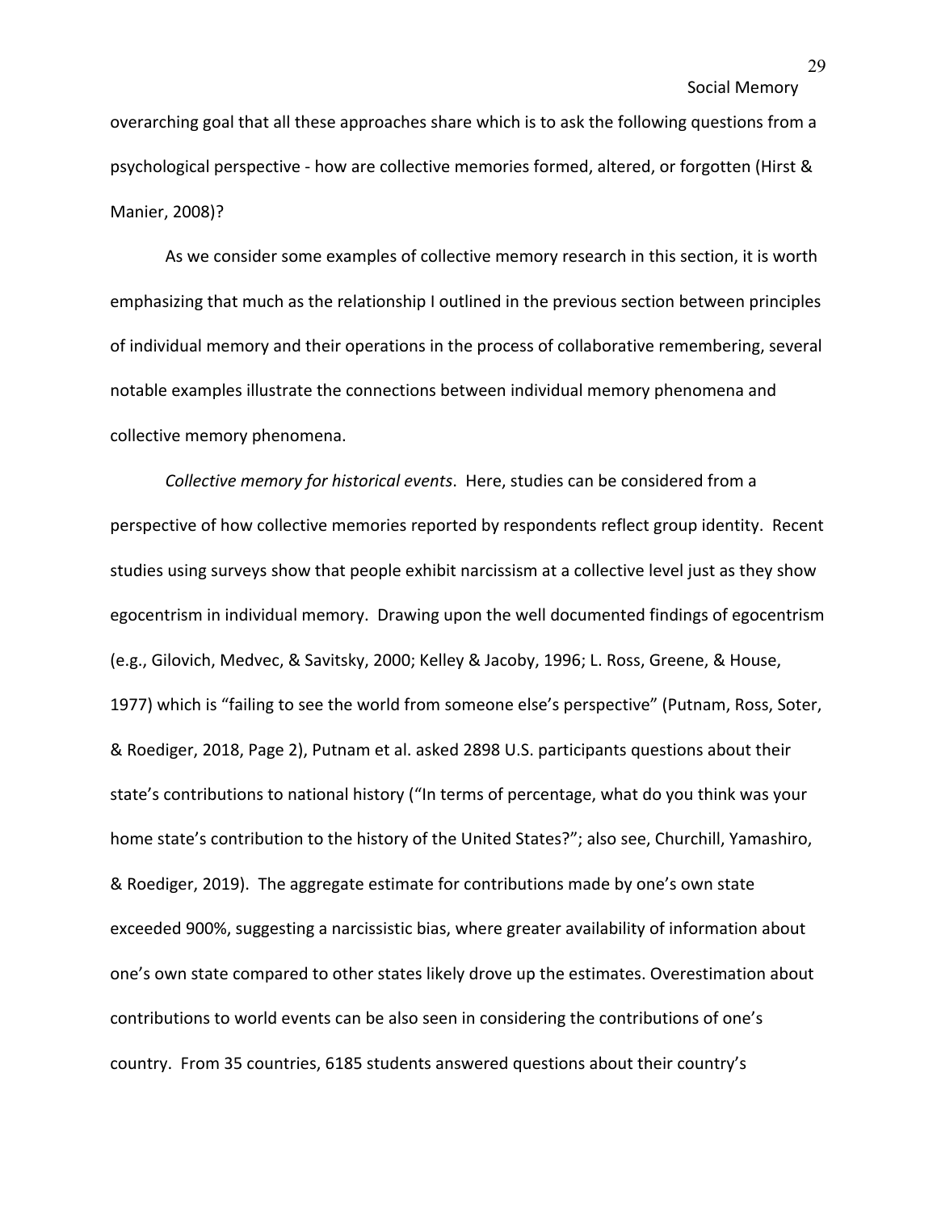overarching goal that all these approaches share which is to ask the following questions from a psychological perspective - how are collective memories formed, altered, or forgotten (Hirst & Manier, 2008)?

As we consider some examples of collective memory research in this section, it is worth emphasizing that much as the relationship I outlined in the previous section between principles of individual memory and their operations in the process of collaborative remembering, several notable examples illustrate the connections between individual memory phenomena and collective memory phenomena.

*Collective memory for historical events*. Here, studies can be considered from a perspective of how collective memories reported by respondents reflect group identity. Recent studies using surveys show that people exhibit narcissism at a collective level just as they show egocentrism in individual memory. Drawing upon the well documented findings of egocentrism (e.g., Gilovich, Medvec, & Savitsky, 2000; Kelley & Jacoby, 1996; L. Ross, Greene, & House, 1977) which is "failing to see the world from someone else's perspective" (Putnam, Ross, Soter, & Roediger, 2018, Page 2), Putnam et al. asked 2898 U.S. participants questions about their state's contributions to national history ("In terms of percentage, what do you think was your home state's contribution to the history of the United States?"; also see, Churchill, Yamashiro, & Roediger, 2019). The aggregate estimate for contributions made by one's own state exceeded 900%, suggesting a narcissistic bias, where greater availability of information about one's own state compared to other states likely drove up the estimates. Overestimation about contributions to world events can be also seen in considering the contributions of one's country. From 35 countries, 6185 students answered questions about their country's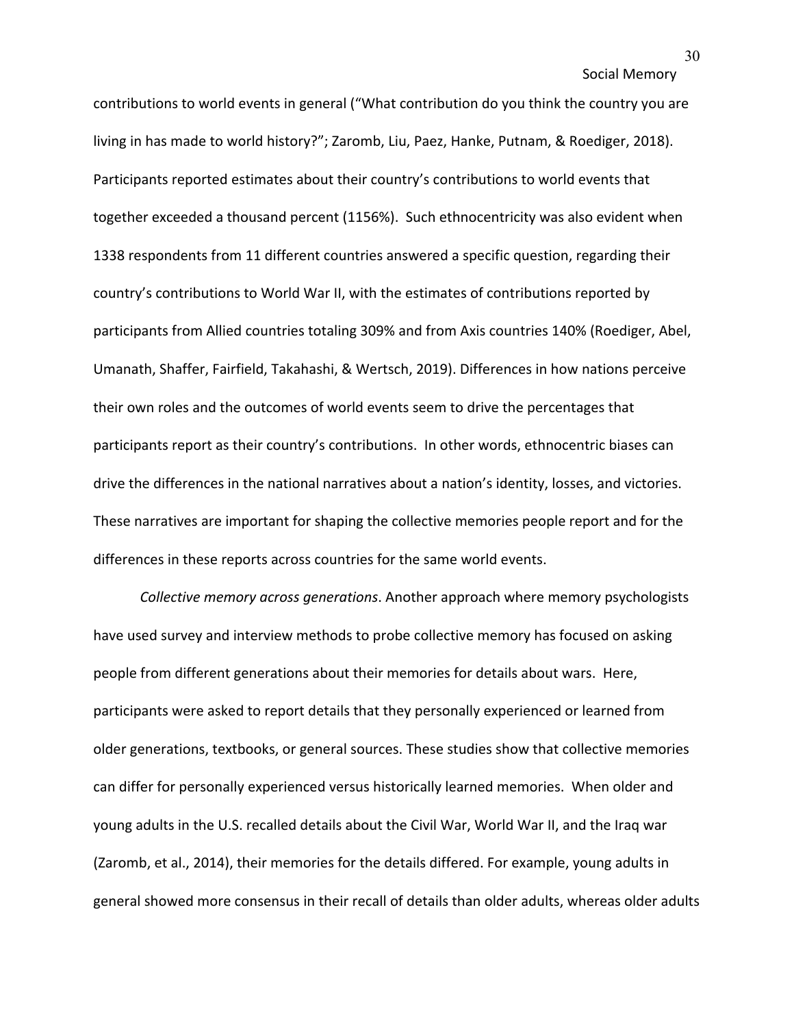contributions to world events in general ("What contribution do you think the country you are living in has made to world history?"; Zaromb, Liu, Paez, Hanke, Putnam, & Roediger, 2018). Participants reported estimates about their country's contributions to world events that together exceeded a thousand percent (1156%). Such ethnocentricity was also evident when 1338 respondents from 11 different countries answered a specific question, regarding their country's contributions to World War II, with the estimates of contributions reported by participants from Allied countries totaling 309% and from Axis countries 140% (Roediger, Abel, Umanath, Shaffer, Fairfield, Takahashi, & Wertsch, 2019). Differences in how nations perceive their own roles and the outcomes of world events seem to drive the percentages that participants report as their country's contributions. In other words, ethnocentric biases can drive the differences in the national narratives about a nation's identity, losses, and victories. These narratives are important for shaping the collective memories people report and for the differences in these reports across countries for the same world events.

*Collective memory across generations*. Another approach where memory psychologists have used survey and interview methods to probe collective memory has focused on asking people from different generations about their memories for details about wars. Here, participants were asked to report details that they personally experienced or learned from older generations, textbooks, or general sources. These studies show that collective memories can differ for personally experienced versus historically learned memories. When older and young adults in the U.S. recalled details about the Civil War, World War II, and the Iraq war (Zaromb, et al., 2014), their memories for the details differed. For example, young adults in general showed more consensus in their recall of details than older adults, whereas older adults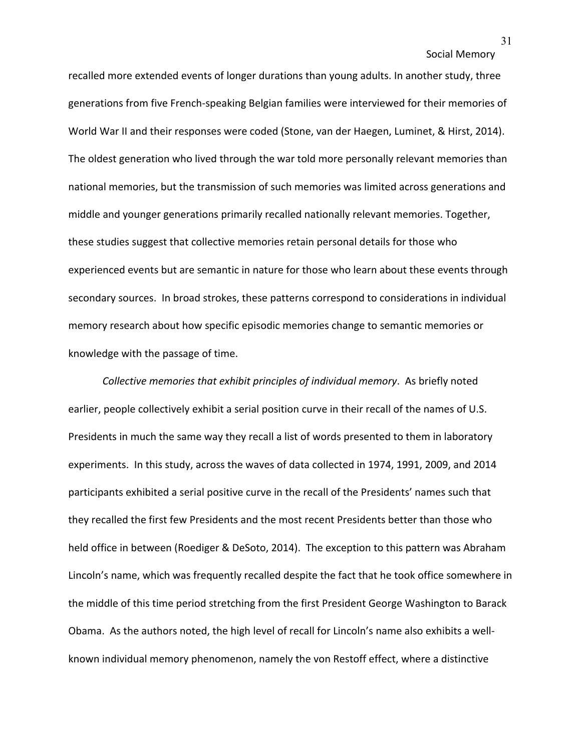recalled more extended events of longer durations than young adults. In another study, three generations from five French-speaking Belgian families were interviewed for their memories of World War II and their responses were coded (Stone, van der Haegen, Luminet, & Hirst, 2014). The oldest generation who lived through the war told more personally relevant memories than national memories, but the transmission of such memories was limited across generations and middle and younger generations primarily recalled nationally relevant memories. Together, these studies suggest that collective memories retain personal details for those who experienced events but are semantic in nature for those who learn about these events through secondary sources. In broad strokes, these patterns correspond to considerations in individual memory research about how specific episodic memories change to semantic memories or knowledge with the passage of time.

*Collective memories that exhibit principles of individual memory*. As briefly noted earlier, people collectively exhibit a serial position curve in their recall of the names of U.S. Presidents in much the same way they recall a list of words presented to them in laboratory experiments. In this study, across the waves of data collected in 1974, 1991, 2009, and 2014 participants exhibited a serial positive curve in the recall of the Presidents' names such that they recalled the first few Presidents and the most recent Presidents better than those who held office in between (Roediger & DeSoto, 2014). The exception to this pattern was Abraham Lincoln's name, which was frequently recalled despite the fact that he took office somewhere in the middle of this time period stretching from the first President George Washington to Barack Obama. As the authors noted, the high level of recall for Lincoln's name also exhibits a well-known individual memory phenomenon, namely the von Restoff effect, where a distinctive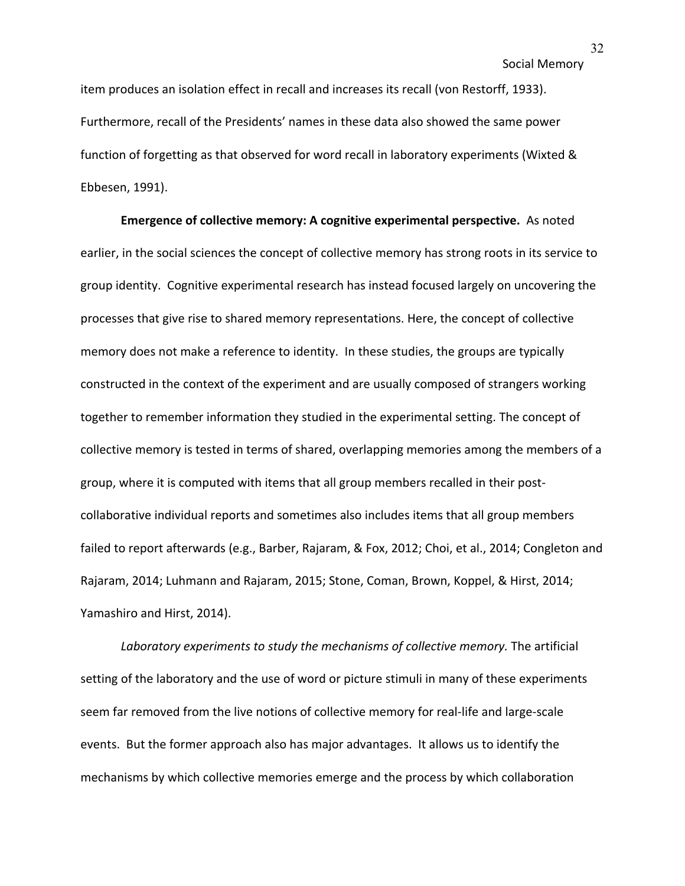item produces an isolation effect in recall and increases its recall (von Restorff, 1933). Furthermore, recall of the Presidents' names in these data also showed the same power function of forgetting as that observed for word recall in laboratory experiments (Wixted & Ebbesen, 1991).

**Emergence of collective memory: A cognitive experimental perspective.** As noted earlier, in the social sciences the concept of collective memory has strong roots in its service to group identity. Cognitive experimental research has instead focused largely on uncovering the processes that give rise to shared memory representations. Here, the concept of collective memory does not make a reference to identity. In these studies, the groups are typically constructed in the context of the experiment and are usually composed of strangers working together to remember information they studied in the experimental setting. The concept of collective memory is tested in terms of shared, overlapping memories among the members of a group, where it is computed with items that all group members recalled in their post-collaborative individual reports and sometimes also includes items that all group members failed to report afterwards (e.g., Barber, Rajaram, & Fox, 2012; Choi, et al., 2014; Congleton and Rajaram, 2014; Luhmann and Rajaram, 2015; Stone, Coman, Brown, Koppel, & Hirst, 2014; Yamashiro and Hirst, 2014).

*Laboratory experiments to study the mechanisms of collective memory.* The artificial setting of the laboratory and the use of word or picture stimuli in many of these experiments seem far removed from the live notions of collective memory for real-life and large-scale events. But the former approach also has major advantages. It allows us to identify the mechanisms by which collective memories emerge and the process by which collaboration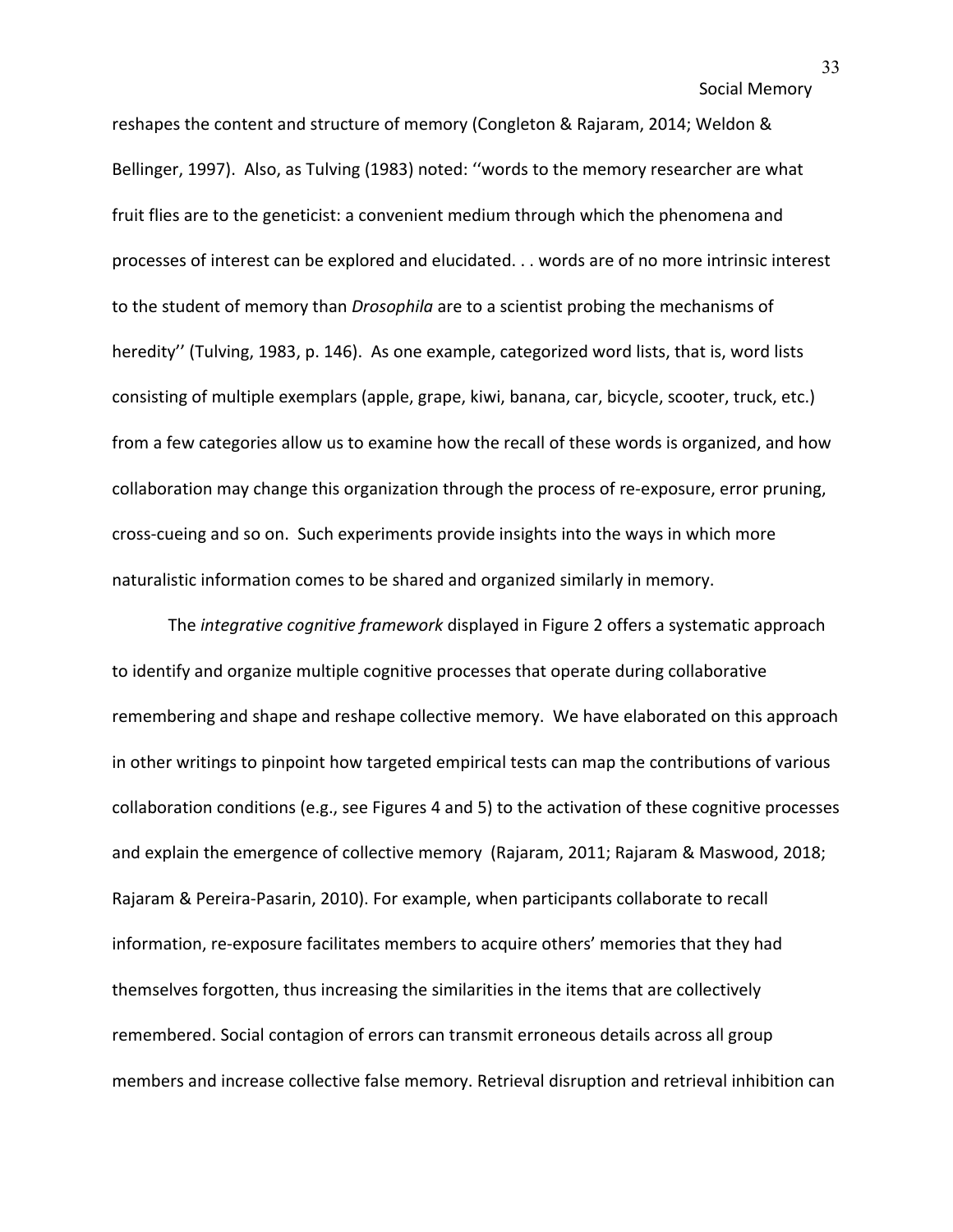reshapes the content and structure of memory (Congleton & Rajaram, 2014; Weldon & Bellinger, 1997). Also, as Tulving (1983) noted: ''words to the memory researcher are what fruit flies are to the geneticist: a convenient medium through which the phenomena and processes of interest can be explored and elucidated. . . words are of no more intrinsic interest to the student of memory than *Drosophila* are to a scientist probing the mechanisms of heredity'' (Tulving, 1983, p. 146). As one example, categorized word lists, that is, word lists consisting of multiple exemplars (apple, grape, kiwi, banana, car, bicycle, scooter, truck, etc.) from a few categories allow us to examine how the recall of these words is organized, and how collaboration may change this organization through the process of re-exposure, error pruning, cross-cueing and so on. Such experiments provide insights into the ways in which more naturalistic information comes to be shared and organized similarly in memory.

The *integrative cognitive framework* displayed in Figure 2 offers a systematic approach to identify and organize multiple cognitive processes that operate during collaborative remembering and shape and reshape collective memory. We have elaborated on this approach in other writings to pinpoint how targeted empirical tests can map the contributions of various collaboration conditions (e.g., see Figures 4 and 5) to the activation of these cognitive processes and explain the emergence of collective memory (Rajaram, 2011; Rajaram & Maswood, 2018; Rajaram & Pereira-Pasarin, 2010). For example, when participants collaborate to recall information, re-exposure facilitates members to acquire others' memories that they had themselves forgotten, thus increasing the similarities in the items that are collectively remembered. Social contagion of errors can transmit erroneous details across all group members and increase collective false memory. Retrieval disruption and retrieval inhibition can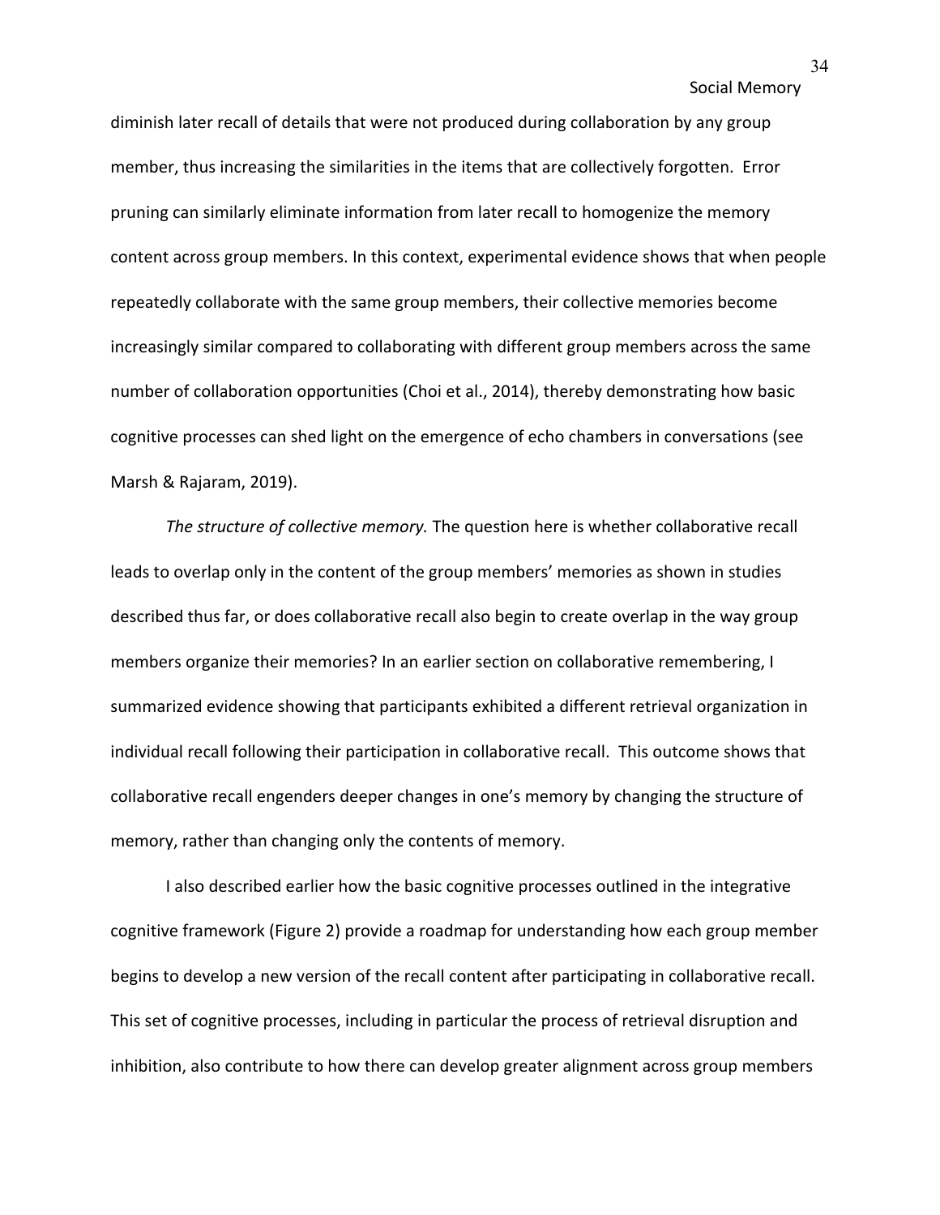diminish later recall of details that were not produced during collaboration by any group member, thus increasing the similarities in the items that are collectively forgotten. Error pruning can similarly eliminate information from later recall to homogenize the memory content across group members. In this context, experimental evidence shows that when people repeatedly collaborate with the same group members, their collective memories become increasingly similar compared to collaborating with different group members across the same number of collaboration opportunities (Choi et al., 2014), thereby demonstrating how basic cognitive processes can shed light on the emergence of echo chambers in conversations (see Marsh & Rajaram, 2019).

*The structure of collective memory.* The question here is whether collaborative recall leads to overlap only in the content of the group members' memories as shown in studies described thus far, or does collaborative recall also begin to create overlap in the way group members organize their memories? In an earlier section on collaborative remembering, I summarized evidence showing that participants exhibited a different retrieval organization in individual recall following their participation in collaborative recall. This outcome shows that collaborative recall engenders deeper changes in one's memory by changing the structure of memory, rather than changing only the contents of memory.

I also described earlier how the basic cognitive processes outlined in the integrative cognitive framework (Figure 2) provide a roadmap for understanding how each group member begins to develop a new version of the recall content after participating in collaborative recall. This set of cognitive processes, including in particular the process of retrieval disruption and inhibition, also contribute to how there can develop greater alignment across group members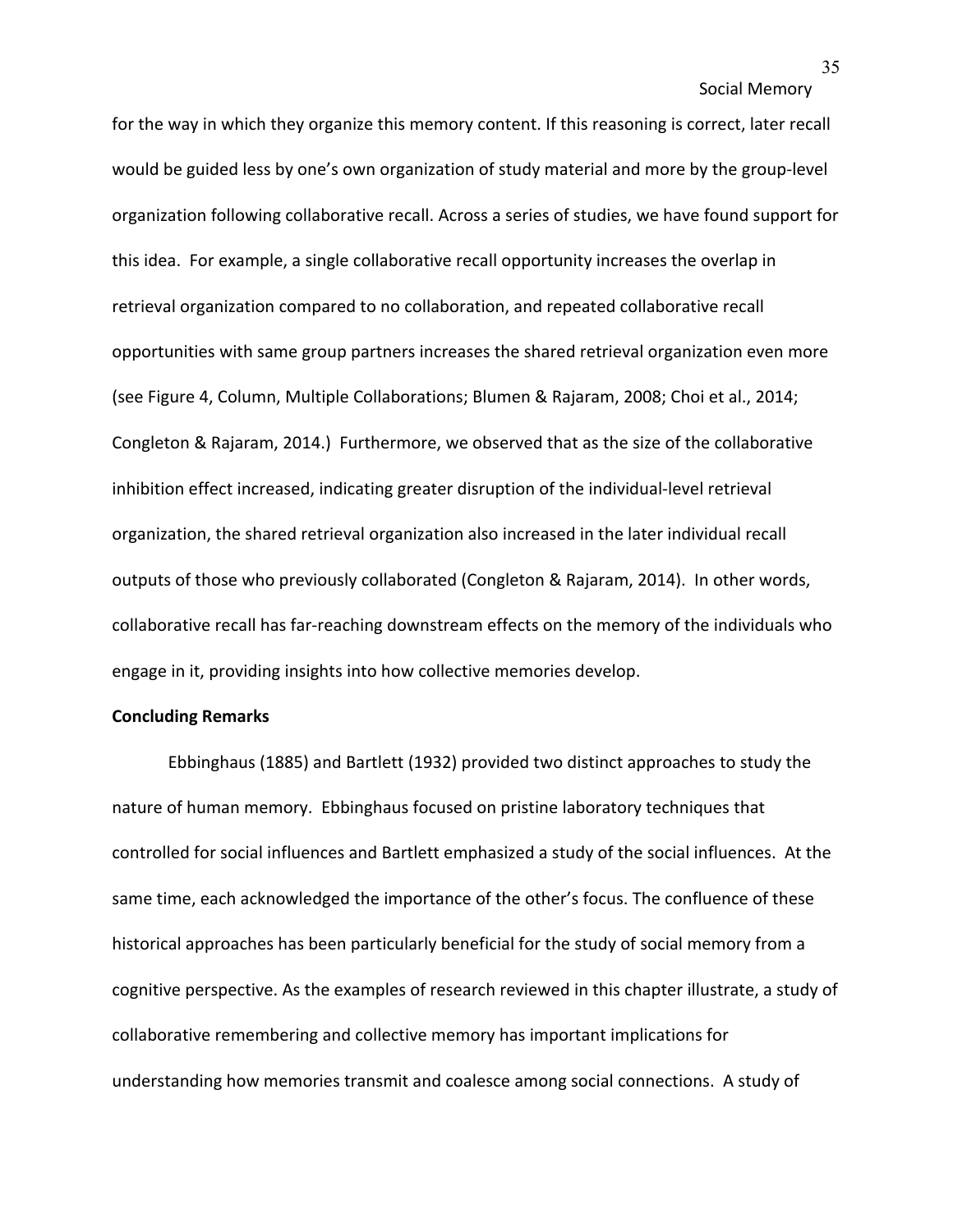for the way in which they organize this memory content. If this reasoning is correct, later recall would be guided less by one's own organization of study material and more by the group-level organization following collaborative recall. Across a series of studies, we have found support for this idea. For example, a single collaborative recall opportunity increases the overlap in retrieval organization compared to no collaboration, and repeated collaborative recall opportunities with same group partners increases the shared retrieval organization even more (see Figure 4, Column, Multiple Collaborations; Blumen & Rajaram, 2008; Choi et al., 2014; Congleton & Rajaram, 2014.) Furthermore, we observed that as the size of the collaborative inhibition effect increased, indicating greater disruption of the individual-level retrieval organization, the shared retrieval organization also increased in the later individual recall outputs of those who previously collaborated (Congleton & Rajaram, 2014). In other words, collaborative recall has far-reaching downstream effects on the memory of the individuals who engage in it, providing insights into how collective memories develop.

**Concluding Remarks**

Ebbinghaus (1885) and Bartlett (1932) provided two distinct approaches to study the nature of human memory. Ebbinghaus focused on pristine laboratory techniques that controlled for social influences and Bartlett emphasized a study of the social influences. At the same time, each acknowledged the importance of the other's focus. The confluence of these historical approaches has been particularly beneficial for the study of social memory from a cognitive perspective. As the examples of research reviewed in this chapter illustrate, a study of collaborative remembering and collective memory has important implications for understanding how memories transmit and coalesce among social connections. A study of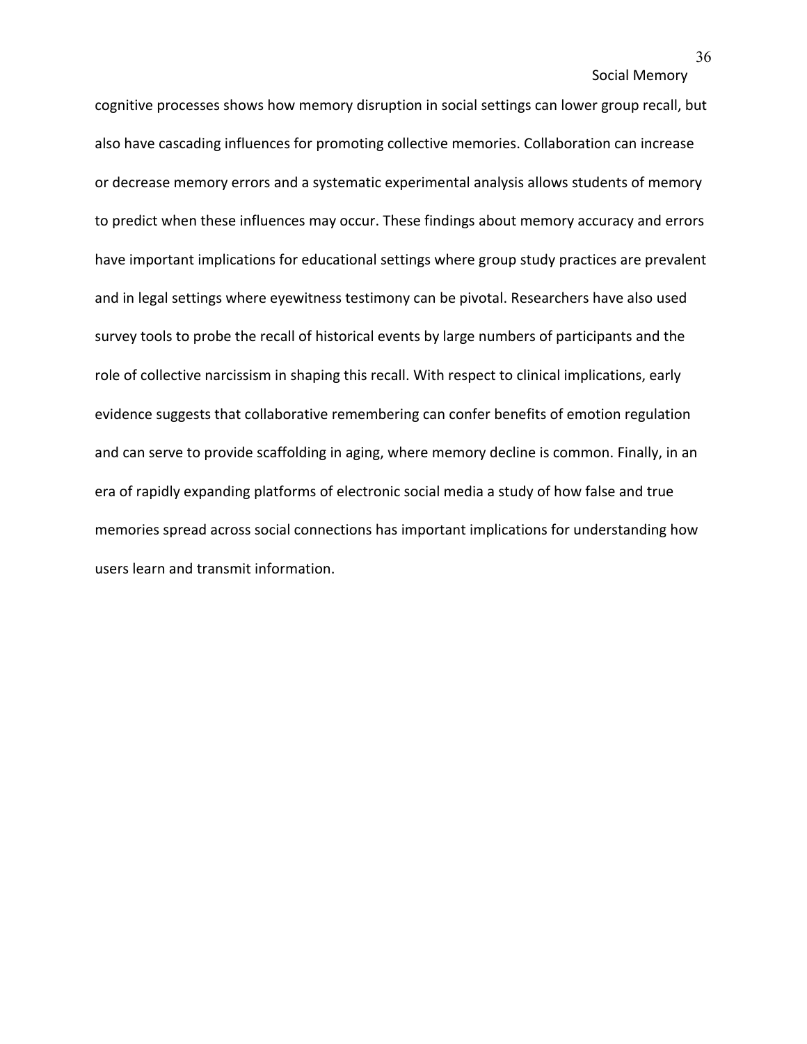cognitive processes shows how memory disruption in social settings can lower group recall, but also have cascading influences for promoting collective memories. Collaboration can increase or decrease memory errors and a systematic experimental analysis allows students of memory to predict when these influences may occur. These findings about memory accuracy and errors have important implications for educational settings where group study practices are prevalent and in legal settings where eyewitness testimony can be pivotal. Researchers have also used survey tools to probe the recall of historical events by large numbers of participants and the role of collective narcissism in shaping this recall. With respect to clinical implications, early evidence suggests that collaborative remembering can confer benefits of emotion regulation and can serve to provide scaffolding in aging, where memory decline is common. Finally, in an era of rapidly expanding platforms of electronic social media a study of how false and true memories spread across social connections has important implications for understanding how users learn and transmit information.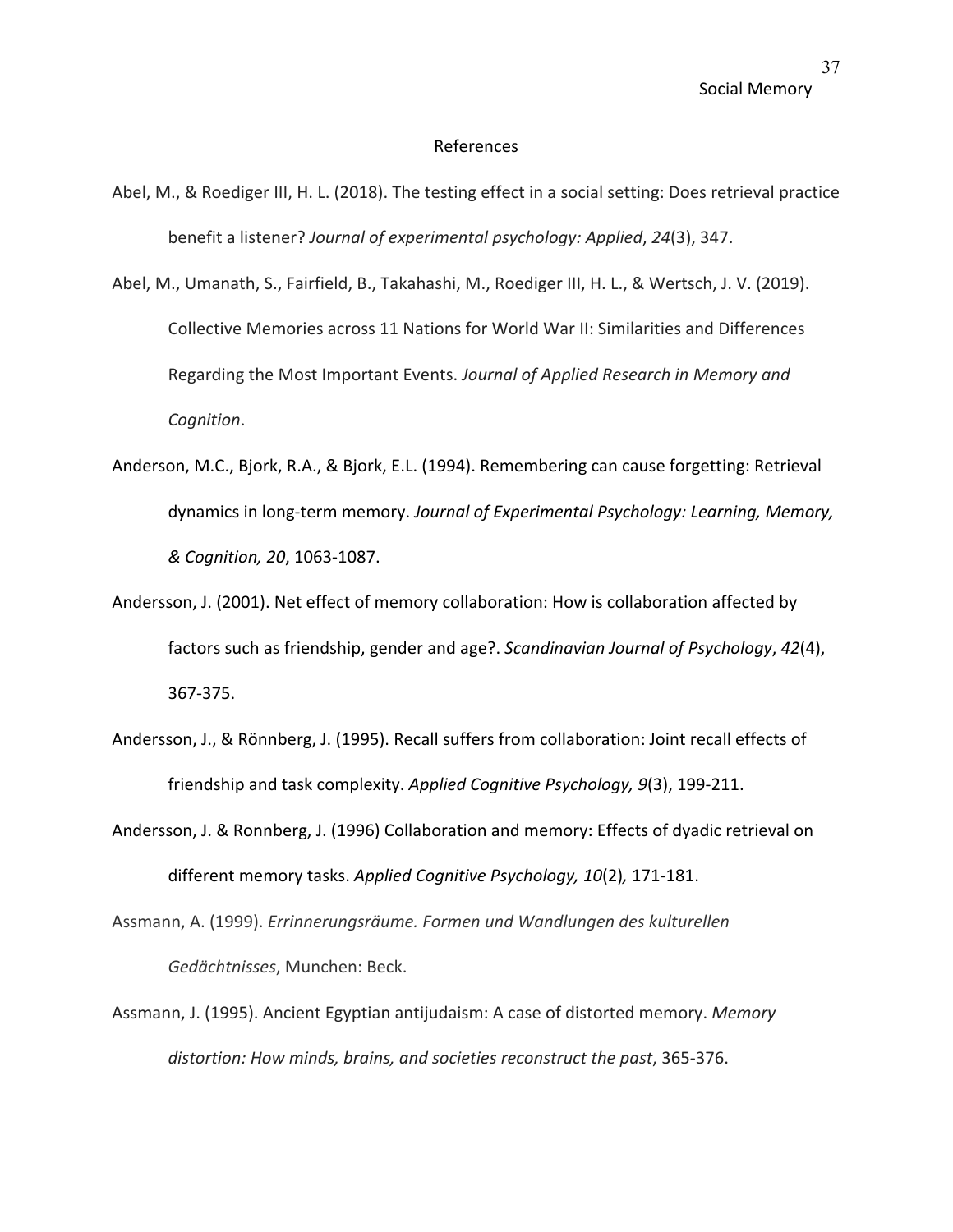## References

Abel, M., & Roediger III, H. L. (2018). The testing effect in a social setting: Does retrieval practice benefit a listener? *Journal of experimental psychology: Applied*, *24*(3), 347.

Abel, M., Umanath, S., Fairfield, B., Takahashi, M., Roediger III, H. L., & Wertsch, J. V. (2019). Collective Memories across 11 Nations for World War II: Similarities and Differences Regarding the Most Important Events. *Journal of Applied Research in Memory and Cognition*.

Anderson, M.C., Bjork, R.A., & Bjork, E.L. (1994). Remembering can cause forgetting: Retrieval dynamics in long-term memory. *Journal of Experimental Psychology: Learning, Memory, & Cognition, 20*, 1063-1087.

Andersson, J. (2001). Net effect of memory collaboration: How is collaboration affected by factors such as friendship, gender and age?. *Scandinavian Journal of Psychology*, *42*(4), 367-375.

Andersson, J., & Rönnberg, J. (1995). Recall suffers from collaboration: Joint recall effects of friendship and task complexity. *Applied Cognitive Psychology, 9*(3), 199-211.

Andersson, J. & Ronnberg, J. (1996) Collaboration and memory: Effects of dyadic retrieval on different memory tasks. *Applied Cognitive Psychology, 10*(2)*,* 171-181.

Assmann, A. (1999). *Errinnerungsräume. Formen und Wandlungen des kulturellen Gedächtnisses*, Munchen: Beck.

Assmann, J. (1995). Ancient Egyptian antijudaism: A case of distorted memory. *Memory distortion: How minds, brains, and societies reconstruct the past*, 365-376.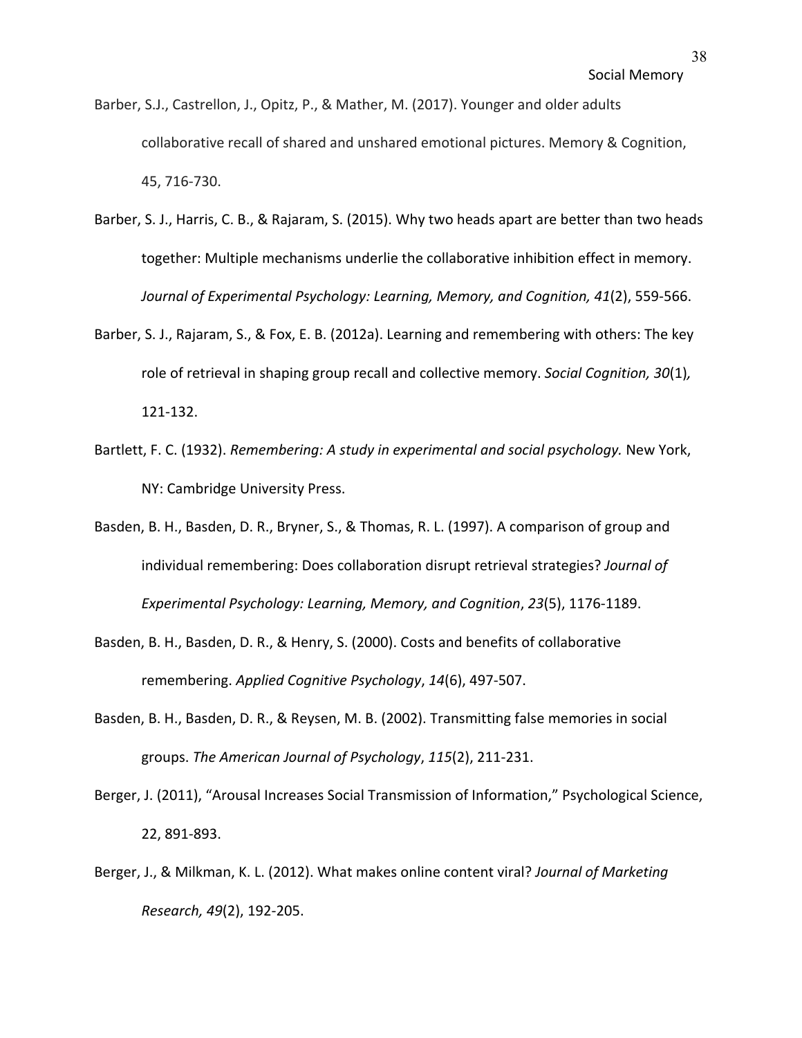Barber, S.J., Castrellon, J., Opitz, P., & Mather, M. (2017). Younger and older adults collaborative recall of shared and unshared emotional pictures. Memory & Cognition, 45, 716-730.

Barber, S. J., Harris, C. B., & Rajaram, S. (2015). Why two heads apart are better than two heads together: Multiple mechanisms underlie the collaborative inhibition effect in memory. *Journal of Experimental Psychology: Learning, Memory, and Cognition, 41*(2), 559-566.

Barber, S. J., Rajaram, S., & Fox, E. B. (2012a). Learning and remembering with others: The key role of retrieval in shaping group recall and collective memory. *Social Cognition, 30*(1)*,* 121-132.

Bartlett, F. C. (1932). *Remembering: A study in experimental and social psychology.* New York, NY: Cambridge University Press.

Basden, B. H., Basden, D. R., Bryner, S., & Thomas, R. L. (1997). A comparison of group and individual remembering: Does collaboration disrupt retrieval strategies? *Journal of Experimental Psychology: Learning, Memory, and Cognition*, *23*(5), 1176-1189.

Basden, B. H., Basden, D. R., & Henry, S. (2000). Costs and benefits of collaborative remembering. *Applied Cognitive Psychology*, *14*(6), 497-507.

Basden, B. H., Basden, D. R., & Reysen, M. B. (2002). Transmitting false memories in social groups. *The American Journal of Psychology*, *115*(2), 211-231.

Berger, J. (2011), "Arousal Increases Social Transmission of Information," Psychological Science, 22, 891-893.

Berger, J., & Milkman, K. L. (2012). What makes online content viral? *Journal of Marketing Research, 49*(2), 192-205.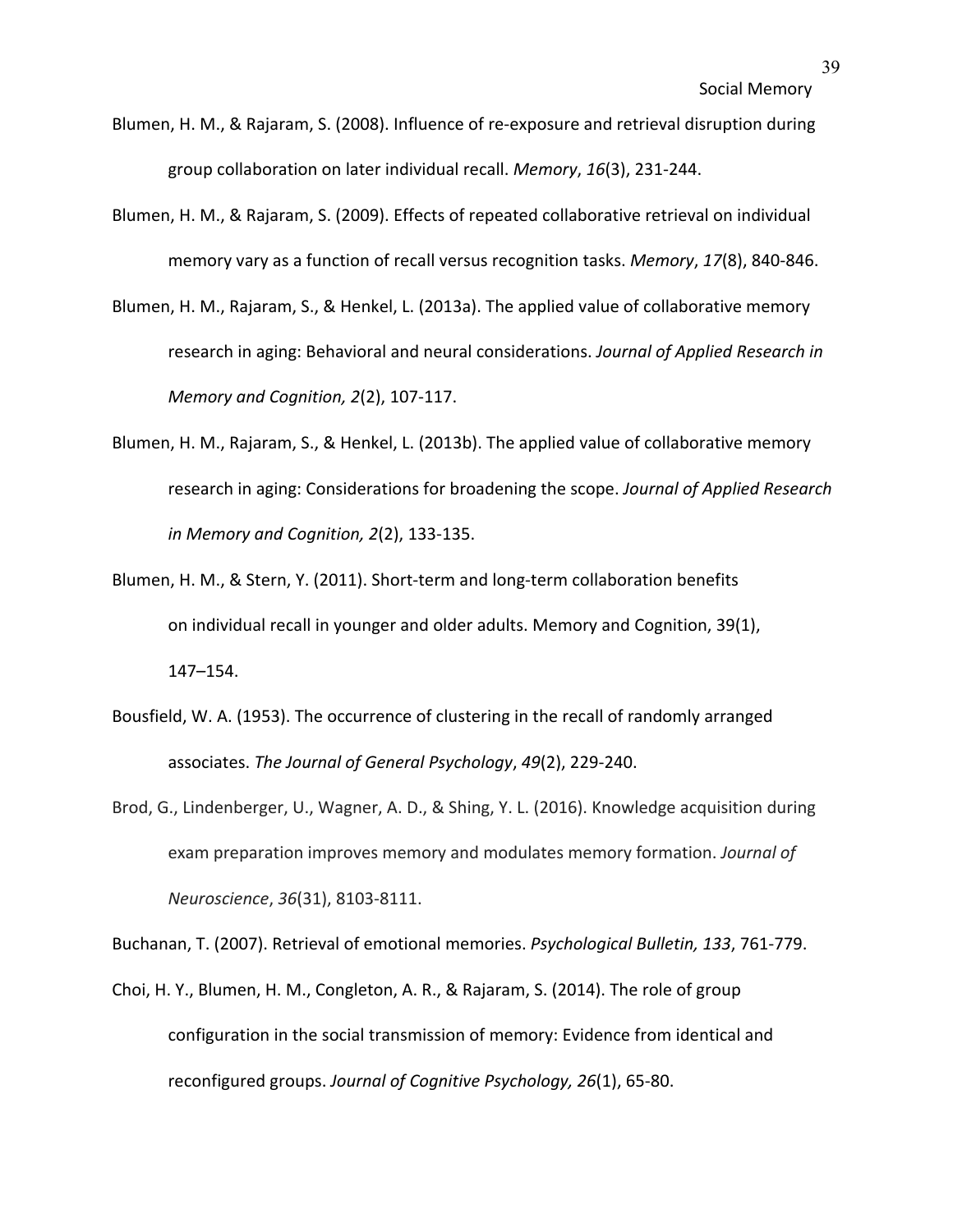Blumen, H. M., & Rajaram, S. (2008). Influence of re-exposure and retrieval disruption during group collaboration on later individual recall. *Memory*, *16*(3), 231-244.

Blumen, H. M., & Rajaram, S. (2009). Effects of repeated collaborative retrieval on individual memory vary as a function of recall versus recognition tasks. *Memory*, *17*(8), 840-846.

Blumen, H. M., Rajaram, S., & Henkel, L. (2013a). The applied value of collaborative memory research in aging: Behavioral and neural considerations. *Journal of Applied Research in Memory and Cognition, 2*(2), 107-117.

Blumen, H. M., Rajaram, S., & Henkel, L. (2013b). The applied value of collaborative memory research in aging: Considerations for broadening the scope. *Journal of Applied Research in Memory and Cognition, 2*(2), 133-135.

Blumen, H. M., & Stern, Y. (2011). Short-term and long-term collaboration benefits on individual recall in younger and older adults. Memory and Cognition, 39(1), 147–154.

Bousfield, W. A. (1953). The occurrence of clustering in the recall of randomly arranged associates. *The Journal of General Psychology*, *49*(2), 229-240.

Brod, G., Lindenberger, U., Wagner, A. D., & Shing, Y. L. (2016). Knowledge acquisition during exam preparation improves memory and modulates memory formation. *Journal of Neuroscience*, *36*(31), 8103-8111.

Buchanan, T. (2007). Retrieval of emotional memories. *Psychological Bulletin, 133*, 761-779.

Choi, H. Y., Blumen, H. M., Congleton, A. R., & Rajaram, S. (2014). The role of group configuration in the social transmission of memory: Evidence from identical and reconfigured groups. *Journal of Cognitive Psychology, 26*(1), 65-80.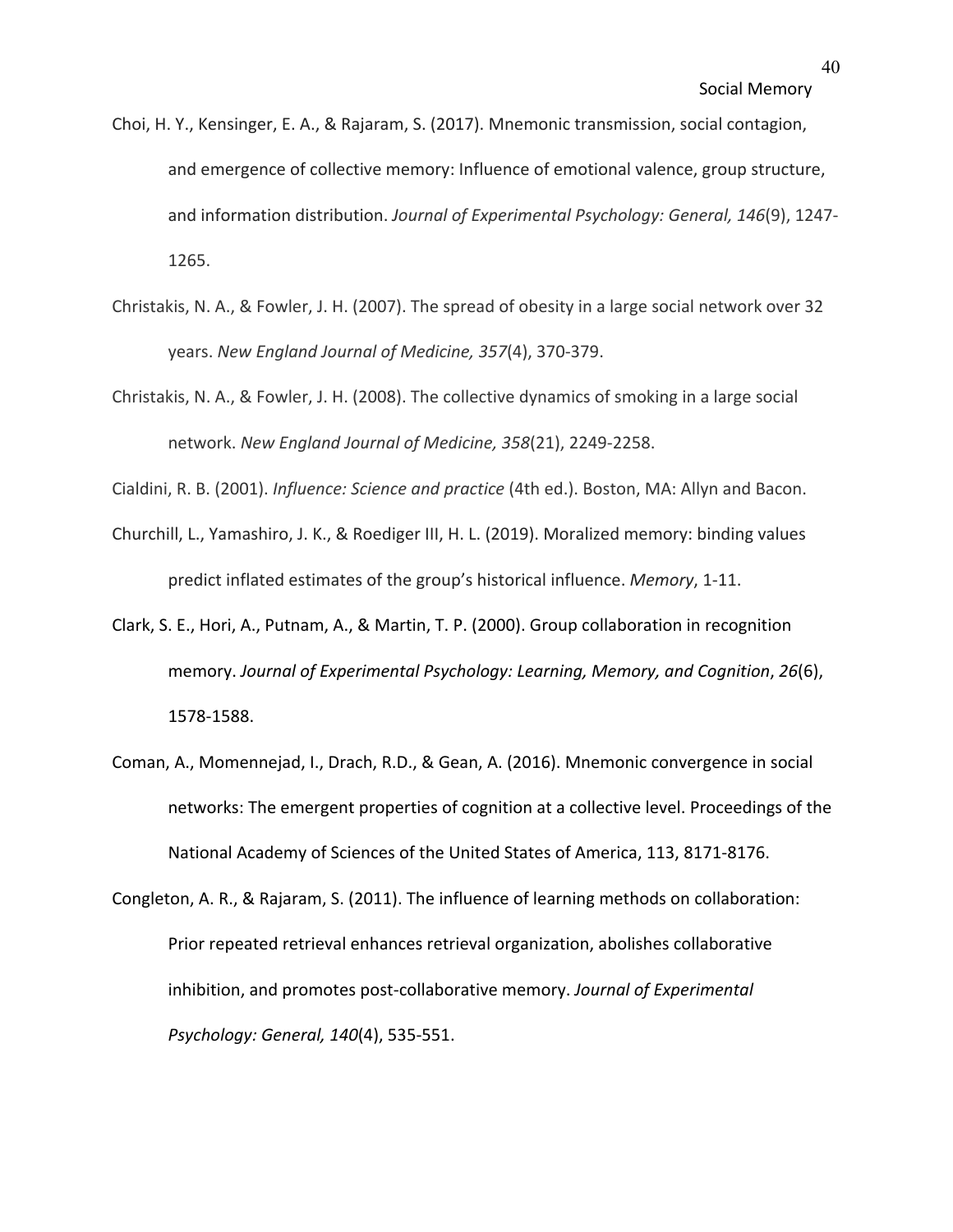Choi, H. Y., Kensinger, E. A., & Rajaram, S. (2017). Mnemonic transmission, social contagion, and emergence of collective memory: Influence of emotional valence, group structure, and information distribution. *Journal of Experimental Psychology: General, 146*(9), 1247-1265.

Christakis, N. A., & Fowler, J. H. (2007). The spread of obesity in a large social network over 32 years. *New England Journal of Medicine, 357*(4), 370-379.

Christakis, N. A., & Fowler, J. H. (2008). The collective dynamics of smoking in a large social network. *New England Journal of Medicine, 358*(21), 2249-2258.

Cialdini, R. B. (2001). *Influence: Science and practice* (4th ed.). Boston, MA: Allyn and Bacon.

Churchill, L., Yamashiro, J. K., & Roediger III, H. L. (2019). Moralized memory: binding values predict inflated estimates of the group's historical influence. *Memory*, 1-11.

Clark, S. E., Hori, A., Putnam, A., & Martin, T. P. (2000). Group collaboration in recognition memory. *Journal of Experimental Psychology: Learning, Memory, and Cognition*, *26*(6), 1578-1588.

Coman, A., Momennejad, I., Drach, R.D., & Gean, A. (2016). Mnemonic convergence in social networks: The emergent properties of cognition at a collective level. Proceedings of the National Academy of Sciences of the United States of America, 113, 8171-8176.

Congleton, A. R., & Rajaram, S. (2011). The influence of learning methods on collaboration: Prior repeated retrieval enhances retrieval organization, abolishes collaborative inhibition, and promotes post-collaborative memory. *Journal of Experimental Psychology: General, 140*(4), 535-551.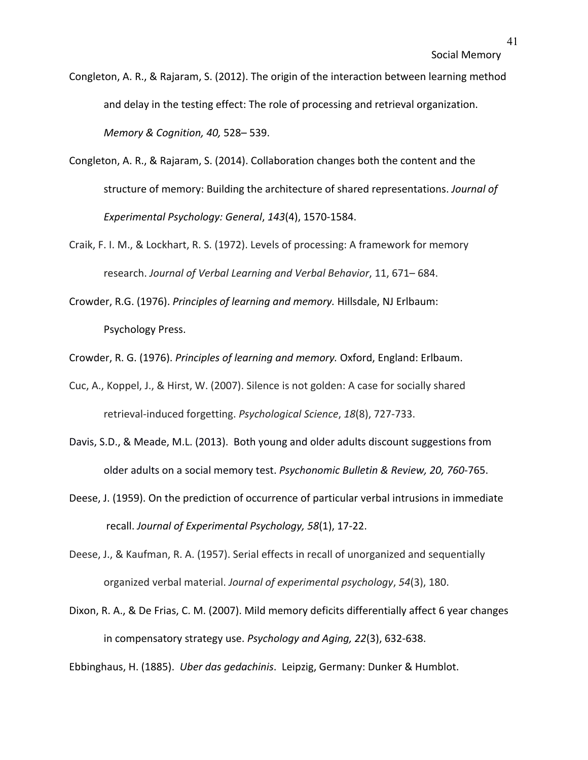Congleton, A. R., & Rajaram, S. (2012). The origin of the interaction between learning method and delay in the testing effect: The role of processing and retrieval organization. *Memory & Cognition, 40,* 528– 539.

Congleton, A. R., & Rajaram, S. (2014). Collaboration changes both the content and the structure of memory: Building the architecture of shared representations. *Journal of Experimental Psychology: General*, *143*(4), 1570-1584.

Craik, F. I. M., & Lockhart, R. S. (1972). Levels of processing: A framework for memory research. *Journal of Verbal Learning and Verbal Behavior*, 11, 671– 684.

Crowder, R.G. (1976). *Principles of learning and memory.* Hillsdale, NJ Erlbaum: Psychology Press.

Crowder, R. G. (1976). *Principles of learning and memory.* Oxford, England: Erlbaum.

Cuc, A., Koppel, J., & Hirst, W. (2007). Silence is not golden: A case for socially shared retrieval-induced forgetting. *Psychological Science*, *18*(8), 727-733.

Davis, S.D., & Meade, M.L. (2013). Both young and older adults discount suggestions from older adults on a social memory test. *Psychonomic Bulletin & Review, 20, 760*-765.

Deese, J. (1959). On the prediction of occurrence of particular verbal intrusions in immediate recall. *Journal of Experimental Psychology, 58*(1), 17-22.

Deese, J., & Kaufman, R. A. (1957). Serial effects in recall of unorganized and sequentially organized verbal material. *Journal of experimental psychology*, *54*(3), 180.

Dixon, R. A., & De Frias, C. M. (2007). Mild memory deficits differentially affect 6 year changes in compensatory strategy use. *Psychology and Aging, 22*(3), 632-638.

Ebbinghaus, H. (1885). *Uber das gedachinis*. Leipzig, Germany: Dunker & Humblot.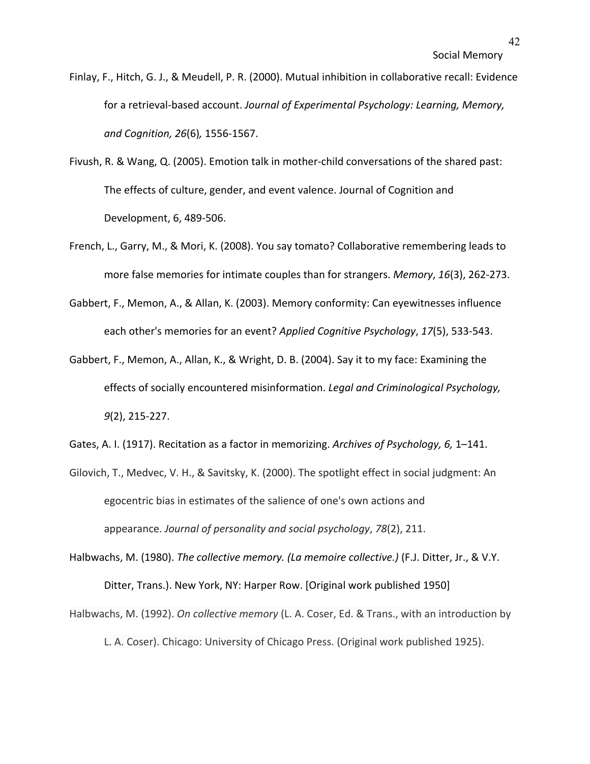Finlay, F., Hitch, G. J., & Meudell, P. R. (2000). Mutual inhibition in collaborative recall: Evidence for a retrieval-based account. *Journal of Experimental Psychology: Learning, Memory, and Cognition, 26*(6)*,* 1556-1567.

Fivush, R. & Wang, Q. (2005). Emotion talk in mother-child conversations of the shared past: The effects of culture, gender, and event valence. Journal of Cognition and Development, 6, 489-506.

French, L., Garry, M., & Mori, K. (2008). You say tomato? Collaborative remembering leads to more false memories for intimate couples than for strangers. *Memory*, *16*(3), 262-273.

Gabbert, F., Memon, A., & Allan, K. (2003). Memory conformity: Can eyewitnesses influence each other's memories for an event? *Applied Cognitive Psychology*, *17*(5), 533-543.

Gabbert, F., Memon, A., Allan, K., & Wright, D. B. (2004). Say it to my face: Examining the effects of socially encountered misinformation. *Legal and Criminological Psychology, 9*(2), 215-227.

Gates, A. I. (1917). Recitation as a factor in memorizing. *Archives of Psychology, 6,* 1–141.

Gilovich, T., Medvec, V. H., & Savitsky, K. (2000). The spotlight effect in social judgment: An egocentric bias in estimates of the salience of one's own actions and appearance. *Journal of personality and social psychology*, *78*(2), 211.

Halbwachs, M. (1980). *The collective memory. (La memoire collective.)* (F.J. Ditter, Jr., & V.Y. Ditter, Trans.). New York, NY: Harper Row. [Original work published 1950]

Halbwachs, M. (1992). *On collective memory* (L. A. Coser, Ed. & Trans., with an introduction by L. A. Coser). Chicago: University of Chicago Press. (Original work published 1925).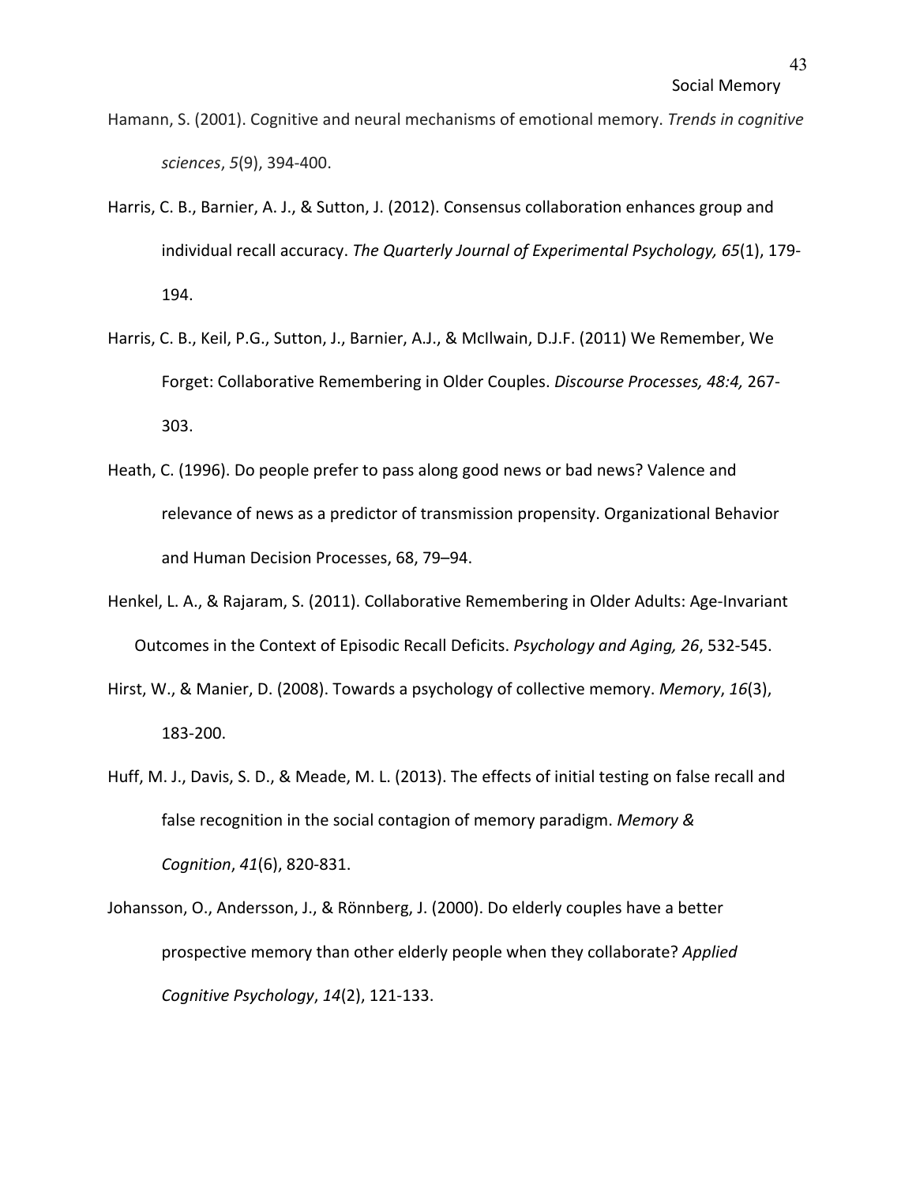Hamann, S. (2001). Cognitive and neural mechanisms of emotional memory. *Trends in cognitive sciences*, *5*(9), 394-400.

Harris, C. B., Barnier, A. J., & Sutton, J. (2012). Consensus collaboration enhances group and individual recall accuracy. *The Quarterly Journal of Experimental Psychology, 65*(1), 179-194.

Harris, C. B., Keil, P.G., Sutton, J., Barnier, A.J., & McIlwain, D.J.F. (2011) We Remember, We Forget: Collaborative Remembering in Older Couples. *Discourse Processes, 48:4,* 267-303.

Heath, C. (1996). Do people prefer to pass along good news or bad news? Valence and relevance of news as a predictor of transmission propensity. Organizational Behavior and Human Decision Processes, 68, 79–94.

Henkel, L. A., & Rajaram, S. (2011). Collaborative Remembering in Older Adults: Age-Invariant Outcomes in the Context of Episodic Recall Deficits. *Psychology and Aging, 26*, 532-545.

Hirst, W., & Manier, D. (2008). Towards a psychology of collective memory. *Memory*, *16*(3), 183-200.

Huff, M. J., Davis, S. D., & Meade, M. L. (2013). The effects of initial testing on false recall and false recognition in the social contagion of memory paradigm. *Memory & Cognition*, *41*(6), 820-831.

Johansson, O., Andersson, J., & Rönnberg, J. (2000). Do elderly couples have a better prospective memory than other elderly people when they collaborate? *Applied Cognitive Psychology*, *14*(2), 121-133.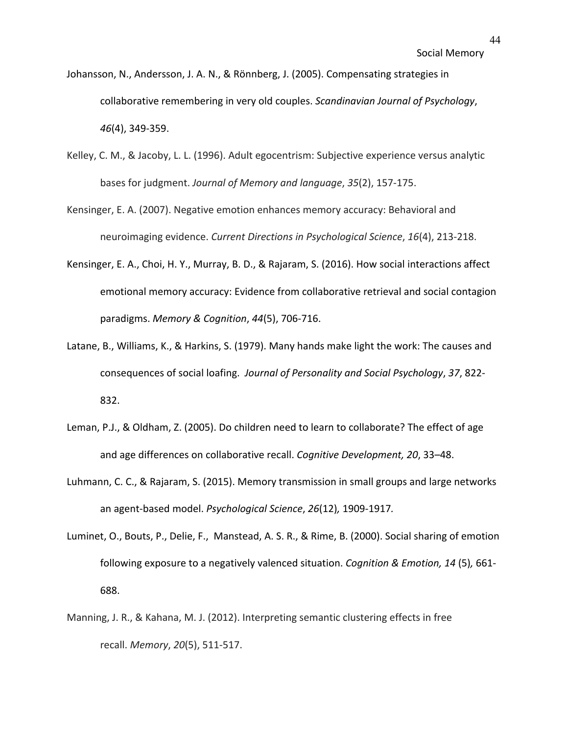Johansson, N., Andersson, J. A. N., & Rönnberg, J. (2005). Compensating strategies in collaborative remembering in very old couples. *Scandinavian Journal of Psychology*, *46*(4), 349-359.

Kelley, C. M., & Jacoby, L. L. (1996). Adult egocentrism: Subjective experience versus analytic bases for judgment. *Journal of Memory and language*, *35*(2), 157-175.

Kensinger, E. A. (2007). Negative emotion enhances memory accuracy: Behavioral and neuroimaging evidence. *Current Directions in Psychological Science*, *16*(4), 213-218.

Kensinger, E. A., Choi, H. Y., Murray, B. D., & Rajaram, S. (2016). How social interactions affect emotional memory accuracy: Evidence from collaborative retrieval and social contagion paradigms. *Memory & Cognition*, *44*(5), 706-716.

Latane, B., Williams, K., & Harkins, S. (1979). Many hands make light the work: The causes and consequences of social loafing. *Journal of Personality and Social Psychology*, *37*, 822-832.

Leman, P.J., & Oldham, Z. (2005). Do children need to learn to collaborate? The effect of age and age differences on collaborative recall. *Cognitive Development, 20*, 33–48.

Luhmann, C. C., & Rajaram, S. (2015). Memory transmission in small groups and large networks an agent-based model. *Psychological Science*, *26*(12)*,* 1909-1917*.*

Luminet, O., Bouts, P., Delie, F., Manstead, A. S. R., & Rime, B. (2000). Social sharing of emotion following exposure to a negatively valenced situation. *Cognition & Emotion, 14* (5)*,* 661-688.

Manning, J. R., & Kahana, M. J. (2012). Interpreting semantic clustering effects in free recall. *Memory*, *20*(5), 511-517.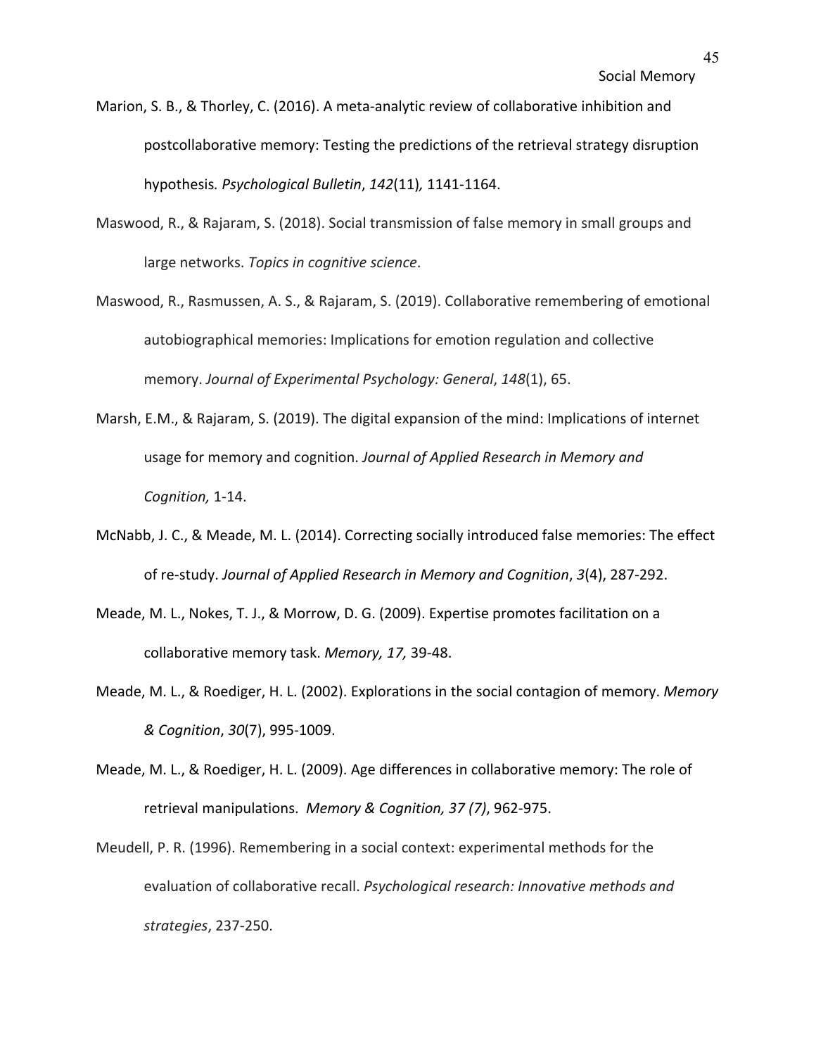Marion, S. B., & Thorley, C. (2016). A meta-analytic review of collaborative inhibition and postcollaborative memory: Testing the predictions of the retrieval strategy disruption hypothesis*. Psychological Bulletin*, *142*(11)*,* 1141-1164.

Maswood, R., & Rajaram, S. (2018). Social transmission of false memory in small groups and large networks. *Topics in cognitive science*.

Maswood, R., Rasmussen, A. S., & Rajaram, S. (2019). Collaborative remembering of emotional autobiographical memories: Implications for emotion regulation and collective memory. *Journal of Experimental Psychology: General*, *148*(1), 65.

Marsh, E.M., & Rajaram, S. (2019). The digital expansion of the mind: Implications of internet usage for memory and cognition. *Journal of Applied Research in Memory and Cognition,* 1-14.

McNabb, J. C., & Meade, M. L. (2014). Correcting socially introduced false memories: The effect of re-study. *Journal of Applied Research in Memory and Cognition*, *3*(4), 287-292.

Meade, M. L., Nokes, T. J., & Morrow, D. G. (2009). Expertise promotes facilitation on a collaborative memory task. *Memory, 17,* 39-48.

Meade, M. L., & Roediger, H. L. (2002). Explorations in the social contagion of memory. *Memory & Cognition*, *30*(7), 995-1009.

Meade, M. L., & Roediger, H. L. (2009). Age differences in collaborative memory: The role of retrieval manipulations. *Memory & Cognition, 37 (7)*, 962-975.

Meudell, P. R. (1996). Remembering in a social context: experimental methods for the evaluation of collaborative recall. *Psychological research: Innovative methods and strategies*, 237-250.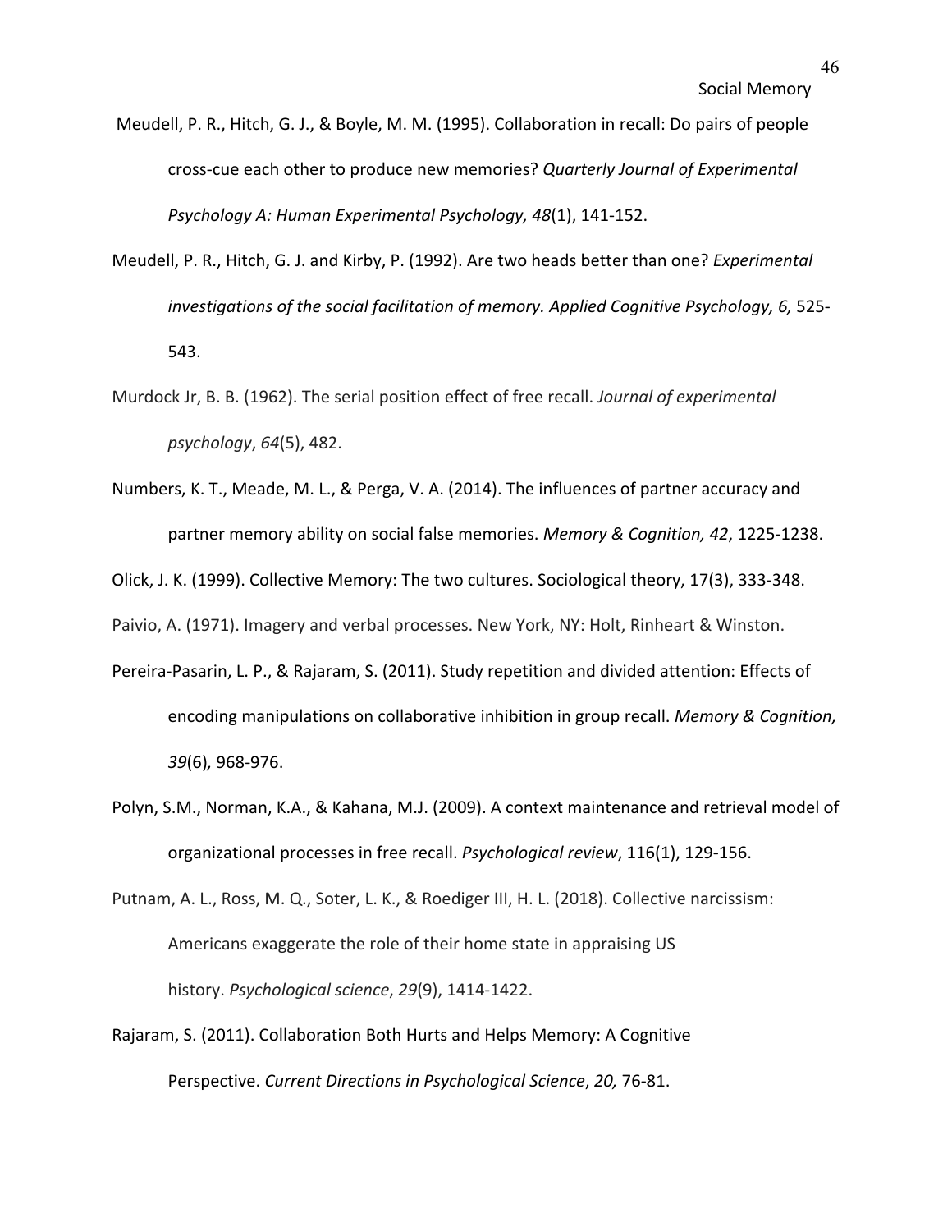Meudell, P. R., Hitch, G. J., & Boyle, M. M. (1995). Collaboration in recall: Do pairs of people cross-cue each other to produce new memories? *Quarterly Journal of Experimental Psychology A: Human Experimental Psychology, 48*(1), 141-152.

Meudell, P. R., Hitch, G. J. and Kirby, P. (1992). Are two heads better than one? *Experimental investigations of the social facilitation of memory. Applied Cognitive Psychology, 6,* 525-543.

Murdock Jr, B. B. (1962). The serial position effect of free recall. *Journal of experimental psychology*, *64*(5), 482.

Numbers, K. T., Meade, M. L., & Perga, V. A. (2014). The influences of partner accuracy and partner memory ability on social false memories. *Memory & Cognition, 42*, 1225-1238.

Olick, J. K. (1999). Collective Memory: The two cultures. Sociological theory, 17(3), 333-348.

Paivio, A. (1971). Imagery and verbal processes. New York, NY: Holt, Rinheart & Winston.

Pereira-Pasarin, L. P., & Rajaram, S. (2011). Study repetition and divided attention: Effects of encoding manipulations on collaborative inhibition in group recall. *Memory & Cognition, 39*(6)*,* 968-976.

Polyn, S.M., Norman, K.A., & Kahana, M.J. (2009). A context maintenance and retrieval model of organizational processes in free recall. *Psychological review*, 116(1), 129-156.

Putnam, A. L., Ross, M. Q., Soter, L. K., & Roediger III, H. L. (2018). Collective narcissism: Americans exaggerate the role of their home state in appraising US history. *Psychological science*, *29*(9), 1414-1422.

Rajaram, S. (2011). Collaboration Both Hurts and Helps Memory: A Cognitive Perspective. *Current Directions in Psychological Science*, *20,* 76-81.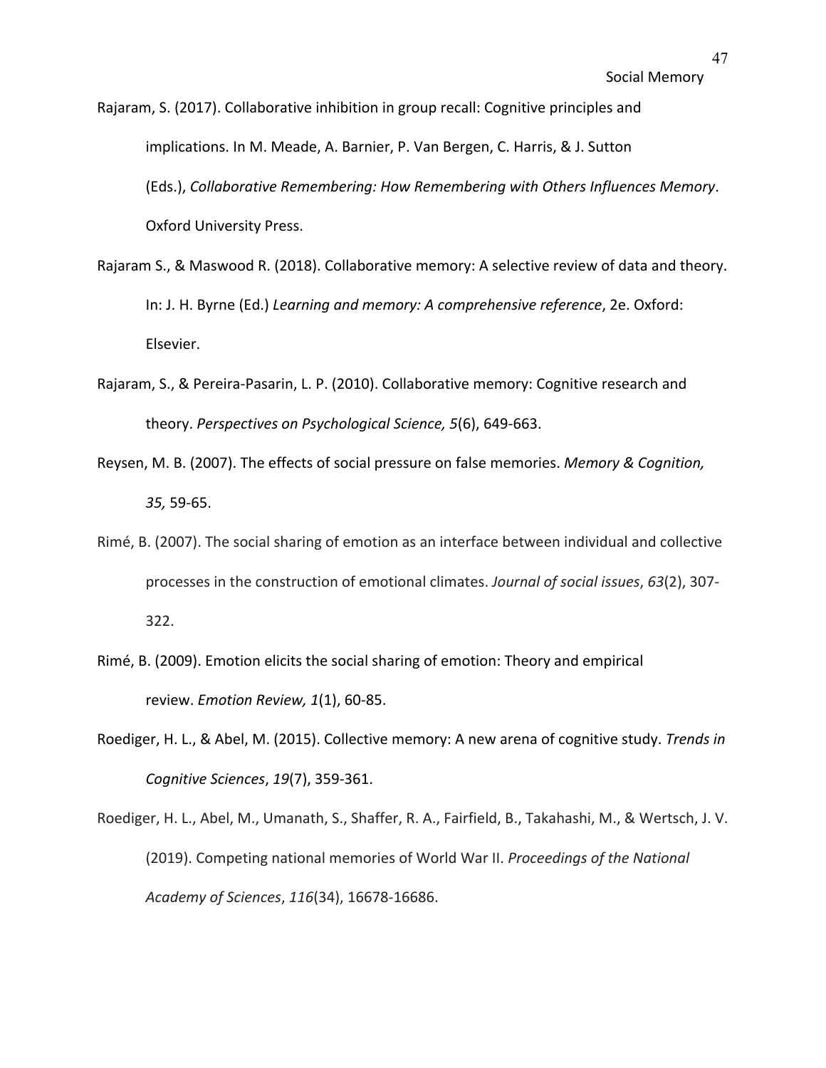Rajaram, S. (2017). Collaborative inhibition in group recall: Cognitive principles and implications. In M. Meade, A. Barnier, P. Van Bergen, C. Harris, & J. Sutton (Eds.), *Collaborative Remembering: How Remembering with Others Influences Memory*. Oxford University Press.

Rajaram S., & Maswood R. (2018). Collaborative memory: A selective review of data and theory. In: J. H. Byrne (Ed.) *Learning and memory: A comprehensive reference*, 2e. Oxford: Elsevier.

Rajaram, S., & Pereira-Pasarin, L. P. (2010). Collaborative memory: Cognitive research and theory. *Perspectives on Psychological Science, 5*(6), 649-663.

Reysen, M. B. (2007). The effects of social pressure on false memories. *Memory & Cognition, 35,* 59-65.

Rimé, B. (2007). The social sharing of emotion as an interface between individual and collective processes in the construction of emotional climates. *Journal of social issues*, *63*(2), 307-322.

Rimé, B. (2009). Emotion elicits the social sharing of emotion: Theory and empirical review. *Emotion Review, 1*(1), 60-85.

Roediger, H. L., & Abel, M. (2015). Collective memory: A new arena of cognitive study. *Trends in Cognitive Sciences*, *19*(7), 359-361.

Roediger, H. L., Abel, M., Umanath, S., Shaffer, R. A., Fairfield, B., Takahashi, M., & Wertsch, J. V. (2019). Competing national memories of World War II. *Proceedings of the National Academy of Sciences*, *116*(34), 16678-16686.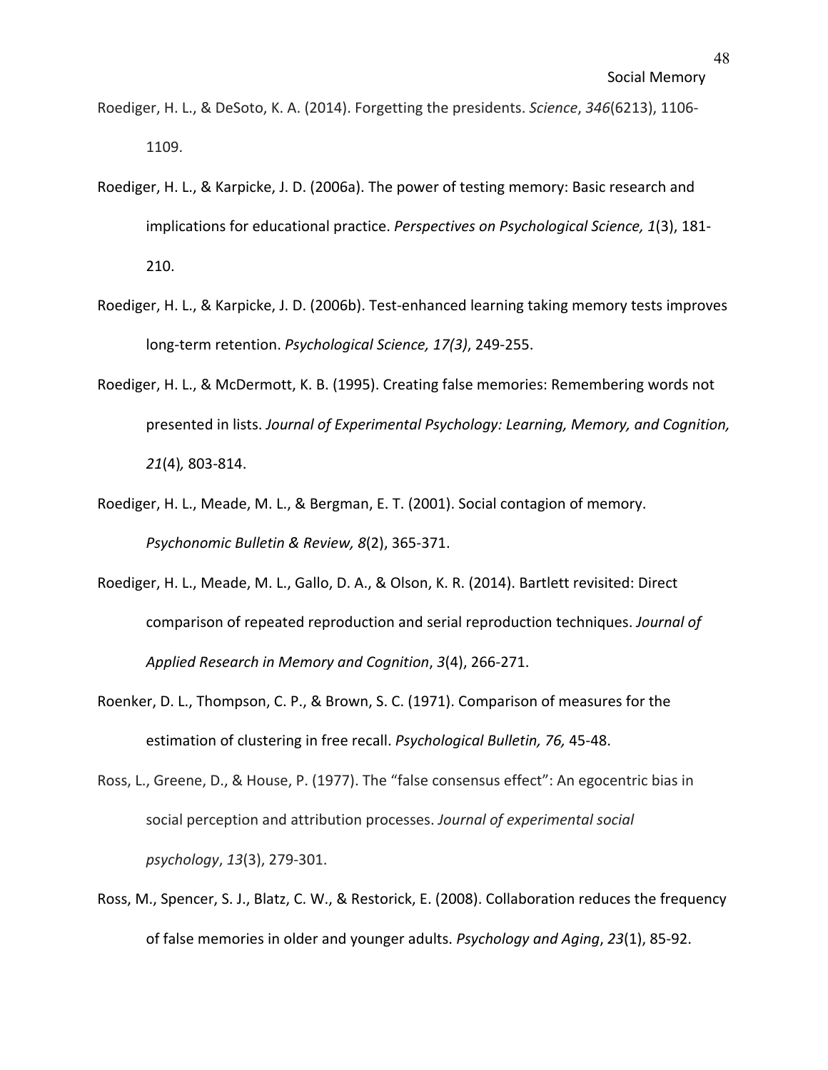Roediger, H. L., & DeSoto, K. A. (2014). Forgetting the presidents. *Science*, *346*(6213), 1106-1109.

Roediger, H. L., & Karpicke, J. D. (2006a). The power of testing memory: Basic research and implications for educational practice. *Perspectives on Psychological Science, 1*(3), 181-210.

Roediger, H. L., & Karpicke, J. D. (2006b). Test-enhanced learning taking memory tests improves long-term retention. *Psychological Science, 17(3)*, 249-255.

Roediger, H. L., & McDermott, K. B. (1995). Creating false memories: Remembering words not presented in lists. *Journal of Experimental Psychology: Learning, Memory, and Cognition, 21*(4)*,* 803-814.

Roediger, H. L., Meade, M. L., & Bergman, E. T. (2001). Social contagion of memory. *Psychonomic Bulletin & Review, 8*(2), 365-371.

Roediger, H. L., Meade, M. L., Gallo, D. A., & Olson, K. R. (2014). Bartlett revisited: Direct comparison of repeated reproduction and serial reproduction techniques. *Journal of Applied Research in Memory and Cognition*, *3*(4), 266-271.

Roenker, D. L., Thompson, C. P., & Brown, S. C. (1971). Comparison of measures for the estimation of clustering in free recall. *Psychological Bulletin, 76,* 45-48.

Ross, L., Greene, D., & House, P. (1977). The "false consensus effect": An egocentric bias in social perception and attribution processes. *Journal of experimental social psychology*, *13*(3), 279-301.

Ross, M., Spencer, S. J., Blatz, C. W., & Restorick, E. (2008). Collaboration reduces the frequency of false memories in older and younger adults. *Psychology and Aging*, *23*(1), 85-92.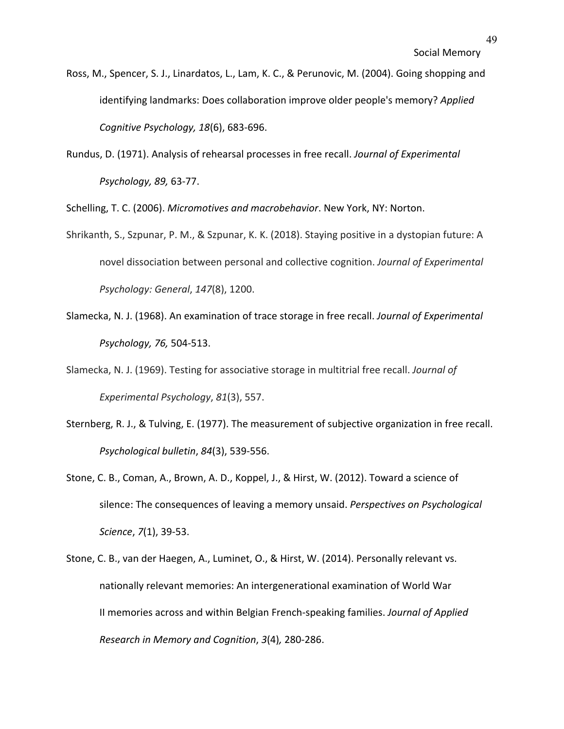Ross, M., Spencer, S. J., Linardatos, L., Lam, K. C., & Perunovic, M. (2004). Going shopping and identifying landmarks: Does collaboration improve older people's memory? *Applied Cognitive Psychology, 18*(6), 683-696.

Rundus, D. (1971). Analysis of rehearsal processes in free recall. *Journal of Experimental Psychology, 89,* 63-77.

Schelling, T. C. (2006). *Micromotives and macrobehavior*. New York, NY: Norton.

Shrikanth, S., Szpunar, P. M., & Szpunar, K. K. (2018). Staying positive in a dystopian future: A novel dissociation between personal and collective cognition. *Journal of Experimental Psychology: General*, *147*(8), 1200.

Slamecka, N. J. (1968). An examination of trace storage in free recall. *Journal of Experimental Psychology, 76,* 504-513.

Slamecka, N. J. (1969). Testing for associative storage in multitrial free recall. *Journal of Experimental Psychology*, *81*(3), 557.

Sternberg, R. J., & Tulving, E. (1977). The measurement of subjective organization in free recall. *Psychological bulletin*, *84*(3), 539-556.

Stone, C. B., Coman, A., Brown, A. D., Koppel, J., & Hirst, W. (2012). Toward a science of silence: The consequences of leaving a memory unsaid. *Perspectives on Psychological Science*, *7*(1), 39-53.

Stone, C. B., van der Haegen, A., Luminet, O., & Hirst, W. (2014). Personally relevant vs. nationally relevant memories: An intergenerational examination of World War II memories across and within Belgian French-speaking families. *Journal of Applied Research in Memory and Cognition*, *3*(4)*,* 280-286.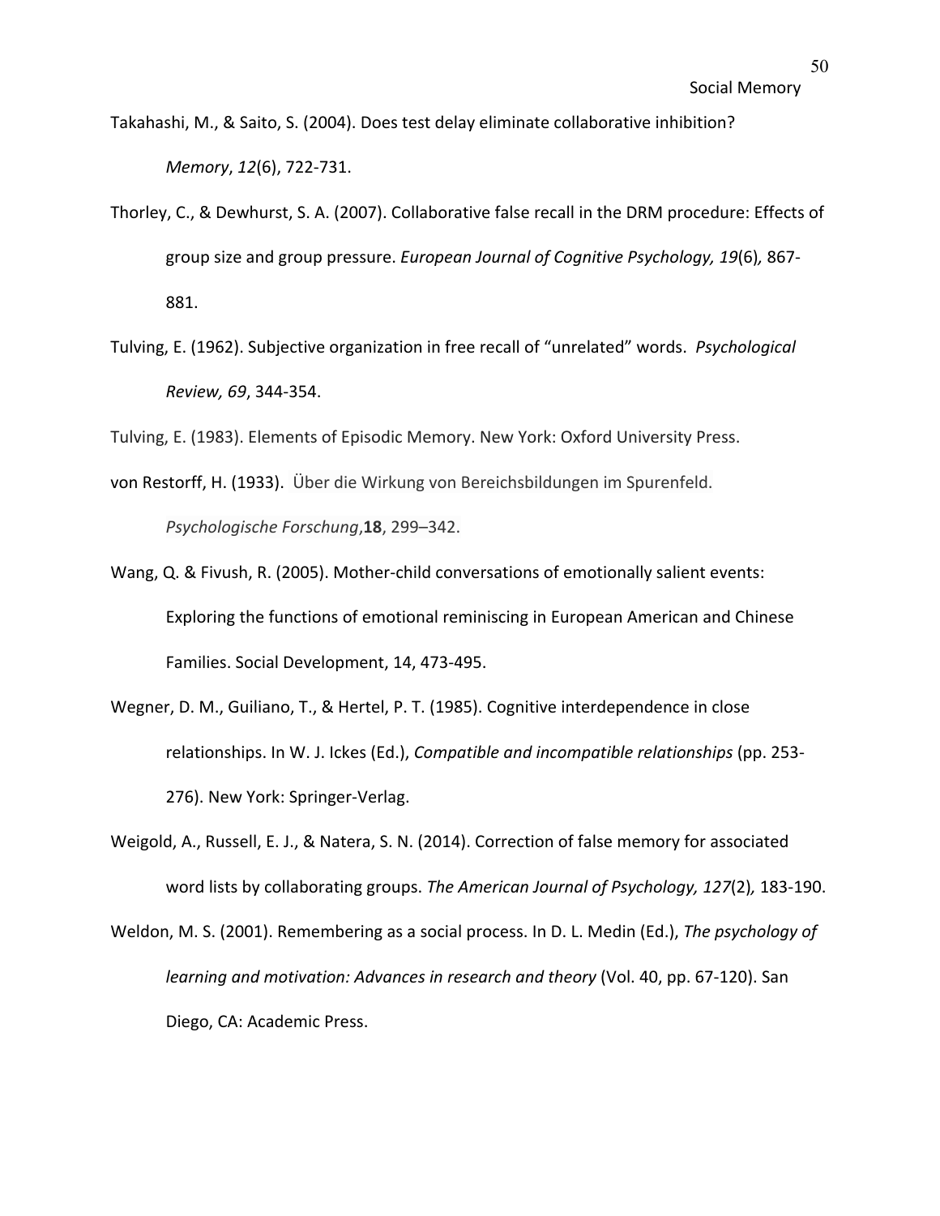Takahashi, M., & Saito, S. (2004). Does test delay eliminate collaborative inhibition? *Memory*, *12*(6), 722-731.

Thorley, C., & Dewhurst, S. A. (2007). Collaborative false recall in the DRM procedure: Effects of group size and group pressure. *European Journal of Cognitive Psychology, 19*(6), 867-881.

Tulving, E. (1962). Subjective organization in free recall of "unrelated" words. *Psychological Review, 69*, 344-354.

Tulving, E. (1983). Elements of Episodic Memory. New York: Oxford University Press.

von Restorff, H. (1933). Über die Wirkung von Bereichsbildungen im Spurenfeld. *Psychologische Forschung*,**18**, 299–342.

Wang, Q. & Fivush, R. (2005). Mother-child conversations of emotionally salient events: Exploring the functions of emotional reminiscing in European American and Chinese Families. Social Development, 14, 473-495.

Wegner, D. M., Guiliano, T., & Hertel, P. T. (1985). Cognitive interdependence in close relationships. In W. J. Ickes (Ed.), *Compatible and incompatible relationships* (pp. 253-276). New York: Springer-Verlag.

Weigold, A., Russell, E. J., & Natera, S. N. (2014). Correction of false memory for associated word lists by collaborating groups. *The American Journal of Psychology, 127*(2), 183-190.

Weldon, M. S. (2001). Remembering as a social process. In D. L. Medin (Ed.), *The psychology of learning and motivation: Advances in research and theory* (Vol. 40, pp. 67-120). San Diego, CA: Academic Press.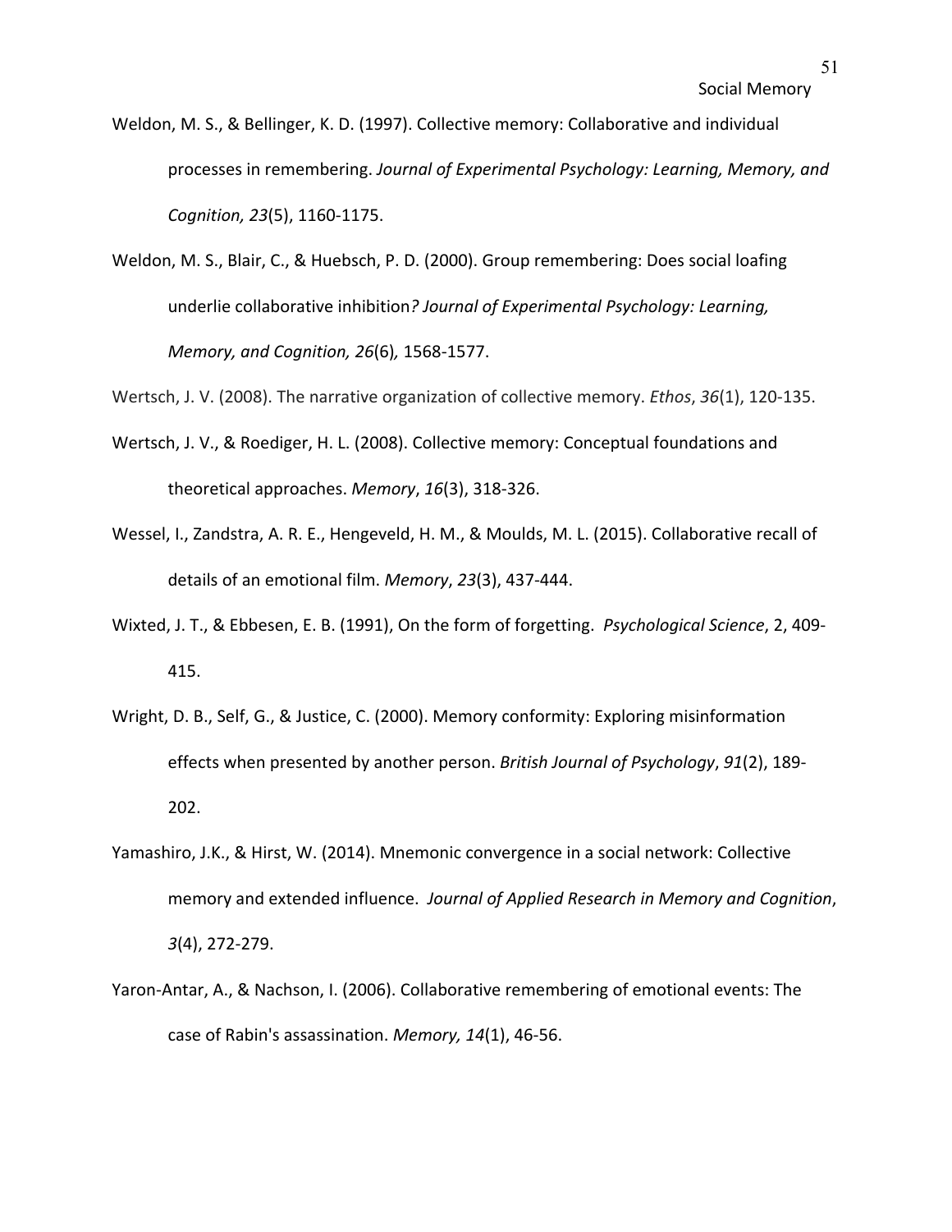Weldon, M. S., & Bellinger, K. D. (1997). Collective memory: Collaborative and individual processes in remembering. *Journal of Experimental Psychology: Learning, Memory, and Cognition, 23*(5), 1160-1175.

Weldon, M. S., Blair, C., & Huebsch, P. D. (2000). Group remembering: Does social loafing underlie collaborative inhibition*? Journal of Experimental Psychology: Learning, Memory, and Cognition, 26*(6)*,* 1568-1577.

Wertsch, J. V. (2008). The narrative organization of collective memory. *Ethos*, *36*(1), 120-135.

Wertsch, J. V., & Roediger, H. L. (2008). Collective memory: Conceptual foundations and theoretical approaches. *Memory*, *16*(3), 318-326.

Wessel, I., Zandstra, A. R. E., Hengeveld, H. M., & Moulds, M. L. (2015). Collaborative recall of details of an emotional film. *Memory*, *23*(3), 437-444.

Wixted, J. T., & Ebbesen, E. B. (1991), On the form of forgetting. *Psychological Science*, 2, 409-415.

Wright, D. B., Self, G., & Justice, C. (2000). Memory conformity: Exploring misinformation effects when presented by another person. *British Journal of Psychology*, *91*(2), 189-202.

Yamashiro, J.K., & Hirst, W. (2014). Mnemonic convergence in a social network: Collective memory and extended influence. *Journal of Applied Research in Memory and Cognition*, *3*(4), 272-279.

Yaron-Antar, A., & Nachson, I. (2006). Collaborative remembering of emotional events: The case of Rabin's assassination. *Memory, 14*(1), 46-56.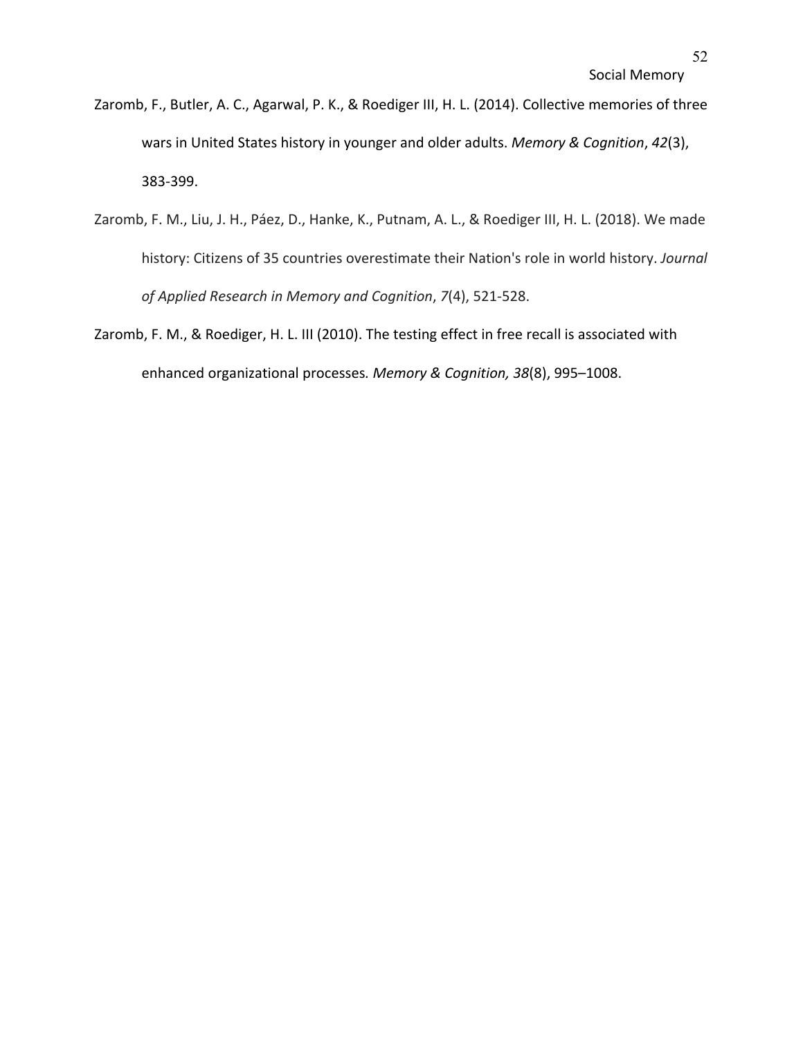Zaromb, F., Butler, A. C., Agarwal, P. K., & Roediger III, H. L. (2014). Collective memories of three wars in United States history in younger and older adults. *Memory & Cognition*, *42*(3), 383-399.

Zaromb, F. M., Liu, J. H., Páez, D., Hanke, K., Putnam, A. L., & Roediger III, H. L. (2018). We made history: Citizens of 35 countries overestimate their Nation's role in world history. *Journal of Applied Research in Memory and Cognition*, *7*(4), 521-528.

Zaromb, F. M., & Roediger, H. L. III (2010). The testing effect in free recall is associated with enhanced organizational processes. *Memory & Cognition, 38*(8), 995–1008.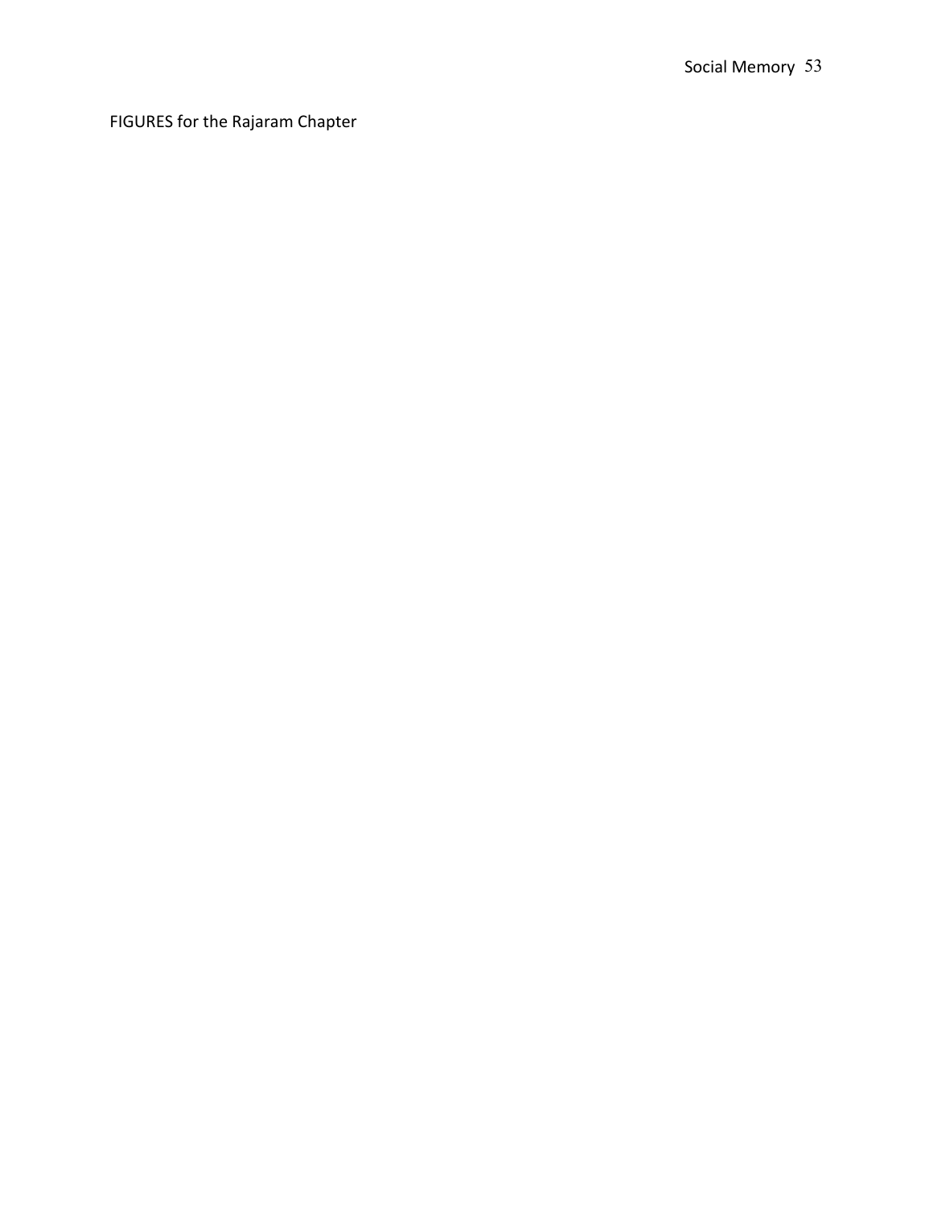FIGURES for the Rajaram Chapter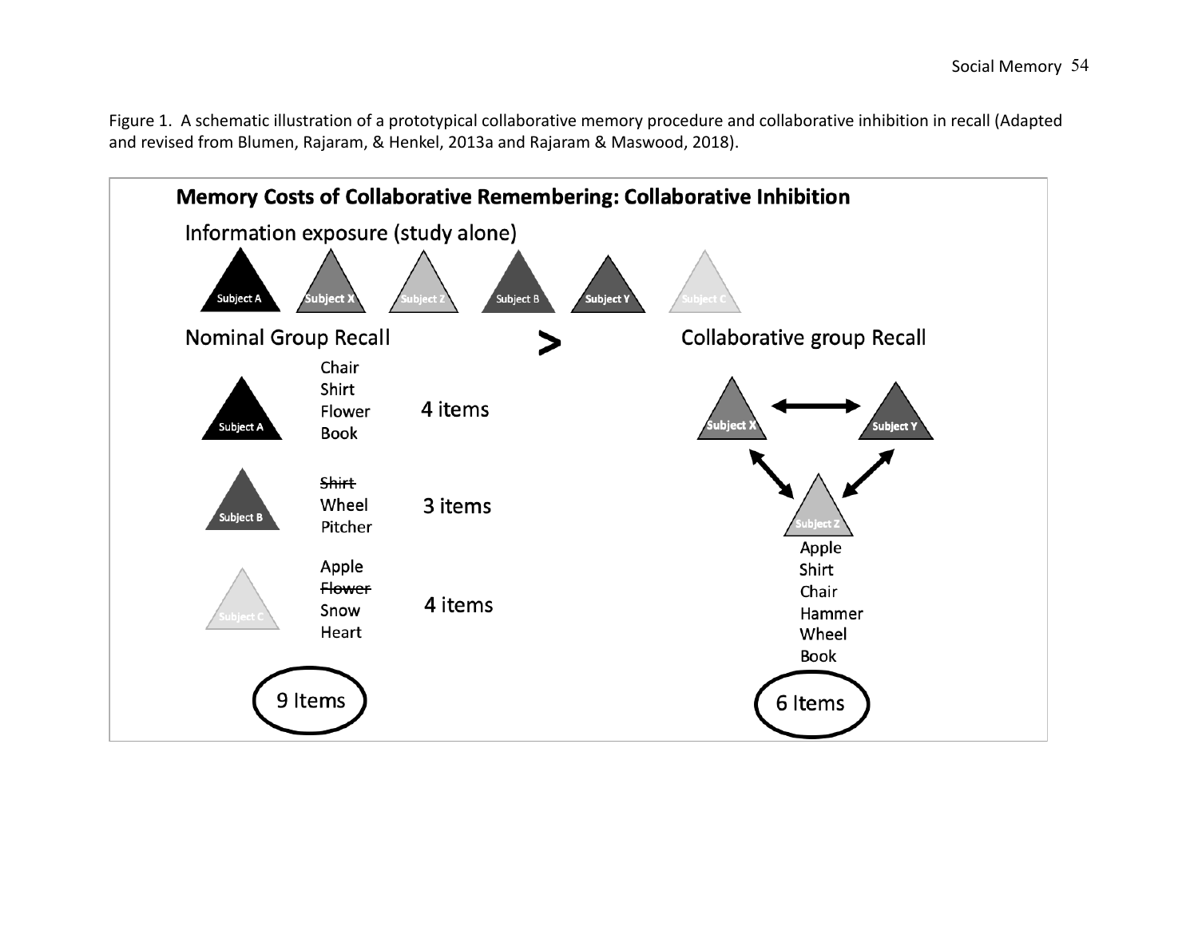Figure 1. A schematic illustration of a prototypical collaborative memory procedure and collaborative inhibition in recall (Adapted and revised from Blumen, Rajaram, & Henkel, 2013a and Rajaram & Maswood, 2018).

**Memory Costs of Collaborative Remembering: Collaborative Inhibition**

Information exposure (study alone)

Subject A, Subject X, Subject Z, Subject B, Subject Y, Subject C

Nominal Group Recall > Collaborative group Recall

**Nominal Group Recall**

Subject A: Chair, Shirt, Flower, Book — 4 items

Subject B: ~~Shirt~~, Wheel, Pitcher — 3 items

Subject C: Apple, ~~Flower~~, Snow, Heart — 4 items

9 Items

**Collaborative group Recall**

Subject X ↔ Subject Y ↔ Subject Z

Apple, Shirt, Chair, Hammer, Wheel, Book

6 Items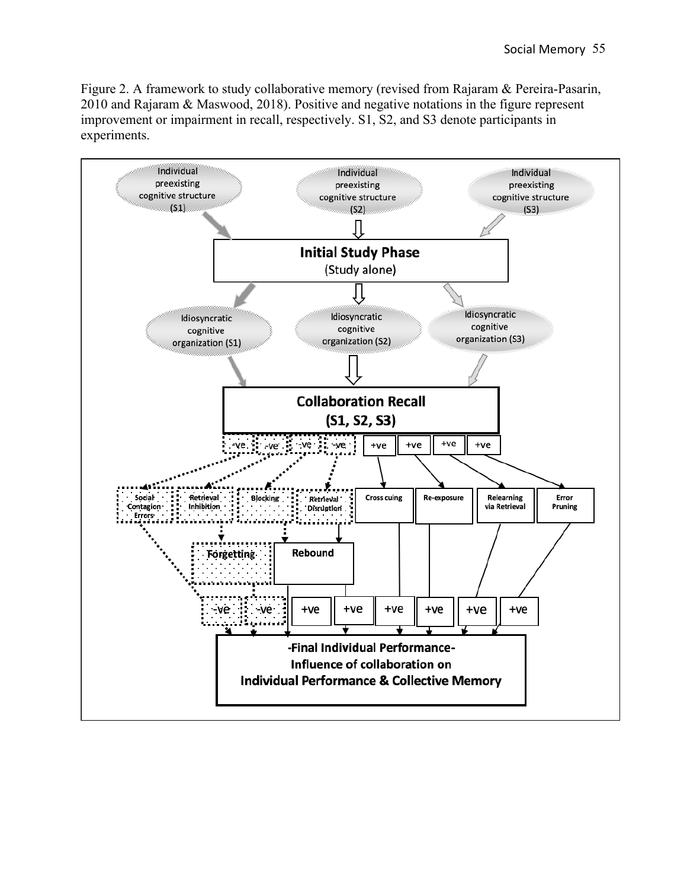Figure 2. A framework to study collaborative memory (revised from Rajaram & Pereira-Pasarin, 2010 and Rajaram & Maswood, 2018). Positive and negative notations in the figure represent improvement or impairment in recall, respectively. S1, S2, and S3 denote participants in experiments.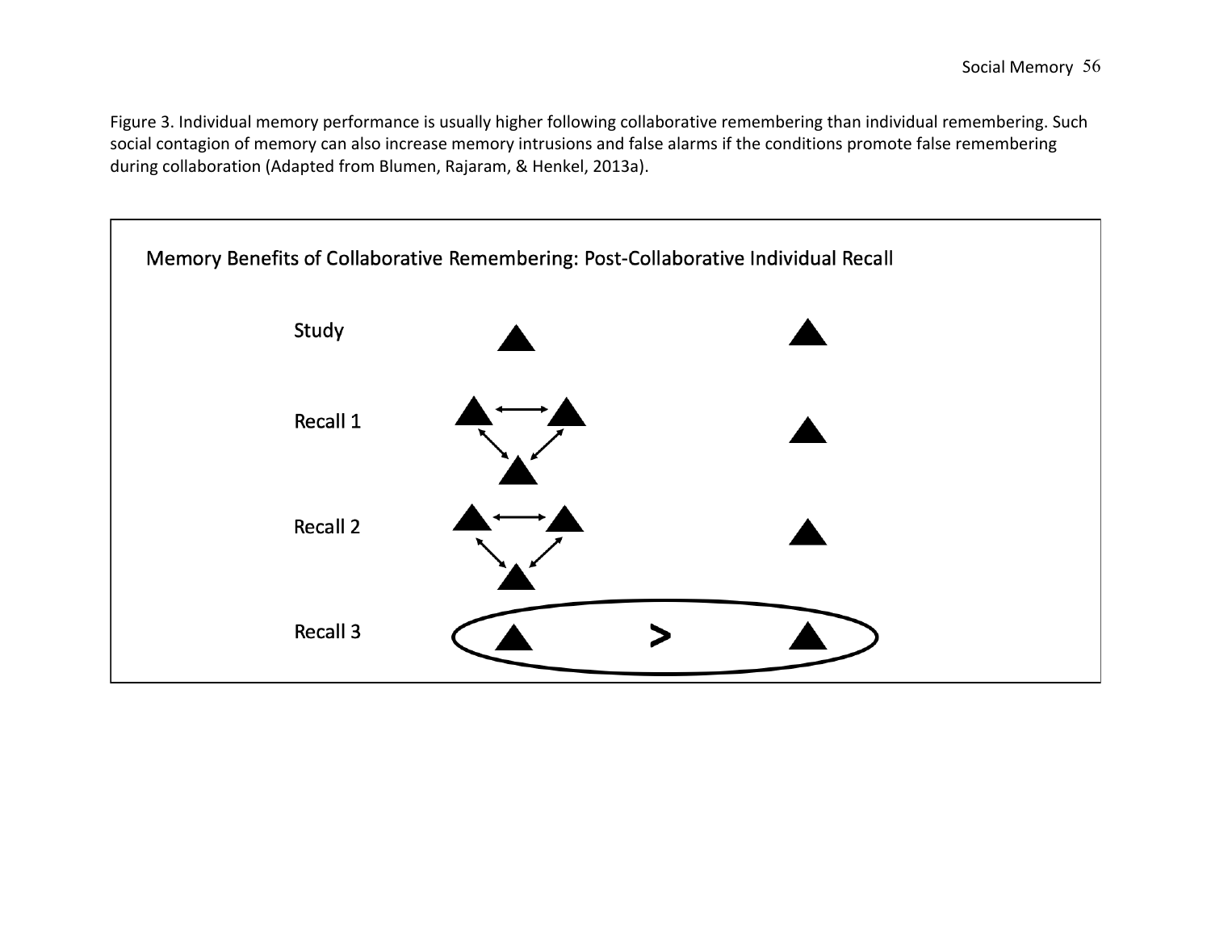Figure 3. Individual memory performance is usually higher following collaborative remembering than individual remembering. Such social contagion of memory can also increase memory intrusions and false alarms if the conditions promote false remembering during collaboration (Adapted from Blumen, Rajaram, & Henkel, 2013a).

Memory Benefits of Collaborative Remembering: Post-Collaborative Individual Recall

Study

Recall 1

Recall 2

Recall 3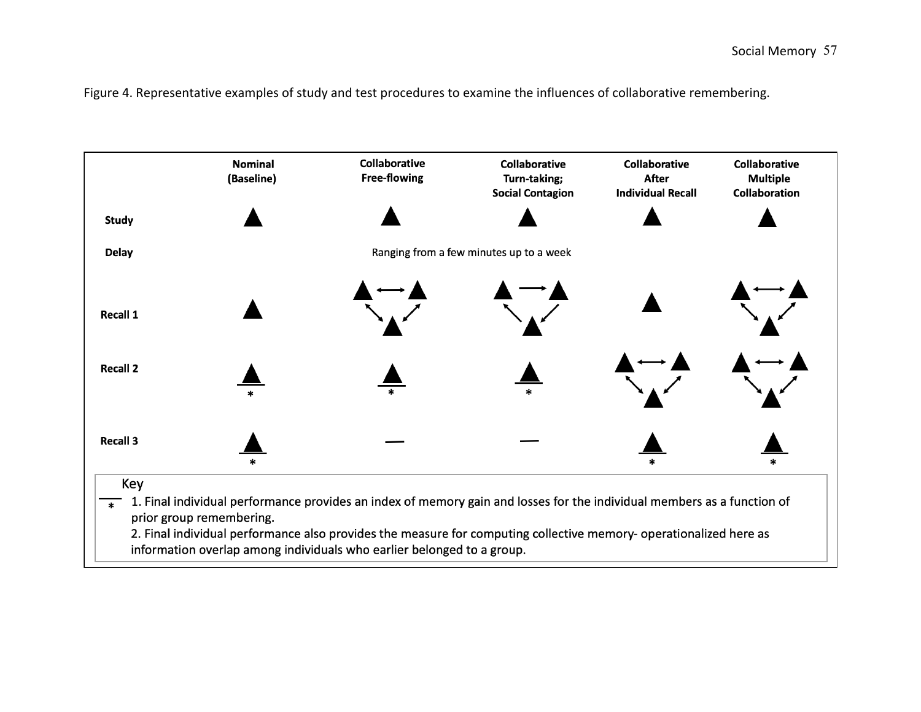Figure 4. Representative examples of study and test procedures to examine the influences of collaborative remembering.

| | Nominal (Baseline) | Collaborative Free-flowing | Collaborative Turn-taking; Social Contagion | Collaborative After Individual Recall | Collaborative Multiple Collaboration |
|---|---|---|---|---|---|
| Study | ▲ | ▲ | ▲ | ▲ | ▲ |
| Delay | Ranging from a few minutes up to a week | | | | |
| Recall 1 | ▲ | ▲ ⟷ ▲ ↔ ▲ | ▲ → ▲ → ▲ | ▲ | ▲ ⟷ ▲ ↔ ▲ |
| Recall 2 | ▲ * | ▲ * | ▲ * | ▲ ⟷ ▲ ↔ ▲ | ▲ ⟷ ▲ ↔ ▲ |
| Recall 3 | ▲ * | — | — | ▲ * | ▲ * |

Key

\* 1. Final individual performance provides an index of memory gain and losses for the individual members as a function of prior group remembering.

2. Final individual performance also provides the measure for computing collective memory- operationalized here as information overlap among individuals who earlier belonged to a group.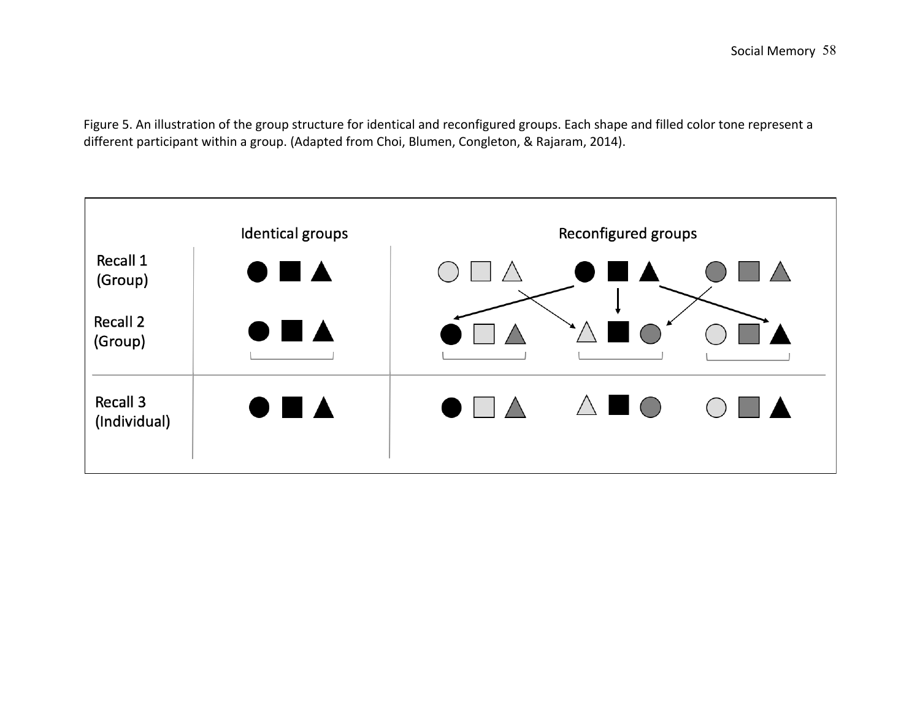Figure 5. An illustration of the group structure for identical and reconfigured groups. Each shape and filled color tone represent a different participant within a group. (Adapted from Choi, Blumen, Congleton, & Rajaram, 2014).

Identical groups

Reconfigured groups

Recall 1 (Group)

Recall 2 (Group)

Recall 3 (Individual)